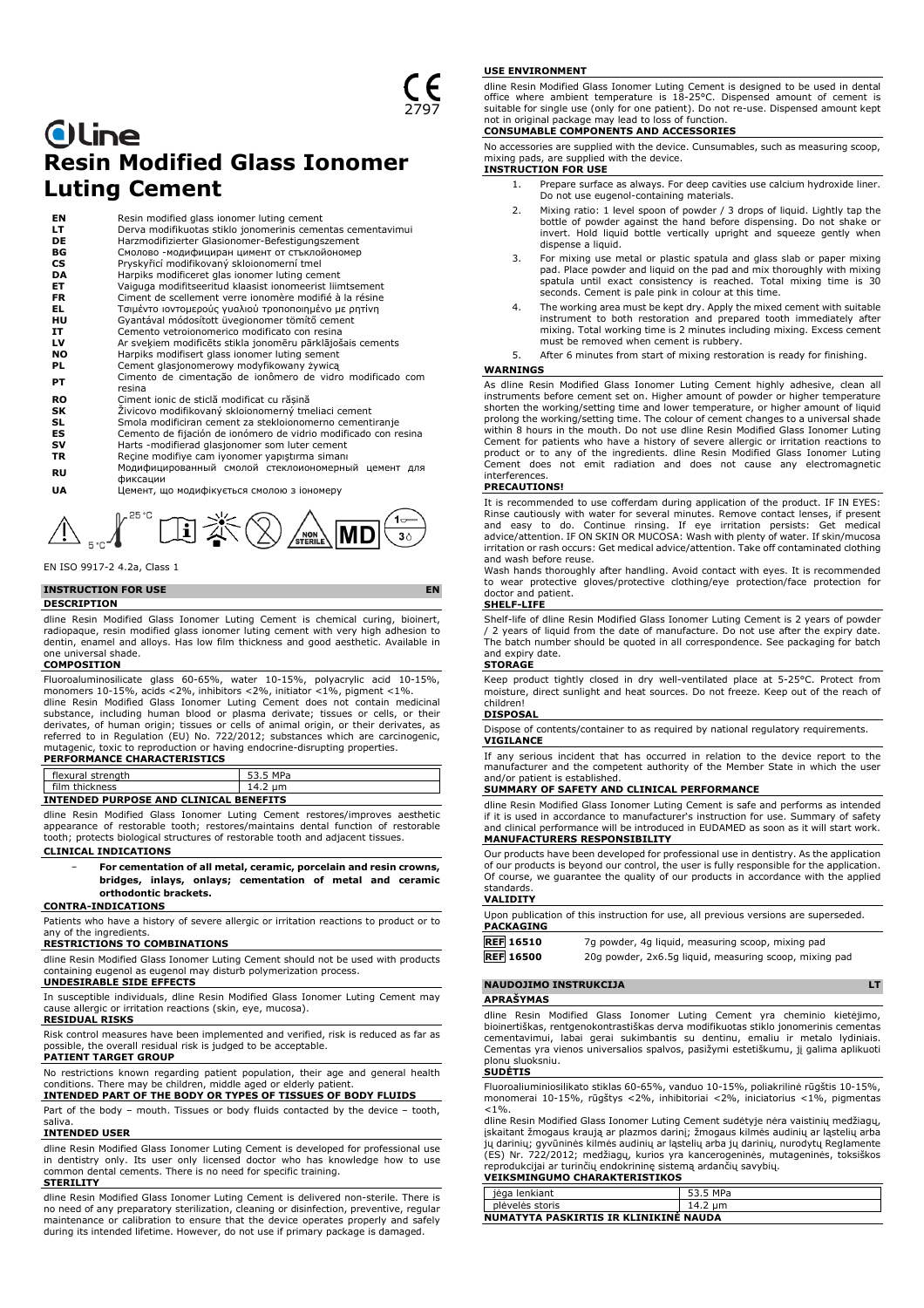CE 2797

# dline
# Resin Modified Glass Ionomer Luting Cement

| | |
|---|---|
| **EN** | Resin modified glass ionomer luting cement |
| **LT** | Derva modifikuotas stiklo jonomerinis cementas cementavimui |
| **DE** | Harzmodifizierter Glasionomer-Befestigungszement |
| **BG** | Смолово -модифициран цимент от стъклойономер |
| **CS** | Pryskyřicí modifikovaný skloionomerní tmel |
| **DA** | Harpiks modificeret glas ionomer luting cement |
| **ET** | Vaiguga modifitseeritud klaasist ionomeerist liimtsement |
| **FR** | Ciment de scellement verre ionomère modifié à la résine |
| **EL** | Τσιμέντο ιοντομερούς γυαλιού τροποποιημένο με ρητίνη |
| **HU** | Gyantával módosított üvegionomer tömítő cement |
| **IT** | Cemento vetroionomerico modificato con resina |
| **LV** | Ar sveķiem modificēts stikla jonomēru pārklājošais cements |
| **NO** | Harpiks modifisert glass ionomer luting sement |
| **PL** | Cement glasjonomerowy modyfikowany żywicą |
| **PT** | Cimento de cimentação de ionômero de vidro modificado com resina |
| **RO** | Ciment ionic de sticlă modificat cu rășină |
| **SK** | Živicovo modifikovaný skloionomerný tmeliaci cement |
| **SL** | Smola modificiran cement za stekloionomerno cementiranje |
| **ES** | Cemento de fijación de ionómero de vidrio modificado con resina |
| **SV** | Harts -modifierad glasjonomer som luter cement |
| **TR** | Reçine modifiye cam iyonomer yapıştırma simanı |
| **RU** | Модифицированный смолой стеклоиономерный цемент для фиксации |
| **UA** | Цемент, що модифікується смолою з іономеру |

5°C – 25°C, NON STERILE, MD, 1 / 3

EN ISO 9917-2 4.2a, Class 1

## INSTRUCTION FOR USE EN

### DESCRIPTION

dline Resin Modified Glass Ionomer Luting Cement is chemical curing, bioinert, radiopaque, resin modified glass ionomer luting cement with very high adhesion to dentin, enamel and alloys. Has low film thickness and good aesthetic. Available in one universal shade.

### COMPOSITION

Fluoroaluminosilicate glass 60-65%, water 10-15%, polyacrylic acid 10-15%, monomers 10-15%, acids <2%, inhibitors <2%, initiator <1%, pigment <1%.

dline Resin Modified Glass Ionomer Luting Cement does not contain medicinal substance, including human blood or plasma derivate; tissues or cells, or their derivates, of human origin; tissues or cells of animal origin, or their derivates, as referred to in Regulation (EU) No. 722/2012; substances which are carcinogenic, mutagenic, toxic to reproduction or having endocrine-disrupting properties.

### PERFORMANCE CHARACTERISTICS

| | |
|---|---|
| flexural strength | 53.5 MPa |
| film thickness | 14.2 µm |

### INTENDED PURPOSE AND CLINICAL BENEFITS

dline Resin Modified Glass Ionomer Luting Cement restores/improves aesthetic appearance of restorable tooth; restores/maintains dental function of restorable tooth; protects biological structures of restorable tooth and adjacent tissues.

### CLINICAL INDICATIONS

- **For cementation of all metal, ceramic, porcelain and resin crowns, bridges, inlays, onlays; cementation of metal and ceramic orthodontic brackets.**

### CONTRA-INDICATIONS

Patients who have a history of severe allergic or irritation reactions to product or to any of the ingredients.

### RESTRICTIONS TO COMBINATIONS

dline Resin Modified Glass Ionomer Luting Cement should not be used with products containing eugenol as eugenol may disturb polymerization process.

### UNDESIRABLE SIDE EFFECTS

In susceptible individuals, dline Resin Modified Glass Ionomer Luting Cement may cause allergic or irritation reactions (skin, eye, mucosa).

### RESIDUAL RISKS

Risk control measures have been implemented and verified, risk is reduced as far as possible, the overall residual risk is judged to be acceptable.

### PATIENT TARGET GROUP

No restrictions known regarding patient population, their age and general health conditions. There may be children, middle aged or elderly patient.

### INTENDED PART OF THE BODY OR TYPES OF TISSUES OF BODY FLUIDS

Part of the body – mouth. Tissues or body fluids contacted by the device – tooth, saliva.

### INTENDED USER

dline Resin Modified Glass Ionomer Luting Cement is developed for professional use in dentistry only. Its user only licensed doctor who has knowledge how to use common dental cements. There is no need for specific training.

### STERILITY

dline Resin Modified Glass Ionomer Luting Cement is delivered non-sterile. There is no need of any preparatory sterilization, cleaning or disinfection, preventive, regular maintenance or calibration to ensure that the device operates properly and safely during its intended lifetime. However, do not use if primary package is damaged.

### USE ENVIRONMENT

dline Resin Modified Glass Ionomer Luting Cement is designed to be used in dental office where ambient temperature is 18-25°C. Dispensed amount of cement is suitable for single use (only for one patient). Do not re-use. Dispensed amount kept not in original package may lead to loss of function.

### CONSUMABLE COMPONENTS AND ACCESSORIES

No accessories are supplied with the device. Cunsumables, such as measuring scoop, mixing pads, are supplied with the device.

### INSTRUCTION FOR USE

1. Prepare surface as always. For deep cavities use calcium hydroxide liner. Do not use eugenol-containing materials.
2. Mixing ratio: 1 level spoon of powder / 3 drops of liquid. Lightly tap the bottle of powder against the hand before dispensing. Do not shake or invert. Hold liquid bottle vertically upright and squeeze gently when dispense a liquid.
3. For mixing use metal or plastic spatula and glass slab or paper mixing pad. Place powder and liquid on the pad and mix thoroughly with mixing spatula until exact consistency is reached. Total mixing time is 30 seconds. Cement is pale pink in colour at this time.
4. The working area must be kept dry. Apply the mixed cement with suitable instrument to both restoration and prepared tooth immediately after mixing. Total working time is 2 minutes including mixing. Excess cement must be removed when cement is rubbery.
5. After 6 minutes from start of mixing restoration is ready for finishing.

### WARNINGS

As dline Resin Modified Glass Ionomer Luting Cement highly adhesive, clean all instruments before cement set on. Higher amount of powder or higher temperature shorten the working/setting time and lower temperature, or higher amount of liquid prolong the working/setting time. The colour of cement changes to a universal shade within 8 hours in the mouth. Do not use dline Resin Modified Glass Ionomer Luting Cement for patients who have a history of severe allergic or irritation reactions to product or to any of the ingredients. dline Resin Modified Glass Ionomer Luting Cement does not emit radiation and does not cause any electromagnetic interferences.

### PRECAUTIONS!

It is recommended to use cofferdam during application of the product. IF IN EYES: Rinse cautiously with water for several minutes. Remove contact lenses, if present and easy to do. Continue rinsing. If eye irritation persists: Get medical advice/attention. IF ON SKIN OR MUCOSA: Wash with plenty of water. If skin/mucosa irritation or rash occurs: Get medical advice/attention. Take off contaminated clothing and wash before reuse.

Wash hands thoroughly after handling. Avoid contact with eyes. It is recommended to wear protective gloves/protective clothing/eye protection/face protection for doctor and patient.

### SHELF-LIFE

Shelf-life of dline Resin Modified Glass Ionomer Luting Cement is 2 years of powder / 2 years of liquid from the date of manufacture. Do not use after the expiry date. The batch number should be quoted in all correspondence. See packaging for batch and expiry date.

### STORAGE

Keep product tightly closed in dry well-ventilated place at 5-25°C. Protect from moisture, direct sunlight and heat sources. Do not freeze. Keep out of the reach of children!

### DISPOSAL

Dispose of contents/container to as required by national regulatory requirements.

### VIGILANCE

If any serious incident that has occurred in relation to the device report to the manufacturer and the competent authority of the Member State in which the user and/or patient is established.

### SUMMARY OF SAFETY AND CLINICAL PERFORMANCE

dline Resin Modified Glass Ionomer Luting Cement is safe and performs as intended if it is used in accordance to manufacturer's instruction for use. Summary of safety and clinical performance will be introduced in EUDAMED as soon as it will start work.

### MANUFACTURERS RESPONSIBILITY

Our products have been developed for professional use in dentistry. As the application of our products is beyond our control, the user is fully responsible for the application. Of course, we guarantee the quality of our products in accordance with the applied standards.

### VALIDITY

Upon publication of this instruction for use, all previous versions are superseded.

### PACKAGING

| | |
|---|---|
| **REF 16510** | 7g powder, 4g liquid, measuring scoop, mixing pad |
| **REF 16500** | 20g powder, 2x6.5g liquid, measuring scoop, mixing pad |

## NAUDOJIMO INSTRUKCIJA LT

### APRAŠYMAS

dline Resin Modified Glass Ionomer Luting Cement yra cheminio kietėjimo, bioinertiškas, rentgenokontrastiškas derva modifikuotas stiklo jonomerinis cementas cementavimui, labai gerai sukimbantis su dentinu, emaliu ir metalo lydiniais. Cementas yra vienos universalios spalvos, pasižymi estetiškumu, jį galima aplikuoti plonu sluoksniu.

### SUDĖTIS

Fluoroaliuminiosilikato stiklas 60-65%, vanduo 10-15%, poliakrilinė rūgštis 10-15%, monomerai 10-15%, rūgštys <2%, inhibitoriai <2%, iniciatorius <1%, pigmentas <1%.

dline Resin Modified Glass Ionomer Luting Cement sudėtyje nėra vaistinių medžiagų, įskaitant žmogaus kraują ar plazmos darinį; žmogaus kilmės audinių ar ląstelių arba jų darinių; gyvūninės kilmės audinių ar ląstelių arba jų darinių, nurodytų Reglamente (ES) Nr. 722/2012; medžiagų, kurios yra kancerogeninės, mutageninės, toksiškos reprodukcijai ar turinčių endokrininę sistemą ardančių savybių.

### VEIKSMINGUMO CHARAKTERISTIKOS

| | |
|---|---|
| jėga lenkiant | 53.5 MPa |
| plėvelės storis | 14.2 µm |

### NUMATYTA PASKIRTIS IR KLINIKINĖ NAUDA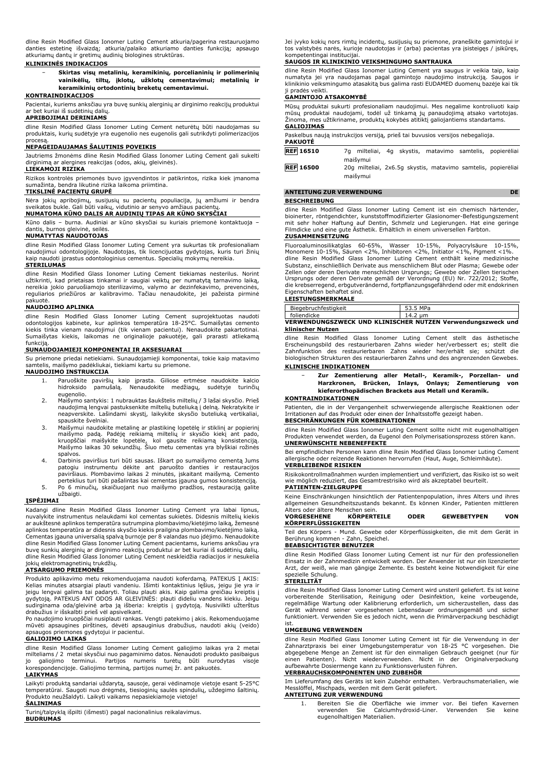dline Resin Modified Glass Ionomer Luting Cement atkuria/pagerina restauruojamo danties estetinę išvaizdą; atkuria/palaiko atkuriamo danties funkciją; apsaugo atkuriamų dantų ir gretimų audinių biologines struktūras.

**KLINIKINĖS INDIKACIJOS**

- **Skirtas visų metalinių, keramikinių, porcelianinių ir polimerinių vainikėlių, tiltų, įklotų, užklotų cementavimui; metalinių ir keramikinių ortodontinių breketų cementavimui.**

**KONTRAINDIKACIJOS**

Pacientai, kuriems anksčiau yra buvę sunkių alerginių ar dirginimo reakcijų produktui ar bet kuriai iš sudėtinių dalių.

**APRIBOJIMAI DERINIAMS**

dline Resin Modified Glass Ionomer Luting Cement neturėtų būti naudojamas su produktais, kurių sudėtyje yra eugenolio nes eugenolis gali sutrikdyti polimerizacijos procesą.

**NEPAGEIDAUJAMAS ŠALUTINIS POVEIKIS**

Jautriems žmonėms dline Resin Modified Glass Ionomer Luting Cement gali sukelti dirginimą ar alergines reakcijas (odos, akių, gleivinės).

**LIEKAMOJI RIZIKA**

Rizikos kontrolės priemonės buvo įgyvendintos ir patikrintos, rizika kiek įmanoma sumažinta, bendra likutinė rizika laikoma priimtina.

**TIKSLINĖ PACIENTŲ GRUPĖ**

Nėra jokių apribojimų, susijusių su pacientų populiacija, jų amžiumi ir bendra sveikatos būkle. Gali būti vaikų, vidutinio ar senyvo amžiaus pacientų.

**NUMATOMA KŪNO DALIS AR AUDINIŲ TIPAS AR KŪNO SKYSČIAI**

Kūno dalis – burna. Audiniai ar kūno skysčiai su kuriais priemonė kontaktuoja – dantis, burnos gleivinė, seilės.

**NUMATYTAS NAUDOTOJAS**

dline Resin Modified Glass Ionomer Luting Cement yra sukurtas tik profesionaliam naudojimui odontologijoje. Naudotojas, tik licencijuotas gydytojas, kuris turi žinių kaip naudoti įprastus odontologinius cementus. Specialių mokymų nereikia.

**STERILUMAS**

dline Resin Modified Glass Ionomer Luting Cement tiekiamas nesterilus. Norint užtikrinti, kad prietaisas tinkamai ir saugiai veiktų per numatytą tarnavimo laiką, nereikia jokio paruošiamojo sterilizavimo, valymo ar dezinfekavimo, prevencinės, reguliarios priežiūros ar kalibravimo. Tačiau nenaudokite, jei pažeista pirminė pakuotė.

**NAUDOJIMO APLINKA**

dline Resin Modified Glass Ionomer Luting Cement suprojektuotas naudoti odontologijos kabinete, kur aplinkos temperatūra 18-25°C. Sumaišytas cemento kiekis tinka vienam naudojimui (tik vienam pacientui). Nenaudokite pakartotinai. Sumaišytas kiekis, laikomas ne originalioje pakuotėje, gali prarasti atliekamą funkciją.

**SUNAUDOJAMIEJI KOMPONENTAI IR AKSESUARAI**

Su priemone priedai netiekiami. Sunaudojamieji komponentai, tokie kaip matavimo šaukštelis, maišymo padėkliukai, tiekiami kartu su priemone.

**NAUDOJIMO INSTRUKCIJA**

1. Paruoškite paviršių kaip įprasta. Giliose ertmėse naudokite kalcio hidroksido pamušalą. Nenaudokite medžiagų, sudėtyje turinčių eugenolio.
2. Maišymo santykis: 1 nubrauktas šaukštelis miltelių / 3 lašai skysčio. Prieš naudojimą lengvai pastuksenkite miltelių buteliuką į delną. Nekratykite ir neapverskite. Lašindami skystį, laikykite skysčio buteliuką vertikaliai, spauskite švelniai.
3. Maišymui naudokite metalinę ar plastikinę lopetėlę ir stiklinį ar popierinį maišymo padą. Padėję reikiamą miltelių ir skysčio kiekį ant pado, kruopščiai maišykite lopetėle, kol gausite reikiamą konsistenciją. Maišymo laikas 30 sekundžių. Šiuo metu cementas yra blyškiai rožinės spalvos.
4. Darbinis paviršius turi būti sausas. Iškart po sumaišymo cementą Jums patogiu instrumentu dėkite ant paruošto danties ir restauracijos paviršiaus. Plombavimo laikas 2 minutės, įskaitant maišymą. Cemento perteklius turi būti pašalintas kai cementas įgauna gumos konsistenciją.
5. Po 6 minučių, skaičiuojant nuo maišymo pradžios, restauraciją galite užbaigti.

**ĮSPĖJIMAI**

Kadangi dline Resin Modified Glass Ionomer Luting Cement yra labai lipnus, nuvalykite instrumentus nelaukdami kol cementas sukietės. Didesnis miltelių kiekis ar aukštesnė aplinkos temperatūra sutrumpina plombavimo/kietėjimo laiką, žemesnė aplinkos temperatūra ar didesnis skysčio kiekis prailgina plombavimo/kietėjimo laiką. Cementas įgauna universalią spalvą burnoje per 8 valandas nuo įdėjimo. Nenaudokite dline Resin Modified Glass Ionomer Luting Cement pacientams, kuriems anksčiau yra buvę sunkių alerginių ar dirginimo reakcijų produktui ar bet kuriai iš sudėtinių dalių. dline Resin Modified Glass Ionomer Luting Cement nesklеidžia radiacijos ir nesukelia jokių elektromagnetinių trukdžių.

**ATSARGUMO PRIEMONĖS**

Produkto aplikavimo metu rekomenduojama naudoti koferdamą. PATEKUS Į AKIS: Kelias minutes atsargiai plauti vandeniu. Išimti kontaktinius lęšius, jeigu jie yra ir jeigu lengvai galima tai padaryti. Toliau plauti akis. Kaip galima greičiau kreiptis į gydytoją. PATEKUS ANT ODOS AR GLEIVINĖS: plauti dideliu vandens kiekiu. Jeigu sudirginama oda/gleivinė arba ją išberia: kreiptis į gydytoją. Nusivilkti užterštus drabužius ir išskalbti prieš vėl apsivelkant.

Po naudojimo kruopščiai nusiplauti rankas. Vengti patekimo į akis. Rekomenduojame mūvėti apsaugines pirštines, dėvėti apsauginius drabužius, naudoti akių (veido) apsaugos priemones gydytojui ir pacientui.

**GALIOJIMO LAIKAS**

dline Resin Modified Glass Ionomer Luting Cement galiojimo laikas yra 2 metai milteliams / 2 metai skysčiui nuo pagaminimo datos. Nenaudoti produkto pasibaigus jo galiojimo terminui. Partijos numeris turėtų būti nurodytas visoje korespondencijoje. Galiojimo terminą, partijos numerį žr. ant pakuotės.

**LAIKYMAS**

Laikyti produktą sandariai uždarytą, sausoje, gerai vėdinamoje vietoje esant 5-25°C temperatūrai. Saugoti nuo drėgmės, tiesioginių saulės spindulių, uždegimo šaltinių. Produkto neužšaldyti. Laikyti vaikams nepasiekiamoje vietoje!

**ŠALINIMAS**

Turinį/talpyklą išpilti (išmesti) pagal nacionalinius reikalavimus.

**BUDRUMAS**

Jei įvyko kokių nors rimtų incidentų, susijusių su priemone, praneškite gamintojui ir tos valstybės narės, kurioje naudotojas ir (arba) pacientas yra įsisteigęs / įsikūręs, kompetentingai institucijai.

**SAUGOS IR KLINIKINIO VEIKSMINGUMO SANTRAUKA**

dline Resin Modified Glass Ionomer Luting Cement yra saugus ir veikia taip, kaip numatyta jei yra naudojamas pagal gamintojo naudojimo instrukciją. Saugos ir klinikinio veiksmingumo atsakaitą bus galima rasti EUDAMED duomenų bazėje kai tik ji pradės veikti.

**GAMINTOJO ATSAKOMYBĖ**

Mūsų produktai sukurti profesionaliam naudojimui. Mes negalime kontroliuoti kaip mūsų produktai naudojami, todėl už tinkamą jų panaudojimą atsako vartotojas. Žinoma, mes užtikriname, produktų kokybės atitiktį galiojantiems standartams.

**GALIOJIMAS**

Paskelbus naują instrukcijos versiją, prieš tai buvusios versijos nebegalioja.

**PAKUOTĖ**

| | |
|---|---|
| REF 16510 | 7g milteliai, 4g skystis, matavimo šaukštelis, popieréliai maišymui |
| REF 16500 | 20g milteliai, 2x6.5g skystis, matavimo šaukštelis, popieréliai maišymui |

## ANTEITUNG ZUR VERWENDUNG DE

**BESCHREIBUNG**

dline Resin Modified Glass Ionomer Luting Cement ist ein chemisch härtender, bioinerter, röntgendichter, kunststoffmodifizierter Glasionomer-Befestigungszement mit sehr hoher Haftung auf Dentin, Schmelz und Legierungen. Hat eine geringe Filmdicke und eine gute Ästhetik. Erhältlich in einem universellen Farbton.

**ZUSAMMENSETZUNG**

Fluoroaluminosilikatglas 60-65%, Wasser 10-15%, Polyacrylsäure 10-15%, Monomere 10-15%, Säuren <2%, Inhibitoren <2%, Initiator <1%, Pigment <1%.
dline Resin Modified Glass Ionomer Luting Cement enthält keine medizinische Substanz, einschließlich Derivate aus menschlichem Blut oder Plasma; Gewebe oder Zellen oder deren Derivate menschlichen Ursprungs; Gewebe oder Zellen tierischen Ursprungs oder deren Derivate gemäß der Verordnung (EU) Nr. 722/2012; Stoffe, die krebserregend, erbgutverändernd, fortpflanzungsgefährdend oder mit endokrinen Eigenschaften behaftet sind.

**LEISTUNGSMERKMALE**

| | |
|---|---|
| Biegebruchfestigkeit | 53.5 MPa |
| foliendicke | 14.2 µm |

**VERWENDUNGSZWECK UND KLINISCHER NUTZEN Verwendungszweck und klinischer Nutzen**

dline Resin Modified Glass Ionomer Luting Cement stellt das ästhetische Erscheinungsbild des restaurierbaren Zahnes wieder her/verbessert es; stellt die Zahnfunktion des restaurierbaren Zahns wieder her/erhält sie; schützt die biologischen Strukturen des restaurierbaren Zahns und des angrenzenden Gewebes.

**KLINISCHE INDIKATIONEN**

- **Zur Zementierung aller Metall-, Keramik-, Porzellan- und Harzkronen, Brücken, Inlays, Onlays; Zementierung von kieferorthopädischen Brackets aus Metall und Keramik.**

**KONTRAINDIKATIONEN**

Patienten, die in der Vergangenheit schwerwiegende allergische Reaktionen oder Irritationen auf das Produkt oder einen der Inhaltsstoffe gezeigt haben.

**BESCHRÄNKUNGEN FÜR KOMBINATIONEN**

dline Resin Modified Glass Ionomer Luting Cement sollte nicht mit eugenolhaltigen Produkten verwendet werden, da Eugenol den Polymerisationsprozess stören kann.

**UNERWÜNSCHTE NEBENEFFEKTE**

Bei empfindlichen Personen kann dline Resin Modified Glass Ionomer Luting Cement allergische oder reizende Reaktionen hervorrufen (Haut, Auge, Schleimhäute).

**VERBLEIBENDE RISIKEN**

Risikokontrollmaßnahmen wurden implementiert und verifiziert, das Risiko ist so weit wie möglich reduziert, das Gesamtrestrisiko wird als akzeptabel beurteilt.

**PATIENTEN-ZIELGRUPPE**

Keine Einschränkungen hinsichtlich der Patientenpopulation, ihres Alters und ihres allgemeinen Gesundheitszustands bekannt. Es können Kinder, Patienten mittleren Alters oder ältere Menschen sein.

**VORGESEHENE KÖRPERTEILE ODER GEWEBETYPEN VON KÖRPERFLÜSSIGKEITEN**

Teil des Körpers - Mund. Gewebe oder Körperflüssigkeiten, die mit dem Gerät in Berührung kommen - Zahn, Speichel.

**BEABSICHTIGTER BENUTZER**

dline Resin Modified Glass Ionomer Luting Cement ist nur für den professionellen Einsatz in der Zahnmedizin entwickelt worden. Der Anwender ist nur ein lizenzierter Arzt, der weiß, wie man gängige Zemente. Es besteht keine Notwendigkeit für eine spezielle Schulung.

**STERILITÄT**

dline Resin Modified Glass Ionomer Luting Cement wird unsteril geliefert. Es ist keine vorbereitende Sterilisation, Reinigung oder Desinfektion, keine vorbeugende, regelmäßige Wartung oder Kalibrierung erforderlich, um sicherzustellen, dass das Gerät während seiner vorgesehenen Lebensdauer ordnungsgemäß und sicher funktioniert. Verwenden Sie es jedoch nicht, wenn die Primärverpackung beschädigt ist.

**UMGEBUNG VERWENDEN**

dline Resin Modified Glass Ionomer Luting Cement ist für die Verwendung in der Zahnarztpraxis bei einer Umgebungstemperatur von 18-25 °C vorgesehen. Die abgegebene Menge an Zement ist für den einmaligen Gebrauch geeignet (nur für einen Patienten). Nicht wiederverwenden. Nicht in der Originalverpackung aufbewahrte Dosiermenge kann zu Funktionsverlusten führen.

**VERBRAUCHSKOMPONENTEN UND ZUBEHÖR**

Im Lieferumfang des Geräts ist kein Zubehör enthalten. Verbrauchsmaterialien, wie Messlöffel, Mischpads, werden mit dem Gerät geliefert.

**ANTEITUNG ZUR VERWENDUNG**

1. Bereiten Sie die Oberfläche wie immer vor. Bei tiefen Kavernen verwenden Sie Calciumhydroxid-Liner. Verwenden Sie keine eugenolhaltigen Materialien.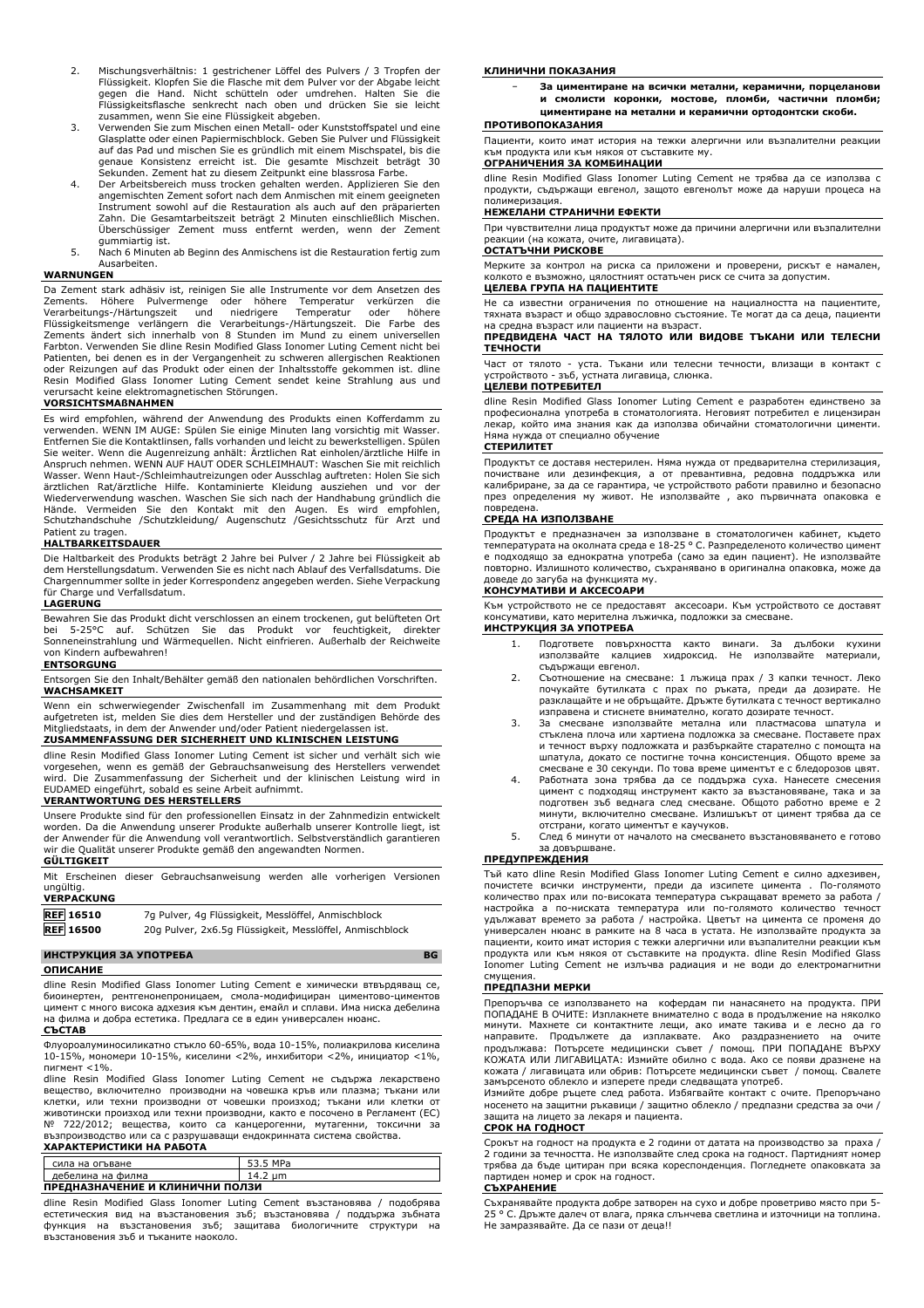2. Mischungsverhältnis: 1 gestrichener Löffel des Pulvers / 3 Tropfen der Flüssigkeit. Klopfen Sie die Flasche mit dem Pulver vor der Abgabe leicht gegen die Hand. Nicht schütteln oder umdrehen. Halten Sie die Flüssigkeitsflasche senkrecht nach oben und drücken Sie sie leicht zusammen, wenn Sie eine Flüssigkeit abgeben.
3. Verwenden Sie zum Mischen einen Metall- oder Kunststoffspatel und eine Glasplatte oder einen Papiermischblock. Geben Sie Pulver und Flüssigkeit auf das Pad und mischen Sie es gründlich mit einem Mischspatel, bis die genaue Konsistenz erreicht ist. Die gesamte Mischzeit beträgt 30 Sekunden. Zement hat zu diesem Zeitpunkt eine blassrosa Farbe.
4. Der Arbeitsbereich muss trocken gehalten werden. Applizieren Sie den angemischten Zement sofort nach dem Anmischen mit einem geeigneten Instrument sowohl auf die Restauration als auch auf den präparierten Zahn. Die Gesamtarbeitszeit beträgt 2 Minuten einschließlich Mischen. Überschüssiger Zement muss entfernt werden, wenn der Zement gummiartig ist.
5. Nach 6 Minuten ab Beginn des Anmischens ist die Restauration fertig zum Ausarbeiten.

**WARNUNGEN**

Da Zement stark adhäsiv ist, reinigen Sie alle Instrumente vor dem Ansetzen des Zements. Höhere Pulvermenge oder höhere Temperatur verkürzen die Verarbeitungs-/Härtungszeit und niedrigere Temperatur oder höhere Flüssigkeitsmenge verlängern die Verarbeitungs-/Härtungszeit. Die Farbe des Zements ändert sich innerhalb von 8 Stunden im Mund zu einem universellen Farbton. Verwenden Sie dline Resin Modified Glass Ionomer Luting Cement nicht bei Patienten, bei denen es in der Vergangenheit zu schweren allergischen Reaktionen oder Reizungen auf das Produkt oder einen der Inhaltsstoffe gekommen ist. dline Resin Modified Glass Ionomer Luting Cement sendet keine Strahlung aus und verursacht keine elektromagnetischen Störungen.

**VORSICHTSMAßNAHMEN**

Es wird empfohlen, während der Anwendung des Produkts einen Kofferdamm zu verwenden. WENN IM AUGE: Spülen Sie einige Minuten lang vorsichtig mit Wasser. Entfernen Sie die Kontaktlinsen, falls vorhanden und leicht zu bewerkstelligen. Spülen Sie weiter. Wenn die Augenreizung anhält: Ärztlichen Rat einholen/ärztliche Hilfe in Anspruch nehmen. WENN AUF HAUT ODER SCHLEIMHAUT: Waschen Sie mit reichlich Wasser. Wenn Haut-/Schleimhautreizungen oder Ausschlag auftreten: Holen Sie sich ärztlichen Rat/ärztliche Hilfe. Kontaminierte Kleidung ausziehen und vor der Wiederverwendung waschen. Waschen Sie sich nach der Handhabung gründlich die Hände. Vermeiden Sie den Kontakt mit den Augen. Es wird empfohlen, Schutzhandschuhe /Schutzkleidung/ Augenschutz /Gesichtsschutz für Arzt und Patient zu tragen.

**HALTBARKEITSDAUER**

Die Haltbarkeit des Produkts beträgt 2 Jahre bei Pulver / 2 Jahre bei Flüssigkeit ab dem Herstellungsdatum. Verwenden Sie es nicht nach Ablauf des Verfallsdatums. Die Chargennummer sollte in jeder Korrespondenz angegeben werden. Siehe Verpackung für Charge und Verfallsdatum.

**LAGERUNG**

Bewahren Sie das Produkt dicht verschlossen an einem trockenen, gut belüfteten Ort bei 5-25°C auf. Schützen Sie das Produkt vor feuchtigkeit, direkter Sonneneinstrahlung und Wärmequellen. Nicht einfrieren. Außerhalb der Reichweite von Kindern aufbewahren!

**ENTSORGUNG**

Entsorgen Sie den Inhalt/Behälter gemäß den nationalen behördlichen Vorschriften.

**WACHSAMKEIT**

Wenn ein schwerwiegender Zwischenfall im Zusammenhang mit dem Produkt aufgetreten ist, melden Sie dies dem Hersteller und der zuständigen Behörde des Mitgliedstaats, in dem der Anwender und/oder Patient niedergelassen ist.

**ZUSAMMENFASSUNG DER SICHERHEIT UND KLINISCHEN LEISTUNG**

dline Resin Modified Glass Ionomer Luting Cement ist sicher und verhält sich wie vorgesehen, wenn es gemäß der Gebrauchsanweisung des Herstellers verwendet wird. Die Zusammenfassung der Sicherheit und der klinischen Leistung wird in EUDAMED eingeführt, sobald es seine Arbeit aufnimmt.

**VERANTWORTUNG DES HERSTELLERS**

Unsere Produkte sind für den professionellen Einsatz in der Zahnmedizin entwickelt worden. Da die Anwendung unserer Produkte außerhalb unserer Kontrolle liegt, ist der Anwender für die Anwendung voll verantwortlich. Selbstverständlich garantieren wir die Qualität unserer Produkte gemäß den angewandten Normen.

**GÜLTIGKEIT**

Mit Erscheinen dieser Gebrauchsanweisung werden alle vorherigen Versionen ungültig.

**VERPACKUNG**

| | |
|---|---|
| REF 16510 | 7g Pulver, 4g Flüssigkeit, Messlöffel, Anmischblock |
| REF 16500 | 20g Pulver, 2x6.5g Flüssigkeit, Messlöffel, Anmischblock |

## ИНСТРУКЦИЯ ЗА УПОТРЕБА BG

**ОПИСАНИЕ**

dline Resin Modified Glass Ionomer Luting Cement е химически втвърдяващ се, биоинертен, рентгеноконтрастен, смола-модифициран циментово-циментов цимент с много висока адхезия към дентин, емайл и сплави. Има ниска дебелина на филма и добра естетика. Предлага се в един универсален нюанс.

**СЪСТАВ**

Флуороалуминосиликатно стъкло 60-65%, вода 10-15%, полиакрилова киселина 10-15%, мономери 10-15%, киселини <2%, инхибитори <2%, инициатор <1%, пигмент <1%.

dline Resin Modified Glass Ionomer Luting Cement не съдържа лекарствено вещество, включително производни на човешка кръв или плазма; тъкани или клетки, или техни производни от човешки произход; тъкани или клетки от животински произход или техни производни, както е посочено в Регламент (ЕС) № 722/2012; вещества, които са канцерогенни, мутагенни, токсични за възпроизводство или са с разрушаващи ендокринната система свойства.

**ХАРАКТЕРИСТИКИ НА РАБОТА**

| | |
|---|---|
| сила на огъване | 53.5 MPa |
| дебелина на филма | 14.2 µm |

**ПРЕДНАЗНАЧЕНИЕ И КЛИНИЧНИ ПОЛЗИ**

dline Resin Modified Glass Ionomer Luting Cement възстановява / подобрява естетическия вид на възстановения зъб; възстановява / поддържа зъбната функция на възстановения зъб; защитава биологичните структури на възстановения зъб и тъканите наоколо.

**КЛИНИЧНИ ПОКАЗАНИЯ**

- **За циментиране на всички метални, керамични, порцеланови и смолисти коронки, мостове, пломби, частични пломби; циментиране на метални и керамични ортодонтски скоби.**

**ПРОТИВОПОКАЗАНИЯ**

Пациенти, които имат история на тежки алергични или възпалителни реакции към продукта или към някоя от съставките му.

**ОГРАНИЧЕНИЯ ЗА КОМБИНАЦИИ**

dline Resin Modified Glass Ionomer Luting Cement не трябва да се използва с продукти, съдържащи евгенол, защото евгенолът може да наруши процеса на полимеризация.

**НЕЖЕЛАНИ СТРАНИЧНИ ЕФЕКТИ**

При чувствителни лица продуктът може да причини алергични или възпалителни реакции (на кожата, очите, лигавицата).

**ОСТАТЪЧНИ РИСКОВЕ**

Мерките за контрол на риска са приложени и проверени, рискът е намален, колкото е възможно, цялостният остатъчен риск се счита за допустим.

**ЦЕЛЕВА ГРУПА НА ПАЦИЕНТИТЕ**

Не са известни ограничения по отношение на националността на пациентите, тяхната възраст и общо здравословно състояние. Те могат да са деца, пациенти на средна възраст или пациенти на възраст.

**ПРЕДВИДЕНА ЧАСТ НА ТЯЛОТО ИЛИ ВИДОВЕ ТЪКАНИ ИЛИ ТЕЛЕСНИ ТЕЧНОСТИ**

Част от тялото - уста. Тъкани или телесни течности, влизащи в контакт с устройството - зъб, устната лигавица, слюнка.

**ЦЕЛЕВИ ПОТРЕБИТЕЛ**

dline Resin Modified Glass Ionomer Luting Cement е разработен единствено за професионална употреба в стоматологията. Неговият потребител е лицензиран лекар, който има знания как да използва обичайни стоматологични цименти. Няма нужда от специално обучение

**СТЕРИЛИТЕТ**

Продуктът се доставя нестерилен. Няма нужда от предварителна стерилизация, почистване или дезинфекция, а от превантивна, редовна поддръжка или калибриране, за да се гарантира, че устройството работи правилно и безопасно през определения му живот. Не използвайте , ако първичната опаковка е повредена.

**СРЕДА НА ИЗПОЛЗВАНЕ**

Продуктът е предназначен за използване в стоматологичен кабинет, където температурата на околната среда е 18-25 ° C. Разпределеното количество цимент е подходящо за еднократна употреба (само за един пациент). Не използвайте повторно. Излишното количество, съхранявано в оригинална опаковка, може да доведе до загуба на функцията му.

**КОНСУМАТИВИ И АКСЕСОАРИ**

Към устройството не се предоставят аксесоари. Към устройството се доставят консумативи, като мерителна лъжичка, подложки за смесване.

**ИНСТРУКЦИЯ ЗА УПОТРЕБА**

1. Подгответе повърхността както винаги. За дълбоки кухини използвайте калциев хидроксид. Не използвайте материали, съдържащи евгенол.
2. Съотношение на смесване: 1 лъжица прах / 3 капки течност. Леко почукайте бутилката с прах по ръката, преди да дозирате. Не разклащайте и не обръщайте. Дръжте бутилката с течност вертикално изправена и стиснете внимателно, когато дозирате течност.
3. За смесване използвайте метална или пластмасова шпатула и стъклена плоча или хартиена подложка за смесване. Поставете прах и течност върху подложката и разбъркайте старателно с помощта на шпатула, докато се постигне точна консистенция. Общото време за смесване е 30 секунди. По това време циментът е с бледорозов цвят.
4. Работната зона трябва да се поддържа суха. Нанесете смесения цимент с подходящ инструмент както за възстановяване, така и за подготвен зъб веднага след смесване. Общото работно време е 2 минути, включително смесване. Излишъкът от цимент трябва да се отстрани, когато циментът е каучуков.
5. След 6 минути от началото на смесването възстановяването е готово за довършване.

**ПРЕДУПРЕЖДЕНИЯ**

Тъй като dline Resin Modified Glass Ionomer Luting Cement е силно адхезивен, почистете всички инструменти, преди да изсипете цимента . По-голямото количество прах или по-високата температура съкращават времето за работа / настройка а по-ниската температура или по-голямото количество течност удължават времето за работа / настройка. Цветът на цимента се променя до универсален нюанс в рамките на 8 часа в устата. Не използвайте продукта за пациенти, които имат история с тежки алергични или възпалителни реакции към продукта или към някоя от съставките на продукта. dline Resin Modified Glass Ionomer Luting Cement не излъчва радиация и не води до електромагнитни смущения.

**ПРЕДПАЗНИ МЕРКИ**

Препоръчва се използването на кофердам при нанасянето на продукта. ПРИ ПОПАДАНЕ В ОЧИТЕ: Изплакнете внимателно с вода в продължение на няколко минути. Махнете си контактните лещи, ако имате такива и е лесно да го направите. Продължете да изплаквате. Ако раздразнението на очите продължава: Потърсете медицински съвет / помощ. ПРИ ПОПАДАНЕ ВЪРХУ КОЖАТА ИЛИ ЛИГАВИЦАТА: Измийте обилно с вода. Ако се появи дразнене на кожата / лигавицата или обрив: Потърсете медицински съвет / помощ. Свалете замърсеното облекло и изперете преди следващата употреб.

Измийте добре ръцете след работа. Избягвайте контакт с очите. Препоръчано носенето на защитни ръкавици / защитно облекло / предпазни средства за очи / защита на лицето за лекаря и пациента.

**СРОК НА ГОДНОСТ**

Срокът на годност на продукта е 2 години от датата на производство за праха / 2 години за течността. Не използвайте след срока на годност. Партидният номер трябва да бъде цитиран при всяка кореспонденция. Погледнете опаковката за партиден номер и срок на годност.

**СЪХРАНЕНИЕ**

Съхранявайте продукта добре затворен на сухо и добре проветриво място при 5-25 ° C. Дръжте далеч от влага, пряка слънчева светлина и източници на топлина. Не замразявайте. Да се пази от деца!!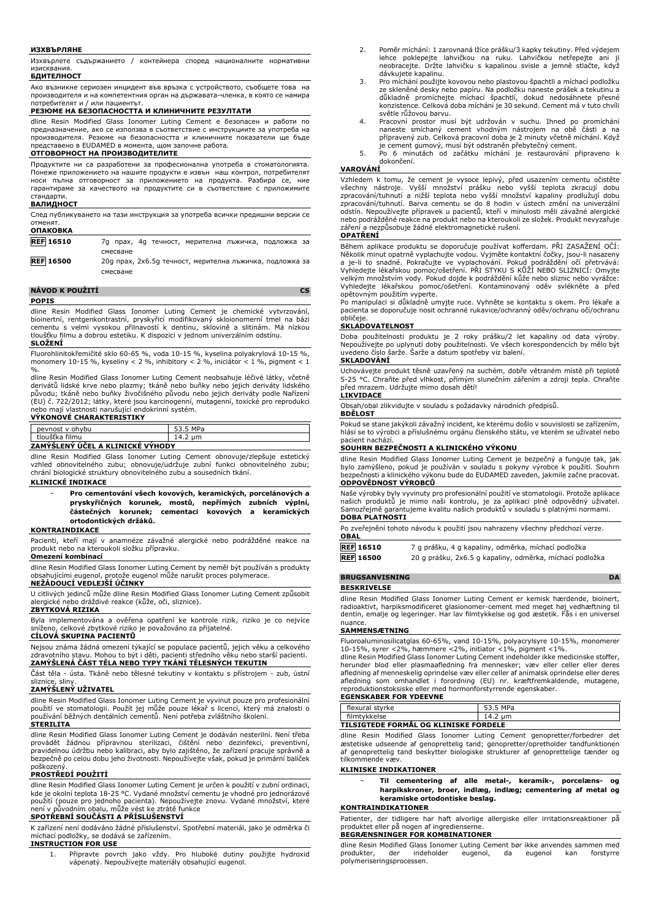**ИЗХВЪРЛЯНЕ**

Изхвърлете съдържанието / контейнера според националните нормативни изисквания.

**БДИТЕЛНОСТ**

Ако възникне сериозен инцидент във връзка с устройството, съобщете това на производителя и на компетентния орган на държавата-членка, в която се намира потребителят и / или пациентът.

**РЕЗЮМЕ НА БЕЗОПАСНОСТТА И КЛИНИЧНИТЕ РЕЗУЛТАТИ**

dline Resin Modified Glass Ionomer Luting Cement е безопасен и работи по предназначение, ако се използва в съответствие с инструкциите за употреба на производителя. Резюме на безопасността и клиничните показатели ще бъде представено в EUDAMED в момента, щом започне работа.

**ОТГОВОРНОСТ НА ПРОИЗВОДИТЕЛИТЕ**

Продуктите ни са разработени за професионална употреба в стоматологията. Понеже приложението на нашите продукти е извън наш контрол, потребителят носи пълна отговорност за приложението на продукта. Разбира се, ние гарантираме за качеството на продуктите си в съответствие с приложимите стандарти.

**ВАЛИДНОСТ**

След публикуването на тази инструкция за употреба всички предишни версии се отменят.

**ОПАКОВКА**

| | |
|---|---|
| REF 16510 | 7g прах, 4g течност, мерителна лъжичка, подложка за смесване |
| REF 16500 | 20g прах, 2x6.5g течност, мерителна лъжичка, подложка за смесване |

## NÁVOD K POUŽITÍ CS

**POPIS**

dline Resin Modified Glass Ionomer Luting Cement je chemické vytvrzování, bioinertní, rentgenkontrastní, pryskyřicí modifikovaný skloionomerní tmel na bázi cementu s velmi vysokou přilnavostí k dentinu, sklovině a slitinám. Má nízkou tloušťku filmu a dobrou estetiku. K dispozici v jednom univerzálním odstínu.

**SLOŽENÍ**

Fluorohlinitokřemičité sklo 60-65 %, voda 10-15 %, kyselina polyakrylová 10-15 %, monomery 10-15 %, kyseliny < 2 %, inhibitory < 2 %, iniciátor < 1 %, pigment < 1 %.

dline Resin Modified Glass Ionomer Luting Cement neobsahuje léčivé látky, včetně derivátů lidské krve nebo plazmy; tkáně nebo buňky nebo jejich deriváty lidského původu; tkáně nebo buňky živočišného původu nebo jejich deriváty podle Nařízení (EU) č. 722/2012; látky, které jsou karcinogenní, mutagenní, toxické pro reprodukci nebo mají vlastnosti narušující endokrinní systém.

**VÝKONOVÉ CHARAKTERISTIKY**

| | |
|---|---|
| pevnost v ohybu | 53.5 MPa |
| tloušťka filmu | 14.2 µm |

**ZAMÝŠLENÝ ÚČEL A KLINICKÉ VÝHODY**

dline Resin Modified Glass Ionomer Luting Cement obnovuje/zlepšuje estetický vzhled obnovitelného zubu; obnovuje/udržuje zubní funkci obnovitelného zubu; chrání biologické struktury obnovitelného zubu a sousedních tkání.

**KLINICKÉ INDIKACE**

- **Pro cementování všech kovových, keramických, porcelánových a pryskyřičných korunek, můstků, nepřímých zubních výplní, částečných korunek; cementaci kovových a keramických ortodontických držáků.**

**KONTRAINDIKACE**

Pacienti, kteří mají v anamnéze závažné alergické nebo podrážděné reakce na produkt nebo na kteroukoli složku přípravku.

**Omezení kombinací**

dline Resin Modified Glass Ionomer Luting Cement by neměl být používán s produkty obsahujícími eugenol, protože eugenol může narušit proces polymerace.

**NEŽÁDOUCÍ VEDLEJŠÍ ÚČINKY**

U citlivých jedinců může dline Resin Modified Glass Ionomer Luting Cement způsobit alergické nebo dráždivé reakce (kůže, oči, sliznice).

**ZBYTKOVÁ RIZIKA**

Byla implementována a ověřena opatření ke kontrole rizik, riziko je co nejvíce sníženo, celkové zbytkové riziko je považováno za přijatelné.

**CÍLOVÁ SKUPINA PACIENTŮ**

Nejsou známa žádná omezení týkající se populace pacientů, jejich věku a celkového zdravotního stavu. Mohou to být i děti, pacienti středního věku nebo starší pacienti.

**ZAMÝŠLENÁ ČÁST TĚLA NEBO TYPY TKÁNÍ TĚLESNÝCH TEKUTIN**

Část těla - ústa. Tkáně nebo tělesné tekutiny v kontaktu s přístrojem - zub, ústní sliznice, sliny.

**ZAMÝŠLENÝ UŽIVATEL**

dline Resin Modified Glass Ionomer Luting Cement je vyvinut pouze pro profesionální použití ve stomatologii. Použít jej může pouze lékař s licencí, který má znalosti o používání běžných dentálních cementů. Není potřeba zvláštního školení.

**STERILITA**

dline Resin Modified Glass Ionomer Luting Cement je dodáván nesterilní. Není třeba provádět žádnou přípravnou sterilizaci, čištění nebo dezinfekci, preventivní, pravidelnou údržbu nebo kalibraci, aby bylo zajištěno, že zařízení pracuje správně a bezpečně po celou dobu jeho životnosti. Nepoužívejte však, pokud je primární balíček poškozený.

**PROSTŘEDÍ POUŽITÍ**

dline Resin Modified Glass Ionomer Luting Cement je určen k použití v zubní ordinaci, kde je okolní teplota 18-25 °C. Vydané množství cementu je vhodné pro jednorázové použití (pouze pro jednoho pacienta). Nepoužívejte znovu. Vydané množství, které není v původním obalu, může vést ke ztrátě funkce

**SPOTŘEBNÍ SOUČÁSTI A PŘÍSLUŠENSTVÍ**

K zařízení není dodáváno žádné příslušenství. Spotřební materiál, jako je odměrka či míchací podložky, se dodává se zařízením.

**INSTRUCTION FOR USE**

1. Připravte povrch jako vždy. Pro hluboké dutiny použijte hydroxid vápenatý. Nepoužívejte materiály obsahující eugenol.
2. Poměr míchání: 1 zarovnaná lžíce prášku/3 kapky tekutiny. Před výdejem lehce poklepejte lahvičkou na ruku. Lahvičkou netřepejte ani ji neobracejte. Držte lahvičku s kapalinou svisle a jemně stlačte, když dávkujete kapalinu.
3. Pro míchání použijte kovovou nebo plastovou špachtli a míchací podložku ze skleněné desky nebo papíru. Na podložku naneste prášek a tekutinu a důkladně promíchejte míchací špachtlí, dokud nedosáhnete přesné konzistence. Celková doba míchání je 30 sekund. Cement má v tuto chvíli světle růžovou barvu.
4. Pracovní prostor musí být udržován v suchu. Ihned po promíchání naneste smíchaný cement vhodným nástrojem na obě části a na připravený zub. Celková pracovní doba je 2 minuty včetně míchání. Když je cement gumový, musí být odstraněn přebytečný cement.
5. Po 6 minutách od začátku míchání je restaurování připraveno k dokončení.

**VAROVÁNÍ**

Vzhledem k tomu, že cement je vysoce lepivý, před usazením cementu očistěte všechny nástroje. Vyšší množství prášku nebo vyšší teplota zkracují dobu zpracování/tuhnutí a nižší teplota nebo vyšší množství kapaliny prodlužují dobu zpracování/tuhnutí. Barva cementu se do 8 hodin v ústech změní na univerzální odstín. Nepoužívejte přípravek u pacientů, kteří v minulosti měli závažné alergické nebo podrážděné reakce na produkt nebo na kteroukoli ze složek. Produkt nevyzařuje záření a nezpůsobuje žádné elektromagnetické rušení.

**OPATŘENÍ**

Během aplikace produktu se doporučuje používat kofferdam. PŘI ZASAŽENÍ OČÍ: Několik minut opatrně vyplachujte vodou. Vyjměte kontaktní čočky, jsou-li nasazeny a je-li to snadné. Pokračujte ve vyplachování. Pokud podráždění očí přetrvává: Vyhledejte lékařskou pomoc/ošetření. PŘI STYKU S KŮŽÍ NEBO SLIZNICÍ: Omyjte velkým množstvím vody. Pokud dojde k podráždění kůže nebo sliznic nebo vyrážce: Vyhledejte lékařskou pomoc/ošetření. Kontaminovaný oděv svlékněte a před opětovným použitím vyperte.

Po manipulaci si důkladně umyjte ruce. Vyhněte se kontaktu s okem. Pro lékaře a pacienta se doporučuje nosit ochranné rukavice/ochranný oděv/ochranu očí/ochranu obličeje.

**SKLADOVATELNOST**

Doba použitelnosti produktu je 2 roky prášku/2 let kapaliny od data výroby. Nepoužívejte po uplynutí doby použitelnosti. Ve všech korespondencích by mělo být uvedeno číslo šarže. Šarže a datum spotřeby viz balení.

**SKLADOVÁNÍ**

Uchovávejte produkt těsně uzavřený na suchém, dobře větraném místě při teplotě 5-25 °C. Chraňte před vlhkostí, přímým slunečním zářením a zdroji tepla. Chraňte před mrazem. Udržujte mimo dosah dětí!

**LIKVIDACE**

Obsah/obal zlikvidujte v souladu s požadavky národních předpisů.

**BDĚLOST**

Pokud se stane jakýkoli závažný incident, ke kterému došlo v souvislosti se zařízením, hlásí se to výrobci a příslušnému orgánu členského státu, ve kterém se uživatel nebo pacient nachází.

**SOUHRN BEZPEČNOSTI A KLINICKÉHO VÝKONU**

dline Resin Modified Glass Ionomer Luting Cement je bezpečný a funguje tak, jak bylo zamýšleno, pokud je používán v souladu s pokyny výrobce k použití. Souhrn bezpečnosti a klinického výkonu bude do EUDAMED zaveden, jakmile začne pracovat.

**ODPOVĚDNOST VÝROBCŮ**

Naše výrobky byly vyvinuty pro profesionální použití ve stomatologii. Protože aplikace našich produktů je mimo naši kontrolu, je za aplikaci plně odpovědný uživatel. Samozřejmě garantujeme kvalitu našich produktů v souladu s platnými normami.

**DOBA PLATNOSTI**

Po zveřejnění tohoto návodu k použití jsou nahrazeny všechny předchozí verze.

**OBAL**

| | |
|---|---|
| REF 16510 | 7 g prášku, 4 g kapaliny, odměrka, míchací podložka |
| REF 16500 | 20 g prášku, 2x6.5 g kapaliny, odměrka, míchací podložka |

## BRUGSANVISNING DA

**BESKRIVELSE**

dline Resin Modified Glass Ionomer Luting Cement er kemisk hærdende, bioinert, radioaktivt, harpiksmodificeret glasionomer-cement med meget høj vedhæftning til dentin, emalje og legeringer. Har lav filmtykkelse og god æstetik. Fås i en universel nuance.

**SAMMENSÆTNING**

Fluoroaluminosilicatglas 60-65%, vand 10-15%, polyacrylsyre 10-15%, monomerer 10-15%, syrer <2%, hæmmere <2%, initiator <1%, pigment <1%.

dline Resin Modified Glass Ionomer Luting Cement indeholder ikke medicinske stoffer, herunder blod eller plasmaafledning fra mennesker; væv eller celler eller deres afledning af menneskelig oprindelse væv eller celler af animalsk oprindelse eller deres afledning som omhandlet i forordning (EU) nr. kræftfremkaldende, mutagene, reproduktionstoksiske eller med hormonforstyrrende egenskaber.

**EGENSKABER FOR YDEEVNE**

| | |
|---|---|
| flexural styrke | 53.5 MPa |
| filmtykkelse | 14.2 µm |

**TILSIGTEDE FORMÅL OG KLINISKE FORDELE**

dline Resin Modified Glass Ionomer Luting Cement genopretter/forbedrer det æstetiske udseende af genoprettelig tand; genopretter/opretholder tandfunktionen af genoprettelig tand beskytter biologiske strukturer af genoprettelige tænder og tilkommende væv.

**KLINISKE INDIKATIONER**

- **Til cementering af alle metal-, keramik-, porcelæns- og harpikskroner, broer, indlæg, indlæg; cementering af metal og keramiske ortodontiske beslag.**

**KONTRAINDIKATIONER**

Patienter, der tidligere har haft alvorlige allergiske eller irritationsreaktioner på produktet eller på nogen af ingredienserne.

**BEGRÆNSNINGER FOR KOMBINATIONER**

dline Resin Modified Glass Ionomer Luting Cement bør ikke anvendes sammen med produkter, der indeholder eugenol, da eugenol kan forstyrre polymeriseringsprocessen.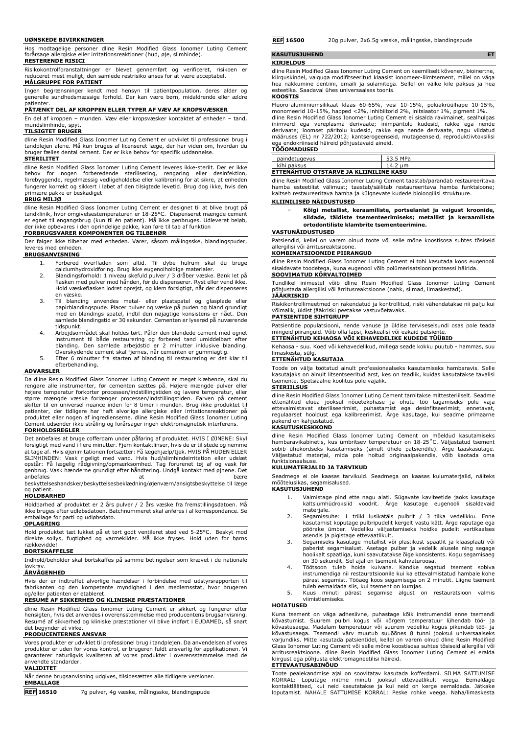#### UØNSKEDE BIVIRKNINGER

Hos modtagelige personer dline Resin Modified Glass Ionomer Luting Cement kan forårsage allergiske eller irritationsreaktioner (hud, øje, slimhinde).

#### RESTERENDE RISICI

Risikokontrolforanstaltninger er blevet gennemført og verificeret, risikoen er reduceret mest muligt, den samlede restrisiko anses for at være acceptabel.

#### MÅLGRUPPE FOR PATIENT

Ingen begrænsninger kendt med hensyn til patientpopulation, deres alder og generelle sundhedsmæssige forhold. Der kan være børn, midaldrende eller ældre patienter.

#### PÅTÆNKT DEL AF KROPPEN ELLER TYPER AF VÆV AF KROPSVÆSKER

En del af kroppen – munden. Væv eller kropsvæsker kontaktet af enheden – tand, mundslimhinde, spyt.

#### TILSIGTET BRUGER

dline Resin Modified Glass Ionomer Luting Cement er udviklet til professionel brug i tandplejen alene. Må kun bruges af licenseret læge, der har viden om, hvordan du bruger fælles dental cement. Der er ikke behov for specifik uddannelse.

#### STERILITET

dline Resin Modified Glass Ionomer Luting Cement leveres ikke-sterilt. Der er ikke behov for nogen forberedende sterilisering, rengøring eller desinfektion, forebyggende, regelmæssig vedligeholdelse eller kalibrering for at sikre, at enheden fungerer korrekt og sikkert i løbet af den tilsigtede levetid. Brug dog ikke, hvis den primære pakke er beskadiget

#### BRUG MILJØ

dline Resin Modified Glass Ionomer Luting Cement er designet til at blive brugt på tandklinik, hvor omgivelsestemperaturen er 18-25°C. Dispenseret mængde cement er egnet til engangsbrug (kun til én patient). Må ikke genbruges. Udleveret beløb, der ikke opbevares i den oprindelige pakke, kan føre til tab af funktion

#### FORBRUGSVARER KOMPONENTER OG TILBEHØR

Der følger ikke tilbehør med enheden. Varer, såsom målingsske, blandingspuder, leveres med enheden.

#### BRUGSANVISNING

1. Forbered overfladen som altid. Til dybe hulrum skal du bruge calciumhydroxidforing. Brug ikke eugenolholdige materialer.
2. Blandingsforhold: 1 niveau skefuld pulver / 3 dråber væske. Bank let på flasken med pulver mod hånden, før du dispenserer. Ryst eller vend ikke. Hold væskeflasken lodret oprejst, og klem forsigtigt, når der dispenseres en væske.
3. Til blanding anvendes metal- eller plastspatel og glasplade eller papirblandingspude. Placer pulver og væske på puden og bland grundigt med en blandings spatel, indtil den nøjagtige konsistens er nået. Den samlede blandingstid er 30 sekunder. Cementen er lyserød på nuværende tidspunkt.
4. Arbejdsområdet skal holdes tørt. Påfør den blandede cement med egnet instrument til både restaurering og forbered tand umiddelbart efter blanding. Den samlede arbejdstid er 2 minutter inklusive blanding. Overskydende cement skal fjernes, når cementen er gummiagtig.
5. Efter 6 minutter fra starten af blanding til restaurering er det klar til efterbehandling.

#### ADVARSLER

Da dline Resin Modified Glass Ionomer Luting Cement er meget klæbende, skal du rengøre alle instrumenter, før cementen sættes på. Højere mængde pulver eller højere temperatur forkorter processen/indstillingstiden og lavere temperatur, eller større mængde væske forlænger processen/indstillingstiden. Farven på cement skifter til en universel nuance inden for 8 timer i munden. Brug ikke produktet til patienter, der tidligere har haft alvorlige allergiske eller irritationsreaktioner på produktet eller nogen af ingredienserne. dline Resin Modified Glass Ionomer Luting Cement udsender ikke stråling og forårsager ingen elektromagnetisk interferens.

#### FORHOLDSREGLER

Det anbefales at bruge cofferdam under påføring af produktet. HVIS I ØJNENE: Skyl forsigtigt med vand i flere minutter. Fjern kontaktlinser, hvis de er til stede og nemme at tage af. Hvis øjenirritationen fortsætter: Få lægehjælp/tjek. HVIS PÅ HUDEN ELLER SLIMHINDEN: Vask rigeligt med vand. Hvis hud/slimhindeirritation eller udslæt opstår: Få lægelig rådgivning/opmærksomhed. Tag forurenet tøj af og vask før genbrug. Vask hænderne grundigt efter håndtering. Undgå kontakt med øjnene. Det anbefales at bære beskyttelseshandsker/beskyttelsesbeklædning/øjenværn/ansigtsbeskyttelse til læge og patient.

#### HOLDBARHED

Holdbarhed af produktet er 2 års pulver / 2 års væske fra fremstillingsdatoen. Må ikke bruges efter udløbsdatoen. Batchnummeret skal anføres i al korrespondance. Se emballage for parti og udløbsdato.

#### OPLAGRING

Hold produktet tæt lukket på et tørt godt ventileret sted ved 5-25°C. Beskyt mod direkte sollys, fugtighed og varmekilder. Må ikke fryses. Hold uden for børns rækkevidde!

#### BORTSKAFFELSE

Indhold/beholder skal bortskaffes på samme betingelser som krævet i de nationale lovkrav.

#### ÅRVÅGENHED

Hvis der er indtruffet alvorlige hændelser i forbindelse med udstyrsrapporten til fabrikanten og den kompetente myndighed i den medlemsstat, hvor brugeren og/eller patienten er etableret.

#### RESUMÉ AF SIKKERHED OG KLINISKE PRÆSTATIONER

dline Resin Modified Glass Ionomer Luting Cement er sikkert og fungerer efter hensigten, hvis det anvendes i overensstemmelse med producentens brugsanvisning. Resumé af sikkerhed og kliniske præstationer vil blive indført i EUDAMED, så snart det begynder at virke.

#### PRODUCENTERNES ANSVAR

Vores produkter er udviklet til professionel brug i tandplejen. Da anvendelsen af vores produkter er uden for vores kontrol, er brugeren fuldt ansvarlig for applikationen. Vi garanterer naturligvis kvaliteten af vores produkter i overensstemmelse med de anvendte standarder.

#### VALIDITET

Når denne brugsanvisning udgives, tilsidesættes alle tidligere versioner.

#### EMBALLAGE

**REF 16510** 7g pulver, 4g væske, målingsske, blandingspude

**REF 16500** 20g pulver, 2x6.5g væske, målingsske, blandingspude

## KASUTUSJUHEND — ET

#### KIRJELDUS

dline Resin Modified Glass Ionomer Luting Cement on keemiliselt kõvenev, bioinertne, kiirguskindel, vaiguga modifitseeritud klaasist ionomeer-liimtsement, millel on väga hea nakkumine dentiini, emaili ja sulamitega. Sellel on väike kile paksus ja hea esteetika. Saadaval ühes universaalses toonis.

#### KOOSTIS

Fluoro-alumiiniumsilikaat klaas 60-65%, vesi 10-15%, polüakrüülhape 10-15%, monomeerid 10-15%, happed <2%, inhibiitorid 2%, initsiaator 1%, pigment 1%. dline Resin Modified Glass Ionomer Luting Cement ei sisalda ravimainet, sealhulgas inimverd ega vereplasma derivaate; inimpäritolu kudesid, rakke ega nende derivaate; loomset päritolu kudesid, rakke ega nende derivaate, nagu viidatud määruses (EL) nr 722/2012; kantserogeenseid, mutageenseid, reproduktiivtoksilisi ega endokriinseid häireid põhjustavaid aineid.

#### TÖÖOMADUSED

| paindetugevus | 53.5 MPa |
|---|---|
| kihi paksus | 14.2 µm |

#### ETTENÄHTUD OTSTARVE JA KLIINILINE KASU

dline Resin Modified Glass Ionomer Luting Cement taastab/parandab restaureeritava hamba esteetilist välimust; taastab/säilitab restaureeritava hamba funktsioone; kaitseb restaureeritava hamba ja külgnevate kudede bioloogilisi struktuure.

#### KLIINILISED NÄIDUSTUSED

- **Kõigi metallist, keraamiliste, portselanist ja vaigust kroonide, sildade, täidiste tsementeerimiseks; metallist ja keraamiliste ortodontiliste klambrite tsementeerimine.**

#### VASTUNÄIDUSTUSED

Patsiendid, kellel on varem olnud toote või selle mõne koostisosa suhtes tõsiseid allergilisi või ärritusreaktsioone.

#### KOMBINATSIOONIDE PIIRANGUD

dline Resin Modified Glass Ionomer Luting Cement ei tohi kasutada koos eugenooli sisaldavate toodetega, kuna eugenool võib polümerisatsiooniprotsessi häirida.

#### SOOVIMATUD KÕRVALTOIMED

Tundlikel inimestel võib dline Resin Modified Glass Ionomer Luting Cement põhjustada allergilisi või ärritusreaktsioone (nahk, silmad, limaskestad).

#### JÄÄKRISKID

Riskikontrollimeetmed on rakendatud ja kontrollitud, riski vähendatakse nii palju kui võimalik, üldist jääkriski peetakse vastuvõetavaks.

#### PATSIENTIDE SIHTGRUPP

Patsientide populatsiooni, nende vanuse ja üldise terviseseisundi osas pole teada mingeid piiranguid. Võib olla lapsi, keskealisi või eakaid patsiente.

#### ETTENÄHTUD KEHAOSA VÕI KEHAVEDELIKE KUDEDE TÜÜBID

Kehaosa - suu. Koed või kehavedelikud, millega seade kokku puutub - hammas, suu limaskesta, sülg.

#### ETTENÄHTUD KASUTAJA

Toode on välja töötatud ainult professionaalseks kasutamiseks hambaravis. Selle kasutajaks on ainult litsentseeritud arst, kes on teadlik, kuidas kasutatakse tavalisi tsemente. Spetsiaalne koolitus pole vajalik.

#### STERIILSUS

dline Resin Modified Glass Ionomer Luting Cement tarnitakse mittesteriilselt. Seadme ettenähtud eluea jooksul nõuetekohase ja ohutu töö tagamiseks pole vaja ettevalmistavat steriliseerimist, puhastamist ega desinfitseerimist; ennetavat, regulaarset hooldust ega kalibreerimist. Ärge kasutage, kui seadme primaarne pakend on kahjustatud.

#### KASUTUSKESKKOND

dline Resin Modified Glass Ionomer Luting Cement on mõeldud kasutamiseks hambaravikabinetis, kus ümbritsev temperatuur on 18-25˚C. Väljastatud tsement sobib ühekordseks kasutamiseks (ainult ühele patsiendile). Ärge taaskasutage. Väljastatud materjal, mida pole hoitud originaalpakendis, võib kaotada oma funktsionaalsuse.

#### KULUMATERJALID JA TARVIKUD

Seadmega ei ole kaasas tarvikuid. Seadmega on kaasas kulumaterjalid, näiteks mõõtelusikas, segamisalused.

#### KASUTUSJUHEND

1. Valmistage pind ette nagu alati. Sügavate kaviteetide jaoks kasutage kaltsiumhüdroksiid voodrit. Ärge kasutage eugenooli sisaldavaid materjale.
2. Segamissuhe: 1 triiki lusikatäis pulbrit / 3 tilka vedelikku. Enne kasutamist koputage pulbripudelit kergelt vastu kätt. Ärge raputage ega pöörake ümber. Vedeliku väljastamiseks hoidke pudelit vertikaalses asendis ja pigistage ettevaatlikult.
3. Segamiseks kasutage metallist või plastikust spaatlit ja klaasplaati või paberist segamisalust. Asetage pulber ja vedelik alusele ning segage hoolikalt spaatliga, kuni saavutatakse õige konsistents. Kogu segamisaeg on 30 sekundit. Sel ajal on tsement kahvaturoosa.
4. Töötsoon tuleb hoida kuivana. Kandke segatud tsement sobiva instrumendiga nii restauratsioonile kui ka ettevalmistatud hambale kohe pärast segamist. Tööaeg koos segamisega on 2 minutit. Liigne tsement tuleb eemaldada siis, kui tsement on kumjas.
5. Kuus minutit pärast segamise algust on restauratsioon valmis viimistlemiseks.

#### HOIATUSED

Kuna tsement on väga adhesiivne, puhastage kõik instrumendid enne tsemendi kõvastumist. Suurem pulbri kogus või kõrgem temperatuur lühendab töö- ja kõvastusaega. Madalam temperatuur või suurem vedeliku kogus pikendab töö- ja kõvastusaega. Tsemendi värv muutub suuõõnes 8 tunni jooksul universaalseks varjundiks. Mitte kasutada patsientidel, kellel on varem olnud dline Resin Modified Glass Ionomer Luting Cement või selle mõne koostisosa suhtes tõsiseid allergilisi või ärritusreaktsioone. dline Resin Modified Glass Ionomer Luting Cement ei eralda kiirgust ega põhjusta elektromagneetilisi häireid.

#### ETTEVAATUSABINÕUD

Toote pealekandmise ajal on soovitatav kasutada kofferdami. SILMA SATTUMISE KORRAL: Loputage mitme minuti jooksul ettevaatlikult veega. Eemaldage kontaktläätsed, kui neid kasutatakse ja kui neid on kerge eemaldada. Jätkake loputamist. NAHALE SATTUMISE KORRAL: Peske rohke veega. Naha/limaskesta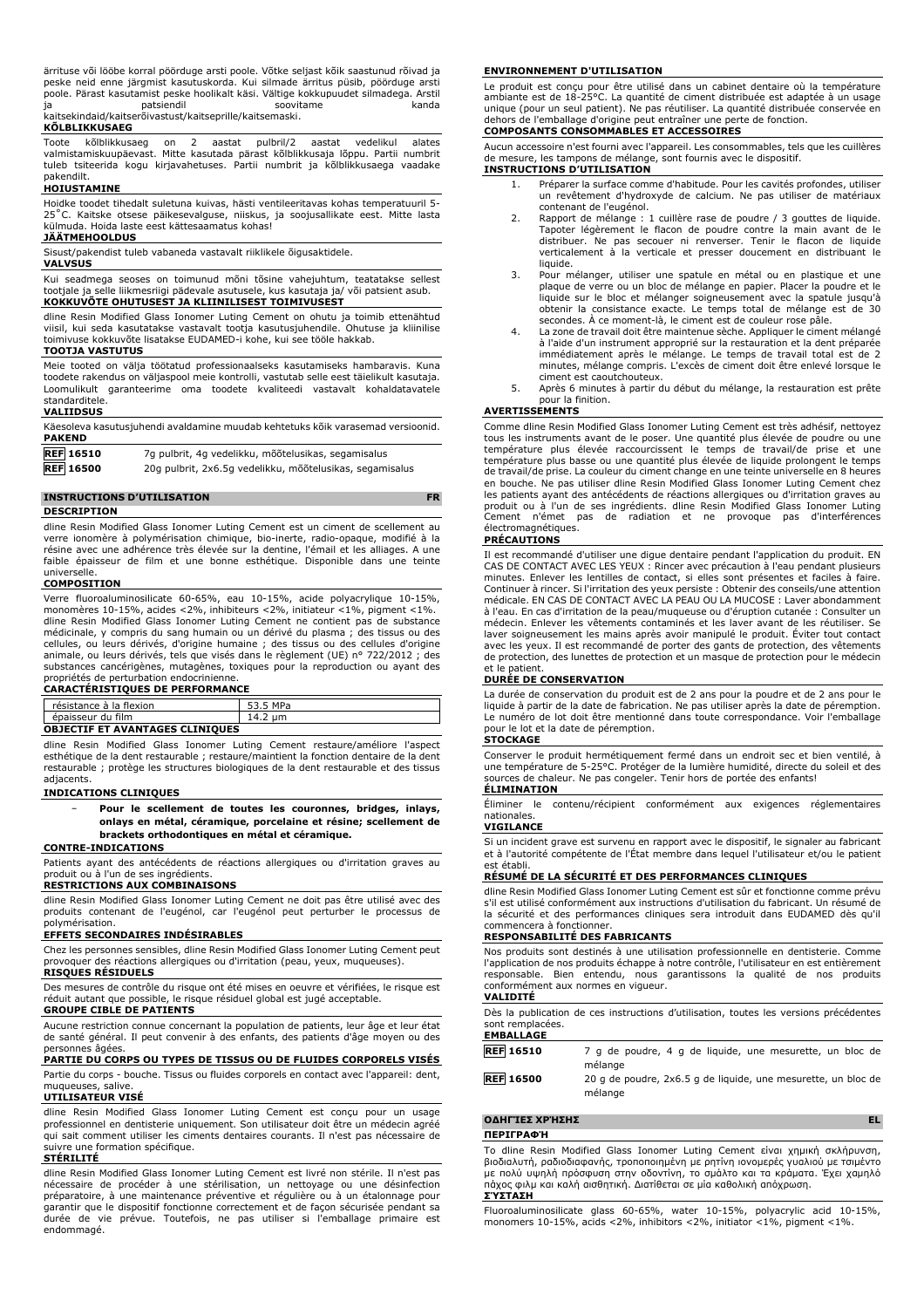ärrituse või lööbe korral pöörduge arsti poole. Võtke seljast kõik saastunud rõivad ja peske neid enne järgmist kasutuskorda. Kui silmade ärritus püsib, pöörduge arsti poole. Pärast kasutamist peske hoolikalt käsi. Vältige kokkupuudet silmadega. Arstil ja patsiendil soovitame kanda kaitsekindaid/kaitseriietust/kaitseprille/kaitsemaski.

**KÕLBLIKKUSAEG**

Toote kõlblikkusaeg on 2 aastat pulbril/2 aastat vedelikul alates valmistamiskuupäevast. Mitte kasutada pärast kõlblikkusaja lõppu. Partii numbrit tuleb tsiteerida kogu kirjavahetuses. Partii numbrit ja kõlblikkusaega vaadake pakendilt.

**HOIUSTAMINE**

Hoidke toodet tihedalt suletuna kuivas, hästi ventileeritavas kohas temperatuuril 5-25˚C. Kaitske otsese päikesevalguse, niiskus, ja soojusallikate eest. Mitte lasta külmuda. Hoida laste eest kättesaamatus kohas!

**JÄÄTMEHOOLDUS**

Sisust/pakendist tuleb vabaneda vastavalt riiklikele õigusaktidele.

**VALVSUS**

Kui seadmega seoses on toimunud mõni tõsine vahejuhtum, teatatakse sellest tootjale ja selle liikmesriigi pädevale asutusele, kus kasutaja ja/ või patsient asub.

**KOKKUVÕTE OHUTUSEST JA KLIINILISEST TOIMIVUSEST**

dline Resin Modified Glass Ionomer Luting Cement on ohutu ja toimib ettenähtud viisil, kui seda kasutatakse vastavalt tootja kasutusjuhendile. Ohutuse ja kliinilise toimivuse kokkuvõte lisatakse EUDAMED-i kohe, kui see tööle hakkab.

**TOOTJA VASTUTUS**

Meie tooted on välja töötatud professionaalseks kasutamiseks hambaravis. Kuna toodete rakendus on väljaspool meie kontrolli, vastutab selle eest täielikult kasutaja. Loomulikult garanteerime oma toodete kvaliteedi vastavalt kohaldatavatele standarditele.

**VALIIDSUS**

Käesoleva kasutusjuhendi avaldamine muudab kehtetuks kõik varasemad versioonid.

**PAKEND**

| | |
|---|---|
| REF 16510 | 7g pulbrit, 4g vedelikku, mõõtelusikas, segamisalus |
| REF 16500 | 20g pulbrit, 2x6.5g vedelikku, mõõtelusikas, segamisalus |

## INSTRUCTIONS D'UTILISATION FR

**DESCRIPTION**

dline Resin Modified Glass Ionomer Luting Cement est un ciment de scellement au verre ionomère à polymérisation chimique, bio-inerte, radio-opaque, modifié à la résine avec une adhérence très élevée sur la dentine, l'émail et les alliages. A une faible épaisseur de film et une bonne esthétique. Disponible dans une teinte universelle.

**COMPOSITION**

Verre fluoroaluminosilicate 60-65%, eau 10-15%, acide polyacrylique 10-15%, monomères 10-15%, acides <2%, inhibiteurs <2%, initiateur <1%, pigment <1%.
dline Resin Modified Glass Ionomer Luting Cement ne contient pas de substance médicinale, y compris du sang humain ou un dérivé du plasma ; des tissus ou des cellules, ou leurs dérivés, d'origine humaine ; des tissus ou des cellules d'origine animale, ou leurs dérivés, tels que visés dans le règlement (UE) n° 722/2012 ; des substances cancérigènes, mutagènes, toxiques pour la reproduction ou ayant des propriétés de perturbation endocrinienne.

**CARACTÉRISTIQUES DE PERFORMANCE**

| | |
|---|---|
| résistance à la flexion | 53.5 MPa |
| épaisseur du film | 14.2 µm |

**OBJECTIF ET AVANTAGES CLINIQUES**

dline Resin Modified Glass Ionomer Luting Cement restaure/améliore l'aspect esthétique de la dent restaurable ; restaure/maintient la fonction dentaire de la dent restaurable ; protège les structures biologiques de la dent restaurable et des tissus adjacents.

**INDICATIONS CLINIQUES**

- **Pour le scellement de toutes les couronnes, bridges, inlays, onlays en métal, céramique, porcelaine et résine; scellement de brackets orthodontiques en métal et céramique.**

**CONTRE-INDICATIONS**

Patients ayant des antécédents de réactions allergiques ou d'irritation graves au produit ou à l'un de ses ingrédients.

**RESTRICTIONS AUX COMBINAISONS**

dline Resin Modified Glass Ionomer Luting Cement ne doit pas être utilisé avec des produits contenant de l'eugénol, car l'eugénol peut perturber le processus de polymérisation.

**EFFETS SECONDAIRES INDÉSIRABLES**

Chez les personnes sensibles, dline Resin Modified Glass Ionomer Luting Cement peut provoquer des réactions allergiques ou d'irritation (peau, yeux, muqueuses).

**RISQUES RÉSIDUELS**

Des mesures de contrôle du risque ont été mises en oeuvre et vérifiées, le risque est réduit autant que possible, le risque résiduel global est jugé acceptable.

**GROUPE CIBLE DE PATIENTS**

Aucune restriction connue concernant la population de patients, leur âge et leur état de santé général. Il peut convenir à des enfants, des patients d'âge moyen ou des personnes âgées.

**PARTIE DU CORPS OU TYPES DE TISSUS OU DE FLUIDES CORPORELS VISÉS**

Partie du corps - bouche. Tissus ou fluides corporels en contact avec l'appareil: dent, muqueuses, salive.

**UTILISATEUR VISÉ**

dline Resin Modified Glass Ionomer Luting Cement est conçu pour un usage professionnel en dentisterie uniquement. Son utilisateur doit être un médecin agréé qui sait comment utiliser les ciments dentaires courants. Il n'est pas nécessaire de suivre une formation spécifique.

**STÉRILITÉ**

dline Resin Modified Glass Ionomer Luting Cement est livré non stérile. Il n'est pas nécessaire de procéder à une stérilisation, un nettoyage ou une désinfection préparatoire, à une maintenance préventive et régulière ou à un étalonnage pour garantir que le dispositif fonctionne correctement et de façon sécurisée pendant sa durée de vie prévue. Toutefois, ne pas utiliser si l'emballage primaire est endommagé.

**ENVIRONNEMENT D'UTILISATION**

Le produit est conçu pour être utilisé dans un cabinet dentaire où la température ambiante est de 18-25°C. La quantité de ciment distribuée est adaptée à un usage unique (pour un seul patient). Ne pas réutiliser. La quantité distribuée conservée en dehors de l'emballage d'origine peut entraîner une perte de fonction.

**COMPOSANTS CONSOMMABLES ET ACCESSOIRES**

Aucun accessoire n'est fourni avec l'appareil. Les consommables, tels que les cuillères de mesure, les tampons de mélange, sont fournis avec le dispositif.

**INSTRUCTIONS D'UTILISATION**

1. Préparer la surface comme d'habitude. Pour les cavités profondes, utiliser un revêtement d'hydroxyde de calcium. Ne pas utiliser de matériaux contenant de l'eugénol.
2. Rapport de mélange : 1 cuillère rase de poudre / 3 gouttes de liquide. Tapoter légèrement le flacon de poudre contre la main avant de le distribuer. Ne pas secouer ni renverser. Tenir le flacon de liquide verticalement à la verticale et presser doucement en distribuant le liquide.
3. Pour mélanger, utiliser une spatule en métal ou en plastique et une plaque de verre ou un bloc de mélange en papier. Placer la poudre et le liquide sur le bloc et mélanger soigneusement avec la spatule jusqu'à obtenir la consistance exacte. Le temps total de mélange est de 30 secondes. À ce moment-là, le ciment est de couleur rose pâle.
4. La zone de travail doit être maintenue sèche. Appliquer le ciment mélangé à l'aide d'un instrument approprié sur la restauration et la dent préparée immédiatement après le mélange. Le temps de travail total est de 2 minutes, mélange compris. L'excès de ciment doit être enlevé lorsque le ciment est caoutchouteux.
5. Après 6 minutes à partir du début du mélange, la restauration est prête pour la finition.

**AVERTISSEMENTS**

Comme dline Resin Modified Glass Ionomer Luting Cement est très adhésif, nettoyez tous les instruments avant de le poser. Une quantité plus élevée de poudre ou une température plus élevée raccourcissent le temps de travail/de prise et une température plus basse ou une quantité plus élevée de liquide prolongent le temps de travail/de prise. La couleur du ciment change en une teinte universelle en 8 heures en bouche. Ne pas utiliser dline Resin Modified Glass Ionomer Luting Cement chez les patients ayant des antécédents de réactions allergiques ou d'irritation graves au produit ou à l'un de ses ingrédients. dline Resin Modified Glass Ionomer Luting Cement n'émet pas de radiation et ne provoque pas d'interférences électromagnétiques.

**PRÉCAUTIONS**

Il est recommandé d'utiliser une digue dentaire pendant l'application du produit. EN CAS DE CONTACT AVEC LES YEUX : Rincer avec précaution à l'eau pendant plusieurs minutes. Enlever les lentilles de contact, si elles sont présentes et faciles à faire. Continuer à rincer. Si l'irritation des yeux persiste : Obtenir des conseils/une attention médicale. EN CAS DE CONTACT AVEC LA PEAU OU LA MUCOSE : Laver abondamment à l'eau. En cas d'irritation de la peau/muqueuse ou d'éruption cutanée : Consulter un médecin. Enlever les vêtements contaminés et les laver avant de les réutiliser. Se laver soigneusement les mains après avoir manipulé le produit. Éviter tout contact avec les yeux. Il est recommandé de porter des gants de protection, des vêtements de protection, des lunettes de protection et un masque de protection pour le médecin et le patient.

**DURÉE DE CONSERVATION**

La durée de conservation du produit est de 2 ans pour la poudre et de 2 ans pour le liquide à partir de la date de fabrication. Ne pas utiliser après la date de péremption. Le numéro de lot doit être mentionné dans toute correspondance. Voir l'emballage pour le lot et la date de péremption.

**STOCKAGE**

Conserver le produit hermétiquement fermé dans un endroit sec et bien ventilé, à une température de 5-25°C. Protéger de la lumière humidité, directe du soleil et des sources de chaleur. Ne pas congeler. Tenir hors de portée des enfants!

**ÉLIMINATION**

Éliminer le contenu/récipient conformément aux exigences réglementaires nationales.

**VIGILANCE**

Si un incident grave est survenu en rapport avec le dispositif, le signaler au fabricant et à l'autorité compétente de l'État membre dans lequel l'utilisateur et/ou le patient est établi.

**RÉSUMÉ DE LA SÉCURITÉ ET DES PERFORMANCES CLINIQUES**

dline Resin Modified Glass Ionomer Luting Cement est sûr et fonctionne comme prévu s'il est utilisé conformément aux instructions d'utilisation du fabricant. Un résumé de la sécurité et des performances cliniques sera introduit dans EUDAMED dès qu'il commencera à fonctionner.

**RESPONSABILITÉ DES FABRICANTS**

Nos produits sont destinés à une utilisation professionnelle en dentisterie. Comme l'application de nos produits échappe à notre contrôle, l'utilisateur en est entièrement responsable. Bien entendu, nous garantissons la qualité de nos produits conformément aux normes en vigueur.

**VALIDITÉ**

Dès la publication de ces instructions d'utilisation, toutes les versions précédentes sont remplacées.

**EMBALLAGE**

| | |
|---|---|
| REF 16510 | 7 g de poudre, 4 g de liquide, une mesurette, un bloc de mélange |
| REF 16500 | 20 g de poudre, 2x6.5 g de liquide, une mesurette, un bloc de mélange |

## ΟΔΗΓΊΕΣ ΧΡΉΣΗΣ EL

**ΠΕΡΙΓΡΑΦΉ**

Το dline Resin Modified Glass Ionomer Luting Cement είναι χημικά σκλήρυνση, βιοδιαλυτή, ραδιοδιαφανής, τροποποιημένη με ρητίνη ιονομερές γυαλιού με τσιμέντο με πολύ υψηλή πρόσφυση στην οδοντίνη, το σμάλτο και τα κράματα. Έχει χαμηλό πάχος φιλμ και καλή αισθητική. Διατίθεται σε μία καθολική απόχρωση.

**ΣΎΣΤΑΣΗ**

Fluoroaluminosilicate glass 60-65%, water 10-15%, polyacrylic acid 10-15%, monomers 10-15%, acids <2%, inhibitors <2%, initiator <1%, pigment <1%.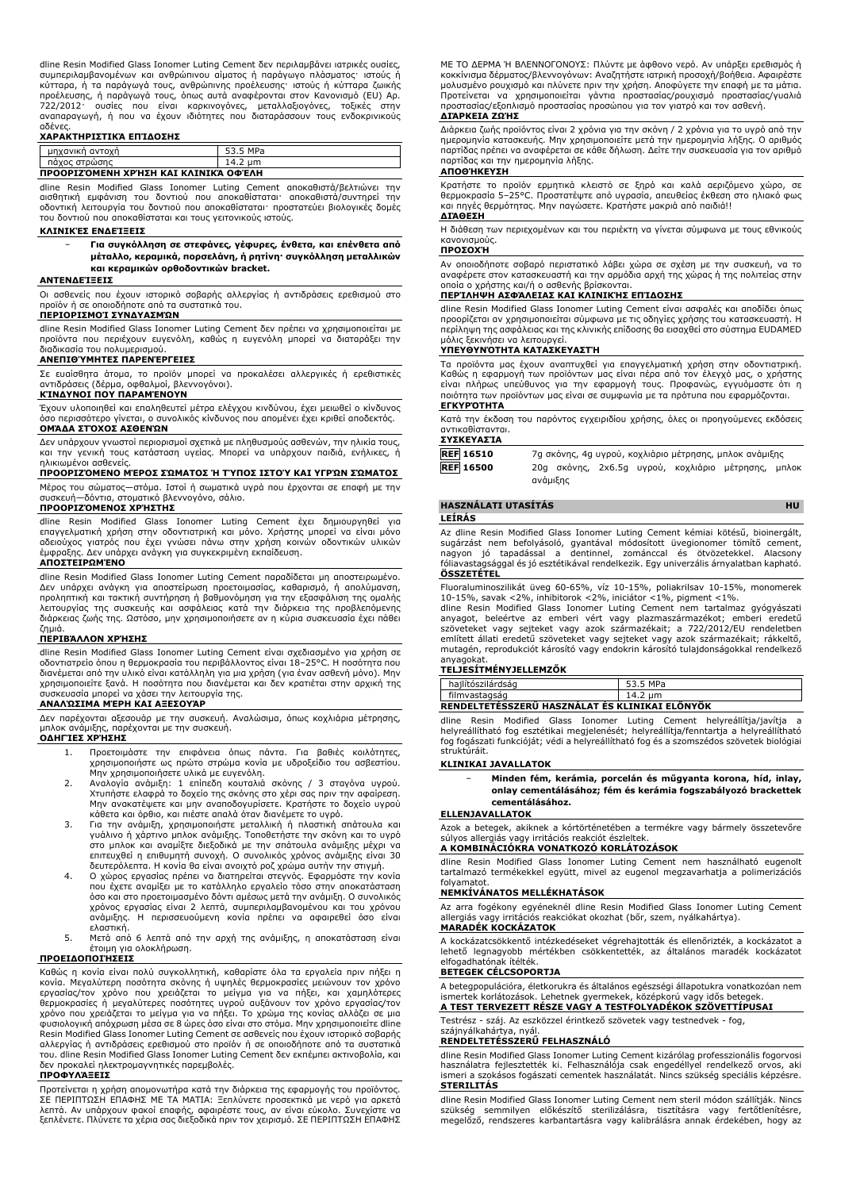dline Resin Modified Glass Ionomer Luting Cement δεν περιλαμβάνει ιατρικές ουσίες, συμπεριλαμβανομένων και ανθρώπινου αίματος ή παράγωγο πλάσματος· ιστούς ή κύτταρα, ή τα παράγωγά τους, ανθρώπινης προέλευσης· ιστούς ή κύτταρα ζωικής προέλευσης, ή παράγωγά τους, όπως αυτά αναφέρονται στον Κανονισμό (EU) Αρ. 722/2012· ουσίες που είναι καρκινογόνες, μεταλλαξιογόνες, τοξικές στην αναπαραγωγή, ή που να έχουν ιδιότητες που διαταράσσουν τους ενδοκρινικούς αδένες.

**ΧΑΡΑΚΤΗΡΙΣΤΙΚΆ ΕΠΊΔΟΣΗΣ**

| μηχανική αντοχή | 53.5 MPa |
|---|---|
| πάχος στρώσης | 14.2 µm |

**ΠΡΟΟΡΙΖΌΜΕΝΗ ΧΡΉΣΗ ΚΑΙ ΚΛΙΝΙΚΆ ΟΦΈΛΗ**

dline Resin Modified Glass Ionomer Luting Cement αποκαθιστά/βελτιώνει την αισθητική εμφάνιση του δοντιού που αποκαθίσταται· αποκαθιστά/συντηρεί την οδοντική λειτουργία του δοντιού που αποκαθίσταται· προστατεύει βιολογικές δομές του δοντιού που αποκαθίσταται και τους γειτονικούς ιστούς.

**ΚΛΙΝΙΚΈΣ ΕΝΔΕΊΞΕΙΣ**

- **Για συγκόλληση σε στεφάνες, γέφυρες, ένθετα, και επένθετα από μέταλλο, κεραμικά, πορσελάνη, ή ρητίνη· συγκόλληση μεταλλικών και κεραμικών ορθοδοντικών bracket.**

**ΑΝΤΕΝΔΕΊΞΕΙΣ**

Οι ασθενείς που έχουν ιστορικό σοβαρής αλλεργίας ή αντιδράσεις ερεθισμού στο προϊόν ή σε οποιοδήποτε από τα συστατικά του.

**ΠΕΡΙΟΡΙΣΜΟΊ ΣΥΝΔΥΑΣΜΏΝ**

dline Resin Modified Glass Ionomer Luting Cement δεν πρέπει να χρησιμοποιείται με προϊόντα που περιέχουν ευγενόλη, καθώς η ευγενόλη μπορεί να διαταράξει την διαδικασία του πολυμερισμού.

**ΑΝΕΠΙΘΎΜΗΤΕΣ ΠΑΡΕΝΈΡΓΕΙΕΣ**

Σε ευαίσθητα άτομα, το προϊόν μπορεί να προκαλέσει αλλεργικές ή ερεθιστικές αντιδράσεις (δέρμα, οφθαλμοί, βλεννογόνοι).

**ΚΊΝΔΥΝΟΙ ΠΟΥ ΠΑΡΑΜΈΝΟΥΝ**

Έχουν υλοποιηθεί και επαληθευτεί μέτρα ελέγχου κινδύνου, έχει μειωθεί ο κίνδυνος όσο περισσότερο γίνεται, ο συνολικός κίνδυνος που απομένει έχει κριθεί αποδεκτός.

**ΟΜΆΔΑ ΣΤΌΧΟΣ ΑΣΘΕΝΏΝ**

Δεν υπάρχουν γνωστοί περιορισμοί σχετικά με πληθυσμούς ασθενών, την ηλικία τους, και την γενική τους κατάσταση υγείας. Μπορεί να υπάρχουν παιδιά, ενήλικες, ή ηλικιωμένοι ασθενείς.

**ΠΡΟΟΡΙΖΌΜΕΝΟ ΜΈΡΟΣ ΣΏΜΑΤΟΣ Ή ΤΎΠΟΣ ΙΣΤΟΎ ΚΑΙ ΥΓΡΏΝ ΣΏΜΑΤΟΣ**

Μέρος του σώματος—στόμα. Ιστοί ή σωματικά υγρά που έρχονται σε επαφή με την συσκευή—δόντια, στοματικό βλεννογόνο, σάλιο.

**ΠΡΟΟΡΙΖΌΜΕΝΟΣ ΧΡΉΣΤΗΣ**

dline Resin Modified Glass Ionomer Luting Cement έχει δημιουργηθεί για επαγγελματική χρήση στην οδοντιατρική και μόνο. Χρήστης μπορεί να είναι μόνο αδειούχος γιατρός που έχει γνώσει πάνω στην χρήση κοινών οδοντικών υλικών έμφραξης. Δεν υπάρχει ανάγκη για συγκεκριμένη εκπαίδευση.

**ΑΠΟΣΤΕΙΡΩΜΈΝΟ**

dline Resin Modified Glass Ionomer Luting Cement παραδίδεται μη αποστειρωμένο. Δεν υπάρχει ανάγκη για αποστείρωση προετοιμασίας, καθαρισμό, ή απολύμανση, προληπτική και τακτική συντήρηση ή βαθμονόμηση για την εξασφάλιση της ομαλής λειτουργίας της συσκευής και ασφάλειας κατά την διάρκεια της προβλεπόμενης διάρκειας ζωής της. Ωστόσο, μην χρησιμοποιήσετε αν η κύρια συσκευασία έχει πάθει ζημιά.

**ΠΕΡΙΒΆΛΛΟΝ ΧΡΉΣΗΣ**

dline Resin Modified Glass Ionomer Luting Cement είναι σχεδιασμένο για χρήση σε οδοντιατρείο όπου η θερμοκρασία του περιβάλλοντος είναι 18–25°C. Η ποσότητα που διανέμεται από την υλικό είναι κατάλληλη για μια χρήση (για έναν ασθενή μόνο). Μην χρησιμοποιείτε ξανά. Η ποσότητα που διανέμεται και δεν κρατιέται στην αρχική της συσκευασία μπορεί να χάσει την λειτουργία της.

**ΑΝΑΛΏΣΙΜΑ ΜΈΡΗ ΚΑΙ ΑΞΕΣΟΥΆΡ**

Δεν παρέχονται αξεσουάρ με την συσκευή. Αναλώσιμα, όπως κουτάλια μέτρησης, μπλοκ ανάμιξης, παρέχονται με την συσκευή.

**ΟΔΗΓΊΕΣ ΧΡΉΣΗΣ**

1. Προετοιμάστε την επιφάνεια όπως πάντα. Για βαθιές κοιλότητες, χρησιμοποιήστε ως πρώτο στρώμα κονία με υδροξείδιο του ασβεστίου. Μην χρησιμοποιήσετε υλικά με ευγενόλη.
2. Αναλογία ανάμιξη: 1 επίπεδη κουταλιά σκόνης / 3 σταγόνα υγρού. Χτυπήστε ελαφρά το δοχείο της σκόνης στο χέρι σας πριν την αφαίρεση. Μην ανακατέψετε και μην αναποδογυρίσετε. Κρατήστε το δοχείο υγρού κάθετα και όρθιο, και πιέστε απαλά όταν διανέμετε το υγρό.
3. Για την ανάμιξη, χρησιμοποιήστε μεταλλική ή πλαστική σπάτουλα και γυάλινο ή χάρτινο μπλοκ ανάμιξης. Τοποθετήστε την σκόνη και το υγρό στο μπλοκ και αναμίξτε διεξοδικά με την σπάτουλα ανάμιξης μέχρι να επιτευχθεί η επιθυμητή συνοχή. Ο συνολικός χρόνος ανάμιξης είναι 30 δευτερόλεπτα. Η κονία θα είναι ανοιχτό ροζ χρώμα αυτήν την στιγμή.
4. Ο χώρος εργασίας πρέπει να διατηρείται στεγνός. Εφαρμόστε την κονία που έχετε αναμίξει με το κατάλληλο εργαλείο τόσο στην αποκατάσταση όσο και στο προετοιμασμένο δόντι αμέσως μετά την ανάμιξη. Ο συνολικός χρόνος εργασίας είναι 2 λεπτά, συμπεριλαμβανομένου και του χρόνου ανάμιξης. Η περισσευούμενη κονία πρέπει να αφαιρείται όσο είναι ελαστική.
5. Μετά από 6 λεπτά από την αρχή της ανάμιξης, η αποκατάσταση είναι έτοιμη για ολοκλήρωση.

**ΠΡΟΕΙΔΟΠΟΙΉΣΕΙΣ**

Καθώς η κονία είναι πολύ συγκολλητική, καθαρίστε όλα τα εργαλεία πριν πήξει η κονία. Μεγαλύτερη ποσότητα σκόνης ή υψηλές θερμοκρασίες μειώνουν τον χρόνο εργασίας/τον χρόνο που χρειάζεται το μείγμα για να πήξει, και χαμηλότερες θερμοκρασίες ή μεγαλύτερες ποσότητες υγρού αυξάνουν τον χρόνο εργασίας/τον χρόνο που χρειάζεται το μείγμα για να πήξει. Το χρώμα της κονίας αλλάζει σε μια φυσιολογική απόχρωση μέσα σε 8 ώρες όσο είναι στο στόμα. Μην χρησιμοποιείτε dline Resin Modified Glass Ionomer Luting Cement σε ασθενείς που έχουν ιστορικό σοβαρής αλλεργίας ή αντιδράσεις ερεθισμού στο προϊόν ή σε οποιοδήποτε από τα συστατικά του. dline Resin Modified Glass Ionomer Luting Cement δεν εκπέμπει ακτινοβολία, και δεν προκαλεί ηλεκτρομαγνητικές παρεμβολές.

**ΠΡΟΦΥΛΆΞΕΙΣ**

Προτείνεται η χρήση απομονωτήρα κατά την διάρκεια της εφαρμογής του προϊόντος. ΣΕ ΠΕΡΙΠΤΩΣΗ ΕΠΑΦΗΣ ΜΕ ΤΑ ΜΑΤΙΑ: Ξεπλύνετε προσεκτικά με νερό για αρκετά λεπτά. Αν υπάρχουν φακοί επαφής, αφαιρέστε τους, αν είναι εύκολο. Συνεχίστε να ξεπλένετε. Πλύνετε τα χέρια σας διεξοδικά πριν τον χειρισμό. ΣΕ ΠΕΡΙΠΤΩΣΗ ΕΠΑΦΗΣ ΜΕ ΤΟ ΔΕΡΜΑ Ή ΒΛΕΝΝΟΓΟΝΟΥΣ: Πλύντε με άφθονο νερό. Αν υπάρξει ερεθισμός ή κοκκίνισμα δέρματος/βλεννογόνων: Αναζητήστε ιατρική προσοχή/βοήθεια. Αφαιρέστε μολυσμένο ρουχισμό και πλύντε πριν την χρήση. Αποφύγετε την επαφή με τα μάτια. Προτείνεται να χρησιμοποιείται γάντια προστασίας/ρουχισμό προστασίας/γυαλιά προστασίας/εξοπλισμό προστασίας προσώπου για τον γιατρό και τον ασθενή.

**ΔΙΆΡΚΕΙΑ ΖΩΉΣ**

Διάρκεια ζωής προϊόντος είναι 2 χρόνια για την σκόνη / 2 χρόνια για το υγρό από την ημερομηνία κατασκευής. Μην χρησιμοποιείτε μετά την ημερομηνία λήξης. Ο αριθμός παρτίδας πρέπει να αναφέρεται σε κάθε δήλωση. Δείτε την συσκευασία για τον αριθμό παρτίδας και την ημερομηνία λήξης.

**ΑΠΟΘΉΚΕΥΣΗ**

Κρατήστε το προϊόν ερμητικά κλειστό σε ξηρό και καλά αεριζόμενο χώρο, σε θερμοκρασία 5–25°C. Προστατέψτε από υγρασία, απευθείας έκθεση στο ηλιακό φως και πηγές θερμότητας. Μην παγώσετε. Κρατήστε μακριά από παιδιά!!

**ΔΙΆΘΕΣΗ**

Η διάθεση των περιεχομένων και του περιέκτη να γίνεται σύμφωνα με τους εθνικούς κανονισμούς.

**ΠΡΟΣΟΧΉ**

Αν οποιοδήποτε σοβαρό περιστατικό λάβει χώρα σε σχέση με την συσκευή, να το αναφέρετε στον κατασκευαστή και την αρμόδια αρχή της χώρας ή της πολιτείας στην οποία ο χρήστης και/ή ο ασθενής βρίσκονται.

**ΠΕΡΊΛΗΨΗ ΑΣΦΆΛΕΙΑΣ ΚΑΙ ΚΛΙΝΙΚΉΣ ΕΠΊΔΟΣΗΣ**

dline Resin Modified Glass Ionomer Luting Cement είναι ασφαλές και αποδίδει όπως προορίζεται αν χρησιμοποιείται σύμφωνα με τις οδηγίες χρήσης του κατασκευαστή. Η περίληψη της ασφάλειας και της κλινικής επίδοσης θα εισαχθεί στο σύστημα EUDAMED μόλις ξεκινήσει να λειτουργεί.

**ΥΠΕΥΘΥΝΌΤΗΤΑ ΚΑΤΑΣΚΕΥΑΣΤΉ**

Τα προϊόντα μας έχουν αναπτυχθεί για επαγγελματική χρήση στην οδοντιατρική. Καθώς η εφαρμογή των προϊόντων μας είναι πέρα από τον έλεγχό μας, ο χρήστης είναι πλήρως υπεύθυνος για την εφαρμογή τους. Προφανώς, εγγυόμαστε ότι η ποιότητα των προϊόντων μας είναι σε συμφωνία με τα πρότυπα που εφαρμόζονται.

**ΕΓΚΥΡΌΤΗΤΑ**

Κατά την έκδοση του παρόντος εγχειριδίου χρήσης, όλες οι προηγούμενες εκδόσεις αντικαθίστανται.

**ΣΥΣΚΕΥΑΣΊΑ**

| | |
|---|---|
| REF 16510 | 7g σκόνης, 4g υγρού, κουτάλι μέτρησης, μπλοκ ανάμιξης |
| REF 16500 | 20g σκόνης, 2x6.5g υγρού, κουτάλι μέτρησης, μπλοκ ανάμιξης |

## HASZNÁLATI UTASÍTÁS — HU

**LEÍRÁS**

Az dline Resin Modified Glass Ionomer Luting Cement kémiai kötésű, bioinergált, sugárzást nem befolyásoló, gyantával módosított üvegionomer tömítő cement, nagyon jó tapadással a dentinnel, zománccal és ötvözetekkel. Alacsony fóliavastagsággal és jó esztétikával rendelkezik. Egy univerzális árnyalatban kapható.

**ÖSSZETÉTEL**

Fluoraluminoszilikát üveg 60-65%, víz 10-15%, poliakrilsav 10-15%, monomerek 10-15%, savak <2%, inhibitorok <2%, iniciátor <1%, pigment <1%.

dline Resin Modified Glass Ionomer Luting Cement nem tartalmaz gyógyászati anyagot, beleértve az emberi vért vagy plazmaszármazékot; emberi eredetű szöveteket vagy sejteket vagy azok származékait; a 722/2012/EU rendeletben említett állati eredetű szöveteket vagy sejteket vagy azok származékait; rákkeltő, mutagén, reprodukciót károsító vagy endokrin károsító tulajdonságokkal rendelkező anyagokat.

**TELJESÍTMÉNYJELLEMZŐK**

| hajlítószilárdság | 53.5 MPa |
|---|---|
| filmvastagság | 14.2 µm |

**RENDELTETÉSSZERŰ HASZNÁLAT ÉS KLINIKAI ELŐNYÖK**

dline Resin Modified Glass Ionomer Luting Cement helyreállítja/javítja a helyreállítható fog esztétikai megjelenését; helyreállítja/fenntartja a helyreállítható fog fogászati funkcióját; védi a helyreállítható fog és a szomszédos szövetek biológiai struktúráit.

**KLINIKAI JAVALLATOK**

- **Minden fém, kerámia, porcelán és műgyanta korona, híd, inlay, onlay cementálásához; fém és kerámia fogszabályozó brackettek cementálásához.**

**ELLENJAVALLATOK**

Azok a betegek, akiknek a kórtörténetében a termékre vagy bármely összetevőre súlyos allergiás vagy irritációs reakciót észleltek.

**A KOMBINÁCIÓKRA VONATKOZÓ KORLÁTOZÁSOK**

dline Resin Modified Glass Ionomer Luting Cement nem használható eugenolt tartalmazó termékekkel együtt, mivel az eugenol megzavarhatja a polimerizációs folyamatot.

**NEMKÍVÁNATOS MELLÉKHATÁSOK**

Az arra fogékony egyéneknél dline Resin Modified Glass Ionomer Luting Cement allergiás vagy irritációs reakciókat okozhat (bőr, szem, nyálkahártya).

**MARADÉK KOCKÁZATOK**

A kockázatcsökkentő intézkedéseket végrehajtották és ellenőrizték, a kockázatot a lehető legnagyobb mértékben csökkentették, az általános maradék kockázatot elfogadhatónak ítélték.

**BETEGEK CÉLCSOPORTJA**

A betegpopulációra, életkorukra és általános egészségi állapotukra vonatkozóan nem ismertek korlátozások. Lehetnek gyermekek, középkorú vagy idős betegek.

**A TEST TERVEZETT RÉSZE VAGY A TESTFOLYADÉKOK SZÖVETTÍPUSAI**

Testrész - száj. Az eszközzel érintkező szövetek vagy testnedvek - fog, szájnyálkahártya, nyál.

**RENDELTETÉSSZERŰ FELHASZNÁLÓ**

dline Resin Modified Glass Ionomer Luting Cement kizárólag professzionális fogorvosi használatra fejlesztették ki. Felhasználója csak engedéllyel rendelkező orvos, aki ismeri a szokásos fogászati cementek használatát. Nincs szükség speciális képzésre.

**STERILITÁS**

dline Resin Modified Glass Ionomer Luting Cement nem steril módon szállítják. Nincs szükség semmilyen előkészítő sterilizálásra, tisztításra vagy fertőtlenítésre, megelőző, rendszeres karbantartásra vagy kalibrálásra annak érdekében, hogy az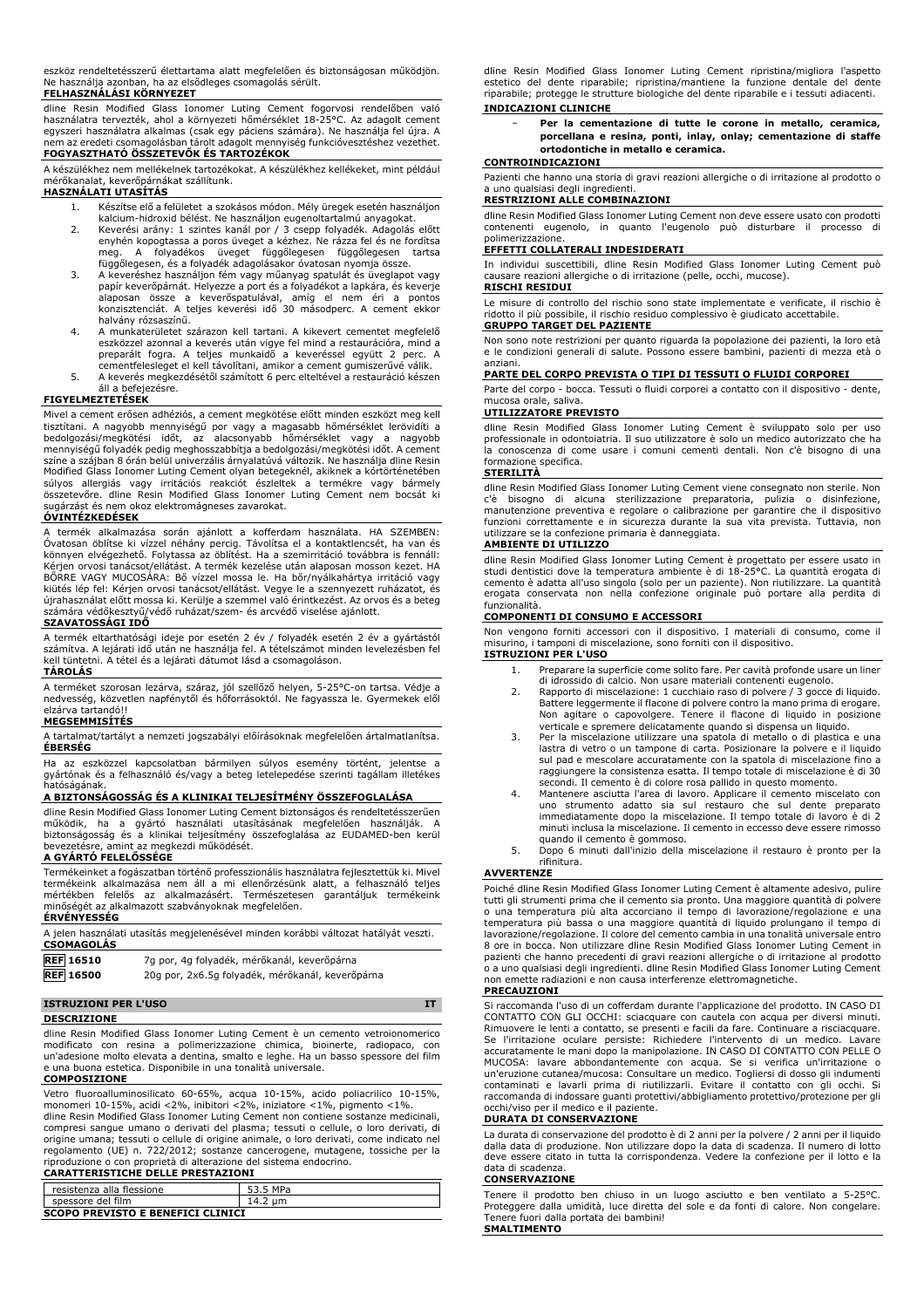eszköz rendeltetésszerű élettartama alatt megfelelően és biztonságosan működjön. Ne használja azonban, ha az elsődleges csomagolás sérült.

**FELHASZNÁLÁSI KÖRNYEZET**

dline Resin Modified Glass Ionomer Luting Cement fogorvosi rendelőben való használatra tervezték, ahol a környezeti hőmérséklet 18-25°C. Az adagolt cement egyszeri használatra alkalmas (csak egy páciens számára). Ne használja fel újra. A nem az eredeti csomagolásban tárolt adagolt mennyiség funkcióvesztéshez vezethet.

**FOGYASZTHATÓ ÖSSZETEVŐK ÉS TARTOZÉKOK**

A készülékhez nem mellékelnek tartozékokat. A készülékhez kellékeket, mint például mérőkanalat, keverőpárnákat szállítunk.

**HASZNÁLATI UTASÍTÁS**

1. Készítse elő a felületet a szokásos módon. Mély üregek esetén használjon kalcium-hidroxid bélést. Ne használjon eugenoltartalmú anyagokat.
2. Keverési arány: 1 szintes kanál por / 3 csepp folyadék. Adagolás előtt enyhén kopogtassa a poros üveget a kézhez. Ne rázza fel és ne fordítsa meg. A folyadékos üveget függőlegesen függőlegesen tartsa függőlegesen, és a folyadék adagolásakor óvatosan nyomja össze.
3. A keveréshez használjon fém vagy műanyag spatulát és üveglapot vagy papír keverőpárnát. Helyezze a port és a folyadékot a lapkára, és keverje alaposan össze a keverőspatulával, amíg el nem éri a pontos konzisztenciát. A teljes keverési idő 30 másodperc. A cement ekkor halvány rózsaszínű.
4. A munkaterületet szárazon kell tartani. A kikevert cementet megfelelő eszközzel azonnal a keverés után vigye fel mind a restaurációra, mind a preparált fogra. A teljes munkaidő a keveréssel együtt 2 perc. A cementfelesleget el kell távolítani, amikor a cement gumiszerűvé válik.
5. A keverés megkezdésétől számított 6 perc elteltével a restauráció készen áll a befejezésre.

**FIGYELMEZTETÉSEK**

Mivel a cement erősen adhéziós, a cement megkötése előtt minden eszközt meg kell tisztítani. A nagyobb mennyiségű por vagy a magasabb hőmérséklet lerövidíti a bedolgozási/megkötési időt, az alacsonyabb hőmérséklet vagy a nagyobb mennyiségű folyadék pedig meghosszabbítja a bedolgozási/megkötési időt. A cement színe a szájban 8 órán belül univerzális árnyalatúvá változik. Ne használja dline Resin Modified Glass Ionomer Luting Cement olyan betegeknél, akiknek a kórtörténetében súlyos allergiás vagy irritációs reakciót észleltek a termékre vagy bármely összetevőre. dline Resin Modified Glass Ionomer Luting Cement nem bocsát ki sugárzást és nem okoz elektromágneses zavarokat.

**ÓVINTÉZKEDÉSEK**

A termék alkalmazása során ajánlott a kofferdam használata. HA SZEMBEN: Óvatosan öblítse ki vízzel néhány percig. Távolítsa el a kontaktlencsét, ha van és könnyen elvégezhető. Folytassa az öblítést. Ha a szemirritáció továbbra is fennáll: Kérjen orvosi tanácsot/ellátást. A termék kezelése után alaposan mosson kezet. HA BŐRRE VAGY MUCOSÁRA: Bő vízzel mossa le. Ha bőr/nyálkahártya irritáció vagy kiütés lép fel: Kérjen orvosi tanácsot/ellátást. Vegye le a szennyezett ruházatot, és újrahasználat előtt mossa ki. Kerülje a szemmel való érintkezést. Az orvos és a beteg számára védőkesztyű/védő ruházat/szem- és arcvédő viselése ajánlott.

**SZAVATOSSÁGI IDŐ**

A termék eltarthatósági ideje por esetén 2 év / folyadék esetén 2 év a gyártástól számítva. A lejárati idő után ne használja fel. A tételszámot minden levelezésben fel kell tüntetni. A tétel és a lejárati dátumot lásd a csomagoláson.

**TÁROLÁS**

A terméket szorosan lezárva, száraz, jól szellőző helyen, 5-25°C-on tartsa. Védje a nedvesség, közvetlen napfénytől és hőforrásoktól. Ne fagyassza le. Gyermekek elől elzárva tartandó!!

**MEGSEMMISÍTÉS**

A tartalmat/tartályt a nemzeti jogszabályi előírásoknak megfelelően ártalmatlanítsa.

**ÉBERSÉG**

Ha az eszközzel kapcsolatban bármilyen súlyos esemény történt, jelentse a gyártónak és a felhasználó és/vagy a beteg letelepedése szerinti tagállam illetékes hatóságának.

**A BIZTONSÁGOSSÁG ÉS A KLINIKAI TELJESÍTMÉNY ÖSSZEFOGLALÁSA**

dline Resin Modified Glass Ionomer Luting Cement biztonságos és rendeltetésszerűen működik, ha a gyártó használati utasításának megfelelően használják. A biztonságosság és a klinikai teljesítmény összefoglalása az EUDAMED-ben kerül bevezetésre, amint az megkezdi működését.

**A GYÁRTÓ FELELŐSSÉGE**

Termékeinket a fogászatban történő professzionális használatra fejlesztettük ki. Mivel termékeink alkalmazása nem áll a mi ellenőrzésünk alatt, a felhasználó teljes mértékben felelős az alkalmazásért. Természetesen garantáljuk termékeink minőségét az alkalmazott szabványoknak megfelelően.

**ÉRVÉNYESSÉG**

A jelen használati utasítás megjelenésével minden korábbi változat hatályát veszti.

**CSOMAGOLÁS**

| | |
|---|---|
| REF 16510 | 7g por, 4g folyadék, mérőkanál, keverőpárna |
| REF 16500 | 20g por, 2x6.5g folyadék, mérőkanál, keverőpárna |

## ISTRUZIONI PER L'USO — IT

**DESCRIZIONE**

dline Resin Modified Glass Ionomer Luting Cement è un cemento vetroionomerico modificato con resina a polimerizzazione chimica, bioinerte, radiopaco, con un'adesione molto elevata a dentina, smalto e leghe. Ha un basso spessore del film e una buona estetica. Disponibile in una tonalità universale.

**COMPOSIZIONE**

Vetro fluoroalluminosilicato 60-65%, acqua 10-15%, acido poliacrilico 10-15%, monomeri 10-15%, acidi <2%, inibitori <2%, iniziatore <1%, pigmento <1%.
dline Resin Modified Glass Ionomer Luting Cement non contiene sostanze medicinali, compresi sangue umano o derivati del plasma; tessuti o cellule, o loro derivati, di origine umana; tessuti o cellule di origine animale, o loro derivati, come indicato nel regolamento (UE) n. 722/2012; sostanze cancerogene, mutagene, tossiche per la riproduzione o con proprietà di alterazione del sistema endocrino.

**CARATTERISTICHE DELLE PRESTAZIONI**

| | |
|---|---|
| resistenza alla flessione | 53.5 MPa |
| spessore del film | 14.2 µm |

**SCOPO PREVISTO E BENEFICI CLINICI**

dline Resin Modified Glass Ionomer Luting Cement ripristina/migliora l'aspetto estetico del dente riparabile; ripristina/mantiene la funzione dentale del dente riparabile; protegge le strutture biologiche del dente riparabile e i tessuti adiacenti.

**INDICAZIONI CLINICHE**

- **Per la cementazione di tutte le corone in metallo, ceramica, porcellana e resina, ponti, inlay, onlay; cementazione di staffe ortodontiche in metallo e ceramica.**

**CONTROINDICAZIONI**

Pazienti che hanno una storia di gravi reazioni allergiche o di irritazione al prodotto o a uno qualsiasi degli ingredienti.

**RESTRIZIONI ALLE COMBINAZIONI**

dline Resin Modified Glass Ionomer Luting Cement non deve essere usato con prodotti contenenti eugenolo, in quanto l'eugenolo può disturbare il processo di polimerizzazione.

**EFFETTI COLLATERALI INDESIDERATI**

In individui suscettibili, dline Resin Modified Glass Ionomer Luting Cement può causare reazioni allergiche o di irritazione (pelle, occhi, mucose).

**RISCHI RESIDUI**

Le misure di controllo del rischio sono state implementate e verificate, il rischio è ridotto il più possibile, il rischio residuo complessivo è giudicato accettabile.

**GRUPPO TARGET DEL PAZIENTE**

Non sono note restrizioni per quanto riguarda la popolazione dei pazienti, la loro età e le condizioni generali di salute. Possono essere bambini, pazienti di mezza età o anziani.

**PARTE DEL CORPO PREVISTA O TIPI DI TESSUTI O FLUIDI CORPOREI**

Parte del corpo - bocca. Tessuti o fluidi corporei a contatto con il dispositivo - dente, mucosa orale, saliva.

**UTILIZZATORE PREVISTO**

dline Resin Modified Glass Ionomer Luting Cement è sviluppato solo per uso professionale in odontoiatria. Il suo utilizzatore è solo un medico autorizzato che ha la conoscenza di come usare i comuni cementi dentali. Non c'è bisogno di una formazione specifica.

**STERILITÀ**

dline Resin Modified Glass Ionomer Luting Cement viene consegnato non sterile. Non c'è bisogno di alcuna sterilizzazione preparatoria, pulizia o disinfezione, manutenzione preventiva e regolare o calibrazione per garantire che il dispositivo funzioni correttamente e in sicurezza durante la sua vita prevista. Tuttavia, non utilizzare se la confezione primaria è danneggiata.

**AMBIENTE DI UTILIZZO**

dline Resin Modified Glass Ionomer Luting Cement è progettato per essere usato in studi dentistici dove la temperatura ambiente è di 18-25°C. La quantità erogata di cemento è adatta all'uso singolo (solo per un paziente). Non riutilizzare. La quantità erogata conservata non nella confezione originale può portare alla perdita di funzionalità.

**COMPONENTI DI CONSUMO E ACCESSORI**

Non vengono forniti accessori con il dispositivo. I materiali di consumo, come il misurino, i tamponi di miscelazione, sono forniti con il dispositivo.

**ISTRUZIONI PER L'USO**

1. Preparare la superficie come solito fare. Per cavità profonde usare un liner di idrossido di calcio. Non usare materiali contenenti eugenolo.
2. Rapporto di miscelazione: 1 cucchiaio raso di polvere / 3 gocce di liquido. Battere leggermente il flacone di polvere contro la mano prima di erogare. Non agitare o capovolgere. Tenere il flacone di liquido in posizione verticale e spremere delicatamente quando si dispensa un liquido.
3. Per la miscelazione utilizzare una spatola di metallo o di plastica e una lastra di vetro o un tampone di carta. Posizionare la polvere e il liquido sul pad e mescolare accuratamente con la spatola di miscelazione fino a raggiungere la consistenza esatta. Il tempo totale di miscelazione è di 30 secondi. Il cemento è di colore rosa pallido in questo momento.
4. Mantenere asciutta l'area di lavoro. Applicare il cemento miscelato con uno strumento adatto sia sul restauro che sul dente preparato immediatamente dopo la miscelazione. Il tempo totale di lavoro è di 2 minuti inclusa la miscelazione. Il cemento in eccesso deve essere rimosso quando il cemento è gommoso.
5. Dopo 6 minuti dall'inizio della miscelazione il restauro è pronto per la rifinitura.

**AVVERTENZE**

Poiché dline Resin Modified Glass Ionomer Luting Cement è altamente adesivo, pulire tutti gli strumenti prima che il cemento sia pronto. Una maggiore quantità di polvere o una temperatura più alta accorciano il tempo di lavorazione/regolazione e una temperatura più bassa o una maggiore quantità di liquido prolungano il tempo di lavorazione/regolazione. Il colore del cemento cambia in una tonalità universale entro 8 ore in bocca. Non utilizzare dline Resin Modified Glass Ionomer Luting Cement in pazienti che hanno precedenti di gravi reazioni allergiche o di irritazione al prodotto o a uno qualsiasi degli ingredienti. dline Resin Modified Glass Ionomer Luting Cement non emette radiazioni e non causa interferenze elettromagnetiche.

**PRECAUZIONI**

Si raccomanda l'uso di un cofferdam durante l'applicazione del prodotto. IN CASO DI CONTATTO CON GLI OCCHI: sciacquare con cautela con acqua per diversi minuti. Rimuovere le lenti a contatto, se presenti e facili da fare. Continuare a risciacquare. Se l'irritazione oculare persiste: Richiedere l'intervento di un medico. Lavare accuratamente le mani dopo la manipolazione. IN CASO DI CONTATTO CON PELLE O MUCOSA: lavare abbondantemente con acqua. Se si verifica un'irritazione o un'eruzione cutanea/mucosa: Consultare un medico. Togliersi di dosso gli indumenti contaminati e lavarli prima di riutilizzarli. Evitare il contatto con gli occhi. Si raccomanda di indossare guanti protettivi/abbigliamento protettivo/protezione per gli occhi/viso per il medico e il paziente.

**DURATA DI CONSERVAZIONE**

La durata di conservazione del prodotto è di 2 anni per la polvere / 2 anni per il liquido dalla data di produzione. Non utilizzare dopo la data di scadenza. Il numero di lotto deve essere citato in tutta la corrispondenza. Vedere la confezione per il lotto e la data di scadenza.

**CONSERVAZIONE**

Tenere il prodotto ben chiuso in un luogo asciutto e ben ventilato a 5-25°C. Proteggere dalla umidità, luce diretta del sole e da fonti di calore. Non congelare. Tenere fuori dalla portata dei bambini!

**SMALTIMENTO**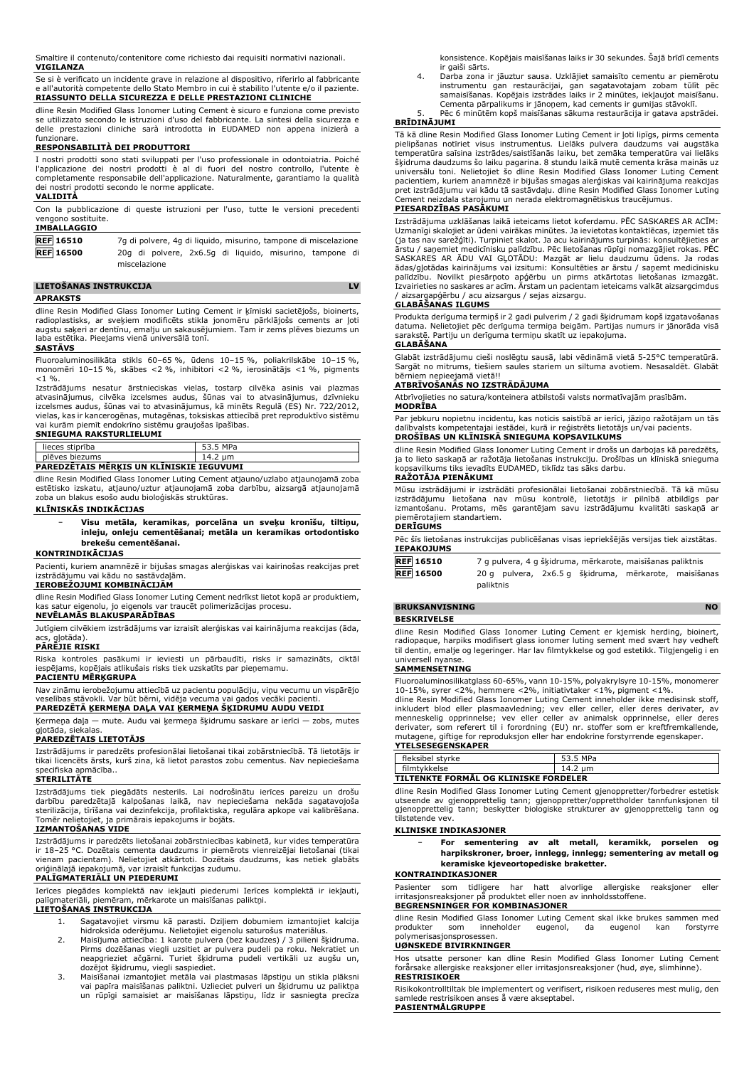Smaltire il contenuto/contenitore come richiesto dai requisiti normativi nazionali.

**VIGILANZA**

Se si è verificato un incidente grave in relazione al dispositivo, riferirlo al fabbricante e all'autorità competente dello Stato Membro in cui è stabilito l'utente e/o il paziente.

**RIASSUNTO DELLA SICUREZZA E DELLE PRESTAZIONI CLINICHE**

dline Resin Modified Glass Ionomer Luting Cement è sicuro e funziona come previsto se utilizzato secondo le istruzioni d'uso del fabbricante. La sintesi della sicurezza e delle prestazioni cliniche sarà introdotta in EUDAMED non appena inizierà a funzionare.

**RESPONSABILITÀ DEI PRODUTTORI**

I nostri prodotti sono stati sviluppati per l'uso professionale in odontoiatria. Poiché l'applicazione dei nostri prodotti è al di fuori del nostro controllo, l'utente è completamente responsabile dell'applicazione. Naturalmente, garantiamo la qualità dei nostri prodotti secondo le norme applicate.

**VALIDITÀ**

Con la pubblicazione di queste istruzioni per l'uso, tutte le versioni precedenti vengono sostituite.

**IMBALLAGGIO**

| | |
|---|---|
| REF 16510 | 7g di polvere, 4g di liquido, misurino, tampone di miscelazione |
| REF 16500 | 20g di polvere, 2x6.5g di liquido, misurino, tampone di miscelazione |

## LIETOŠANAS INSTRUKCIJA — LV

**APRAKSTS**

dline Resin Modified Glass Ionomer Luting Cement ir ķīmiski sacietējošs, bioinerts, radioplastisks, ar sveķiem modificēts stikla jonomēru pārklājošs cements ar ļoti augstu saķeri ar dentīnu, emalju un sakausējumiem. Tam ir zems plēves biezums un laba estētika. Pieejams vienā universālā tonī.

**SASTĀVS**

Fluoroaluminosilikāta stikls 60–65 %, ūdens 10–15 %, poliakrilskābe 10–15 %, monomēri 10–15 %, skābes <2 %, inhibitori <2 %, ierosinātājs <1 %, pigments <1 %.

Izstrādājums nesatur ārstnieciskas vielas, tostarp cilvēka asinis vai plazmas atvasinājumus, cilvēka izcelsmes audus, šūnas vai to atvasinājumus, dzīvnieku izcelsmes audus, šūnas vai to atvasinājumus, kā minēts Regulā (ES) Nr. 722/2012, vielas, kas ir kancerogēnas, mutagēnas, toksiskas attiecībā pret reproduktīvo sistēmu vai kuram piemīt endokrīno sistēmu graujošas īpašības.

**SNIEGUMA RAKSTURLIELUMI**

| | |
|---|---|
| lieces stiprība | 53.5 MPa |
| plēves biezums | 14.2 µm |

**PAREDZĒTAIS MĒRĶIS UN KLĪNISKIE IEGUVUMI**

dline Resin Modified Glass Ionomer Luting Cement atjauno/uzlabo atjaunojamā zoba estētisko izskatu, atjauno/uztur atjaunojamā zoba darbību, aizsargā atjaunojamā zoba un blakus esošo audu bioloģiskās struktūras.

**KLĪNISKĀS INDIKĀCIJAS**

– **Visu metāla, keramikas, porcelāna un sveķu kronīšu, tiltiņu, inleju, onleju cementēšanai; metāla un keramikas ortodontisko brekešu cementēšanai.**

**KONTRINDIKĀCIJAS**

Pacienti, kuriem anamnēzē ir bijušas smagas alerģiskas vai kairinošas reakcijas pret izstrādājumu vai kādu no sastāvdaļām.

**IEROBEŽOJUMI KOMBINĀCIJĀM**

dline Resin Modified Glass Ionomer Luting Cement nedrīkst lietot kopā ar produktiem, kas satur eigenolu, jo eigenols var traucēt polimerizācijas procesu.

**NEVĒLAMĀS BLAKUSPARĀDĪBAS**

Jutīgiem cilvēkiem izstrādājums var izraisīt alerģiskas vai kairinājuma reakcijas (āda, acs, gļotāda).

**PĀRĒJIE RISKI**

Riska kontroles pasākumi ir ieviesti un pārbaudīti, risks ir samazināts, ciktāl iespējams, kopējais atlikušais risks tiek uzskatīts par pieņemamu.

**PACIENTU MĒRĶGRUPA**

Nav zināmu ierobežojumu attiecībā uz pacientu populāciju, viņu vecumu un vispārējo veselības stāvokli. Var būt bērni, vidēja vecuma vai gados vecāki pacienti.

**PAREDZĒTĀ ĶERMEŅA DAĻA VAI ĶERMEŅA ŠĶIDRUMU AUDU VEIDI**

Ķermeņa daļa — mute. Audu vai ķermeņa šķidrumu saskare ar ierīci — zobs, mutes gļotāda, siekalas.

**PAREDZĒTAIS LIETOTĀJS**

Izstrādājums ir paredzēts profesionālai lietošanai tikai zobārstniecībā. Tā lietotājs ir tikai licencēts ārsts, kurš zina, kā lietot parastos zobu cementus. Nav nepieciešama specifiska apmācība..

**STERILITĀTE**

Izstrādājums tiek piegādāts nesterils. Lai nodrošinātu ierīces pareizu un drošu darbību paredzētajā kalpošanas laikā, nav nepieciešama nekāda sagatavojoša sterilizācija, tīrīšana vai dezinfekcija, profilaktiska, regulāra apkope vai kalibrēšana. Tomēr nelietojiet, ja primārais iepakojums ir bojāts.

**IZMANTOŠANAS VIDE**

Izstrādājums ir paredzēts lietošanai zobārstniecības kabinetā, kur vides temperatūra ir 18–25 °C. Dozētais cementa daudzums ir piemērots vienreizējai lietošanai (tikai vienam pacientam). Nelietojiet atkārtoti. Dozētais daudzums, kas netiek glabāts oriģinālajā iepakojumā, var izraisīt funkcijas zudumu.

**PALĪGMATERIĀLI UN PIEDERUMI**

Ierīces piegādes komplektā nav iekļauti piederumi Ierīces komplektā ir iekļauti, palīgmateriāli, piemēram, mērkarote un maisīšanas paliktņi.

**LIETOŠANAS INSTRUKCIJA**

1. Sagatavojiet virsmu kā parasti. Dziļiem dobumiem izmantojiet kalcija hidroksīda oderējumu. Nelietojiet eigenolu saturošus materiālus.
2. Maisījuma attiecība: 1 karote pulvera (bez kaudzes) / 3 pilieni šķidruma. Pirms dozēšanas viegli uzsitiet ar pulvera pudeli pa roku. Nekratiet un neapgrieziet ačgārni. Turiet šķidruma pudeli vertikāli uz augšu un, dozējot šķidrumu, viegli saspiediet.
3. Maisīšanai izmantojiet metāla vai plastmasas lāpstiņu un stikla plāksni vai papīra maisīšanas paliktni. Uzlieciet pulveri un šķidrumu uz paliktņa un rūpīgi samaisiet ar maisīšanas lāpstiņu, līdz ir sasniegta precīza konsistence. Kopējais maisīšanas laiks ir 30 sekundes. Šajā brīdī cements ir gaiši sārts.
4. Darba zona ir jāuztur sausa. Uzklājiet samaisīto cementu ar piemērotu instrumentu gan restaurācijai, gan sagatavotajam zobam tūlīt pēc samaisīšanas. Kopējais izstrādes laiks ir 2 minūtes, iekļaujot maisīšanu. Cementa pārpalikums ir jānoņem, kad cements ir gumijas stāvoklī.
5. Pēc 6 minūtēm kopš maisīšanas sākuma restaurācija ir gatava apstrādei.

**BRĪDINĀJUMI**

Tā kā dline Resin Modified Glass Ionomer Luting Cement ir ļoti lipīgs, pirms cementa pielipšanas notīriet visus instrumentus. Lielāks pulvera daudzums vai augstāka temperatūra saīsina izstrādes/saistīšanās laiku, bet zemāka temperatūra vai lielāks šķidruma daudzums šo laiku pagarina. 8 stundu laikā mutē cementa krāsa mainās uz universālu toni. Nelietojiet šo dline Resin Modified Glass Ionomer Luting Cement pacientiem, kuriem anamnēzē ir bijušas smagas alerģiskas vai kairinošas reakcijas pret izstrādājumu vai kādu tā sastāvdaļu. dline Resin Modified Glass Ionomer Luting Cement neizdala starojumu un nerada elektromagnētiskus traucējumus.

**PIESARDZĪBAS PASĀKUMI**

Izstrādājuma uzklāšanas laikā ieteicams lietot koferdamu. PĒC SASKARES AR ACĪM: Uzmanīgi skalojiet ar ūdeni vairākas minūtes. Ja ievietotas kontaktlēcas, izņemiet tās (ja tas nav sarežģīti). Turpiniet skalot. Ja acu kairinājums turpinās: konsultējieties ar ārstu / saņemiet medicīnisku palīdzību. Pēc lietošanas rūpīgi nomazgājiet rokas. PĒC SASKARES AR ĀDU VAI GĻOTĀDU: Mazgāt ar lielu daudzumu ūdens. Ja rodas ādas/gļotādas kairinājums vai izsitumi: Konsultēties ar ārstu / saņemt medicīnisku palīdzību. Novilkt piesārņoto apģērbu un pirms atkārtotas lietošanas izmazgāt. Izvairieties no saskares ar acīm. Ārstam un pacientam ieteicams valkāt aizsargcimdus / aizsargapģērbu / acu aizsargus / sejas aizsargu.

**GLABĀŠANAS ILGUMS**

Produkta derīguma termiņš ir 2 gadi pulverim / 2 gadi šķidrumam kopš izgatavošanas datuma. Nelietojiet pēc derīguma termiņa beigām. Partijas numurs ir jānorāda visā sarakstē. Partiju un derīguma termiņu skatīt uz iepakojuma.

**GLABĀŠANA**

Glabāt izstrādājumu cieši noslēgtu sausā, labi vēdināmā vietā 5-25°C temperatūrā. Sargāt no mitrums, tiešiem saules stariem un siltuma avotiem. Nesasaldēt. Glabāt bērniem nepieejamā vietā!!

**ATBRĪVOŠANĀS NO IZSTRĀDĀJUMA**

Atbrīvojieties no satura/konteinera atbilstoši valsts normatīvajām prasībām.

**MODRĪBA**

Par jebkuru nopietnu incidentu, kas noticis saistībā ar ierīci, jāziņo ražotājam un tās dalībvalsts kompetentajai iestādei, kurā ir reģistrēts lietotājs un/vai pacients.

**DROŠĪBAS UN KLĪNISKĀ SNIEGUMA KOPSAVILKUMS**

dline Resin Modified Glass Ionomer Luting Cement ir drošs un darbojas kā paredzēts, ja to lieto saskaņā ar ražotāja lietošanas instrukciju. Drošības un klīniskā snieguma kopsavilkums tiks ievadīts EUDAMED, tiklīdz tas sāks darbu.

**RAŽOTĀJA PIENĀKUMI**

Mūsu izstrādājumi ir izstrādāti profesionālai lietošanai zobārstniecībā. Tā kā mūsu izstrādājumu lietošana nav mūsu kontrolē, lietotājs ir pilnībā atbildīgs par izmantošanu. Protams, mēs garantējam savu izstrādājumu kvalitāti saskaņā ar piemērotajiem standartiem.

**DERĪGUMS**

Pēc šīs lietošanas instrukcijas publicēšanas visas iepriekšējās versijas tiek aizstātas.

**IEPAKOJUMS**

| | |
|---|---|
| REF 16510 | 7 g pulvera, 4 g šķidruma, mērkarote, maisīšanas paliktnis |
| REF 16500 | 20 g pulvera, 2x6.5 g šķidruma, mērkarote, maisīšanas paliktnis |

## BRUKSANVISNING — NO

**BESKRIVELSE**

dline Resin Modified Glass Ionomer Luting Cement er kjemisk herding, bioinert, radiopaque, harpiks modifisert glass ionomer luting sement med svært høy vedheft til dentin, emalje og legeringer. Har lav filmtykkelse og god estetikk. Tilgjengelig i en universell nyanse.

**SAMMENSETNING**

Fluoroaluminosilikatglass 60-65%, vann 10-15%, polyakrylsyre 10-15%, monomerer 10-15%, syrer <2%, hemmere <2%, initiativtaker <1%, pigment <1%.

dline Resin Modified Glass Ionomer Luting Cement inneholder ikke medisinsk stoff, inkludert blod eller plasmaavledning; vev eller celler, eller deres derivater, av menneskelig opprinnelse; vev eller celler av animalsk opprinnelse, eller deres derivater, som referert til i forordning (EU) nr. stoffer som er kreftfremkallende, mutagene, giftige for reproduksjon eller har endokrine forstyrrende egenskaper.

**YTELSESEGENSKAPER**

| | |
|---|---|
| fleksibel styrke | 53.5 MPa |
| filmtykkelse | 14.2 µm |

**TILTENKTE FORMÅL OG KLINISKE FORDELER**

dline Resin Modified Glass Ionomer Luting Cement gjenoppretter/forbedrer estetisk utseende av gjenopprettelig tann; gjenoppretter/opprettholder tannfunksjonen til gjenopprettelig tann; beskytter biologiske strukturer av gjenopprettelig tann og tilstøtende vev.

**KLINISKE INDIKASJONER**

– **For sementering av alt metall, keramikk, porselen og harpikskroner, broer, innlegg, innlegg; sementering av metall og keramiske kjeveortopediske braketter.**

**KONTRAINDIKASJONER**

Pasienter som tidligere har hatt alvorlige allergiske reaksjoner eller irritasjonsreaksjoner på produktet eller noen av innholdsstoffene.

**BEGRENSNINGER FOR KOMBINASJONER**

dline Resin Modified Glass Ionomer Luting Cement skal ikke brukes sammen med produkter som inneholder eugenol, da eugenol kan forstyrre polymerisasjonsprosessen.

**UØNSKEDE BIVIRKNINGER**

Hos utsatte personer kan dline Resin Modified Glass Ionomer Luting Cement forårsake allergiske reaksjoner eller irritasjonsreaksjoner (hud, øye, slimhinne).

**RESTRISIKOER**

Risikokontrolltiltak ble implementert og verifisert, risikoen reduseres mest mulig, den samlede restrisikoen anses å være akseptabel.

**PASIENTMÅLGRUPPE**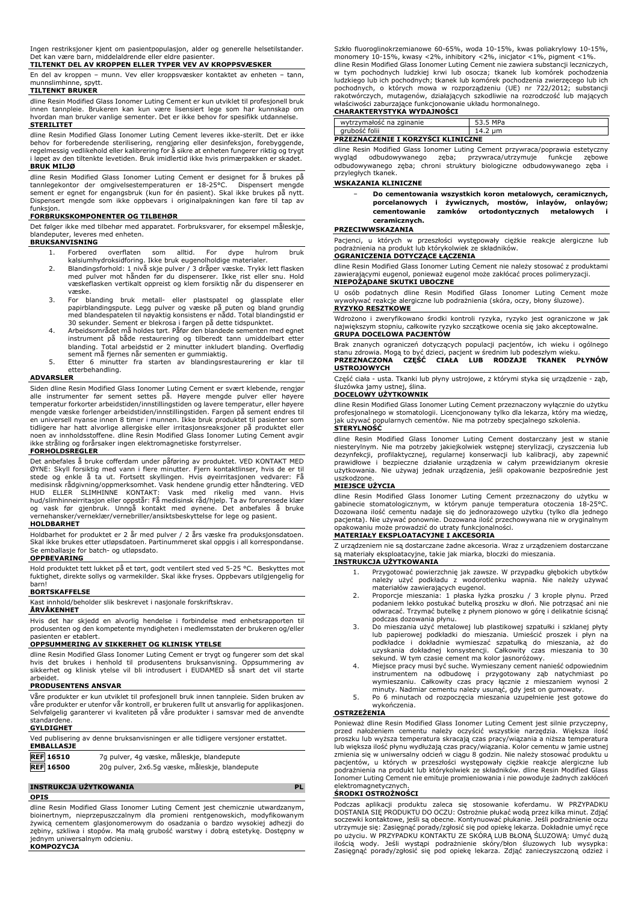Ingen restriksjoner kjent om pasientpopulasjon, alder og generelle helsetilstander. Det kan være barn, middelaldrende eller eldre pasienter.

**TILTENKT DEL AV KROPPEN ELLER TYPER VEV AV KROPPSVÆSKER**

En del av kroppen – munn. Vev eller kroppsvæsker kontaktet av enheten – tann, munnslimhinne, spytt.

**TILTENKT BRUKER**

dline Resin Modified Glass Ionomer Luting Cement er kun utviklet til profesjonell bruk innen tannpleie. Brukeren kan kun være lisensiert lege som har kunnskap om hvordan man bruker vanlige sementer. Det er ikke behov for spesifikk utdannelse.

**STERILITET**

dline Resin Modified Glass Ionomer Luting Cement leveres ikke-sterilt. Det er ikke behov for forberedende sterilisering, rengjøring eller desinfeksjon, forebyggende, regelmessig vedlikehold eller kalibrering for å sikre at enheten fungerer riktig og trygt i løpet av den tiltenkte levetiden. Bruk imidlertid ikke hvis primærpakken er skadet.

**BRUK MILJØ**

dline Resin Modified Glass Ionomer Luting Cement er designet for å brukes på tannlegekontor der omgivelsestemperaturen er 18-25°C. Dispensert mengde sement er egnet for engangsbruk (kun for én pasient). Skal ikke brukes på nytt. Dispensert mengde som ikke oppbevars i originalpakningen kan føre til tap av funksjon.

**FORBRUKSKOMPONENTER OG TILBEHØR**

Det følger ikke med tilbehør med apparatet. Forbruksvarer, for eksempel måleskje, blandeputer, leveres med enheten.

**BRUKSANVISNING**

1. Forbered overflaten som alltid. For dype hulrom bruk kalsiumhydroksidforing. Ikke bruk eugenolholdige materialer.
2. Blandingsforhold: 1 nivå skje pulver / 3 dråper væske. Trykk lett flasken med pulver mot hånden før du dispenserer. Ikke rist eller snu. Hold væskeflasken vertikalt oppreist og klem forsiktig når du dispenserer en væske.
3. For blanding bruk metall- eller plastspatel og glassplate eller papirblandingspute. Legg pulver og væske på puten og bland grundig med blandespatelen til nøyaktig konsistens er nådd. Total blandingstid er 30 sekunder. Sement er blekrosa i fargen på dette tidspunktet.
4. Arbeidsområdet må holdes tørt. Påfør den blandede sementen med egnet instrument på både restaurering og tilberedt tann umiddelbart etter blanding. Total arbeidstid er 2 minutter inkludert blanding. Overflødig sement må fjernes når sementen er gummiaktig.
5. Etter 6 minutter fra starten av blandingsrestaurering er klar til etterbehandling.

**ADVARSLER**

Siden dline Resin Modified Glass Ionomer Luting Cement er svært klebende, rengjør alle instrumenter før sement settes på. Høyere mengde pulver eller høyere temperatur forkorter arbeidstiden/innstillingstiden og lavere temperatur, eller høyere mengde væske forlenger arbeidstiden/innstillingstiden. Fargen på sement endres til en universell nyanse innen 8 timer i munnen. Ikke bruk produktet til pasienter som tidligere har hatt alvorlige allergiske eller irritasjonsreaksjoner på produktet eller noen av innholdsstoffene. dline Resin Modified Glass Ionomer Luting Cement avgir ikke stråling og forårsaker ingen elektromagnetiske forstyrrelser.

**FORHOLDSREGLER**

Det anbefales å bruke cofferdam under påføring av produktet. VED KONTAKT MED ØYNE: Skyll forsiktig med vann i flere minutter. Fjern kontaktlinser, hvis de er til stede og enkle å ta ut. Fortsett skyllingen. Hvis øyeirritasjonen vedvarer: Få medisinsk rådgivning/oppmerksomhet. Vask hendene grundig etter håndtering. VED HUD ELLER SLIMHINNE KONTAKT: Vask med rikelig med vann. Hvis hud/slimhinneirritasjon eller utslett oppstår: Få medisinsk råd/hjelp. Ta av forurensede klær og vask før gjenbruk. Unngå kontakt med øynene. Det anbefales å bruke vernehansker/verneklær/vernebriller/ansiktsbeskyttelse for lege og pasient.

**HOLDBARHET**

Holdbarhet for produktet er 2 år med pulver / 2 års væske fra produksjonsdatoen. Skal ikke brukes etter utløpsdatoen. Partinummeret skal oppgis i all korrespondanse. Se emballasje for batch- og utløpsdato.

**OPPBEVARING**

Hold produktet tett lukket på et tørt, godt ventilert sted ved 5-25 °C. Beskyttes mot fuktighet, direkte sollys og varmekilder. Skal ikke fryses. Oppbevars utilgjengelig for barn!

**BORTSKAFFELSE**

Kast innhold/beholder slik beskrevet i nasjonale forskriftskrav.

**ÅRVÅKENHET**

Hvis det har skjedd en alvorlig hendelse i forbindelse med enhetsrapporten til produsenten og den kompetente myndigheten i medlemsstaten der brukeren og/eller pasienten er etablert.

**OPPSUMMERING AV SIKKERHET OG KLINISK YTELSE**

dline Resin Modified Glass Ionomer Luting Cement er trygt og fungerer som det skal hvis det brukes i henhold til produsentens bruksanvisning. Oppsummering av sikkerhet og klinisk ytelse vil bli introdusert i EUDAMED så snart det vil starte arbeidet.

**PRODUSENTENS ANSVAR**

Våre produkter er kun utviklet til profesjonell bruk innen tannpleie. Siden bruken av våre produkter er utenfor vår kontroll, er brukeren fullt ut ansvarlig for applikasjonen. Selvfølgelig garanterer vi kvaliteten på våre produkter i samsvar med de anvendte standardene.

**GYLDIGHET**

Ved publisering av denne bruksanvisningen er alle tidligere versjoner erstattet.

**EMBALLASJE**

| | |
|---|---|
| **REF** 16510 | 7g pulver, 4g væske, måleskje, blandepute |
| **REF** 16500 | 20g pulver, 2x6.5g væske, måleskje, blandepute |

## INSTRUKCJA UŻYTKOWANIA — PL

**OPIS**

dline Resin Modified Glass Ionomer Luting Cement jest chemicznie utwardzanym, bioinertnym, nieprzepuszczalnym dla promieni rentgenowskich, modyfikowanym żywicą cementem glasjonomerowym do osadzania o bardzo wysokiej adhezji do zębiny, szkliwa i stopów. Ma małą grubość warstwy i dobrą estetykę. Dostępny w jednym uniwersalnym odcieniu.

**KOMPOZYCJA**

Szkło fluoroglinokrzemianowe 60-65%, woda 10-15%, kwas poliakrylowy 10-15%, monomery 10-15%, kwasy <2%, inhibitory <2%, inicjator <1%, pigment <1%. dline Resin Modified Glass Ionomer Luting Cement nie zawiera substancji leczniczych, w tym pochodnych ludzkiej krwi lub osocza; tkanek lub komórek pochodzenia ludzkiego lub ich pochodnych; tkanek lub komórek pochodzenia zwierzęcego lub ich pochodnych, o których mowa w rozporządzeniu (UE) nr 722/2012; substancji rakotwórczych, mutagenów, działających szkodliwie na rozrodczość lub mających właściwości zaburzające funkcjonowanie układu hormonalnego.

**CHARAKTERYSTYKA WYDAJNOŚCI**

| | |
|---|---|
| wytrzymałość na zginanie | 53.5 MPa |
| grubość folii | 14.2 µm |

**PRZEZNACZENIE I KORZYŚCI KLINICZNE**

dline Resin Modified Glass Ionomer Luting Cement przywraca/poprawia estetyczny wygląd odbudowywanego zęba; przywraca/utrzymuje funkcje zębowe odbudowywanego zęba; chroni struktury biologiczne odbudowywanego zęba i przyległych tkanek.

**WSKAZANIA KLINICZNE**

- **Do cementowania wszystkich koron metalowych, ceramicznych, porcelanowych i żywicznych, mostów, inlayów, onlayów; cementowanie zamków ortodontycznych metalowych i ceramicznych.**

**PRZECIWWSKAZANIA**

Pacjenci, u których w przeszłości występowały ciężkie reakcje alergiczne lub podrażnienia na produkt lub którykolwiek ze składników.

**OGRANICZENIA DOTYCZĄCE ŁĄCZENIA**

dline Resin Modified Glass Ionomer Luting Cement nie należy stosować z produktami zawierającymi eugenol, ponieważ eugenol może zakłócać proces polimeryzacji.

**NIEPOŻĄDANE SKUTKI UBOCZNE**

U osób podatnych dline Resin Modified Glass Ionomer Luting Cement może wywoływać reakcje alergiczne lub podrażnienia (skóra, oczy, błony śluzowe).

**RYZYKO RESZTKOWE**

Wdrożono i zweryfikowano środki kontroli ryzyka, ryzyko jest ograniczone w jak największym stopniu, całkowite ryzyko szczątkowe ocenia się jako akceptowalne.

**GRUPA DOCELOWA PACJENTÓW**

Brak znanych ograniczeń dotyczących populacji pacjentów, ich wieku i ogólnego stanu zdrowia. Mogą to być dzieci, pacjent w średnim lub podeszłym wieku.

**PRZEZNACZONA CZĘŚĆ CIAŁA LUB RODZAJE TKANEK PŁYNÓW USTROJOWYCH**

Część ciała - usta. Tkanki lub płyny ustrojowe, z którymi styka się urządzenie - ząb, śluzówka jamy ustnej, ślina.

**DOCELOWY UŻYTKOWNIK**

dline Resin Modified Glass Ionomer Luting Cement przeznaczony wyłącznie do użytku profesjonalnego w stomatologii. Licencjonowany tylko dla lekarza, który ma wiedzę, jak używać popularnych cementów. Nie ma potrzeby specjalnego szkolenia.

**STERYLNOŚĆ**

dline Resin Modified Glass Ionomer Luting Cement dostarczany jest w stanie niesterylnym. Nie ma potrzeby jakiejkolwiek wstępnej sterylizacji, czyszczenia lub dezynfekcji, profilaktycznej, regularnej konserwacji lub kalibracji, aby zapewnić prawidłowe i bezpieczne działanie urządzenia w całym przewidzianym okresie użytkowania. Nie używaj jednak urządzenia, jeśli opakowanie bezpośrednie jest uszkodzone.

**MIEJSCE UŻYCIA**

dline Resin Modified Glass Ionomer Luting Cement przeznaczony do użytku w gabinecie stomatologicznym, w którym panuje temperatura otoczenia 18-25°C. Dozowana ilość cementu nadaje się do jednorazowego użytku (tylko dla jednego pacjenta). Nie używać ponownie. Dozowana ilość przechowywana nie w oryginalnym opakowaniu może prowadzić do utraty funkcjonalności.

**MATERIAŁY EKSPLOATACYJNE I AKCESORIA**

Z urządzeniem nie są dostarczane żadne akcesoria. Wraz z urządzeniem dostarczane są materiały eksploatacyjne, takie jak miarka, bloczki do mieszania.

**INSTRUKCJA UŻYTKOWANIA**

1. Przygotować powierzchnię jak zawsze. W przypadku głębokich ubytków należy użyć podkładu z wodorotlenku wapnia. Nie należy używać materiałów zawierających eugenol.
2. Proporcje mieszania: 1 płaska łyżka proszku / 3 krople płynu. Przed podaniem lekko postukać butelką proszku w dłoń. Nie potrząsać ani nie odwracać. Trzymać butelkę z płynem pionowo w górę i delikatnie ściskać podczas dozowania płynu.
3. Do mieszania użyć metalowej lub plastikowej szpatułki i szklanej płyty lub papierowej podkładki do mieszania. Umieścić proszek i płyn na podkładce i dokładnie wymieszać szpatułką do mieszania, aż do uzyskania dokładnej konsystencji. Całkowity czas mieszania to 30 sekund. W tym czasie cement ma kolor jasnoróżowy.
4. Miejsce pracy musi być suche. Wymieszany cement nanieść odpowiednim instrumentem na odbudowę i przygotowany ząb natychmiast po wymieszaniu. Całkowity czas pracy łącznie z mieszaniem wynosi 2 minuty. Nadmiar cementu należy usunąć, gdy jest on gumowaty.
5. Po 6 minutach od rozpoczęcia mieszania uzupełnienie jest gotowe do wykończenia.

**OSTRZEŻENIA**

Ponieważ dline Resin Modified Glass Ionomer Luting Cement jest silnie przyczepny, przed nałożeniem cementu należy oczyścić wszystkie narzędzia. Większa ilość proszku lub wyższa temperatura skracają czas pracy/wiązania a niższa temperatura lub większa ilość płynu wydłużają czas pracy/wiązania. Kolor cementu w jamie ustnej zmienia się w uniwersalny odcień w ciągu 8 godzin. Nie należy stosować produktu u pacjentów, u których w przeszłości występowały ciężkie reakcje alergiczne lub podrażnienia na produkt lub którykolwiek ze składników. dline Resin Modified Glass Ionomer Luting Cement nie emituje promieniowania i nie powoduje żadnych zakłóceń elektromagnetycznych.

**ŚRODKI OSTROŻNOŚCI**

Podczas aplikacji produktu zaleca się stosowanie koferdamu. W PRZYPADKU DOSTANIA SIĘ PRODUKTU DO OCZU: Ostrożnie płukać wodą przez kilka minut. Zdjąć soczewki kontaktowe, jeśli są obecne. Kontynuować płukanie. Jeśli podrażnienie oczu utrzymuje się: Zasięgnąć porady/zgłosić się pod opiekę lekarza. Dokładnie umyć ręce po użyciu. W PRZYPADKU KONTAKTU ZE SKÓRĄ LUB BŁONĄ ŚLUZOWĄ: Umyć dużą ilością wody. Jeśli wystąpi podrażnienie skóry/błon śluzowych lub wysypka: Zasięgnąć porady/zgłosić się pod opiekę lekarza. Zdjąć zanieczyszczoną odzież i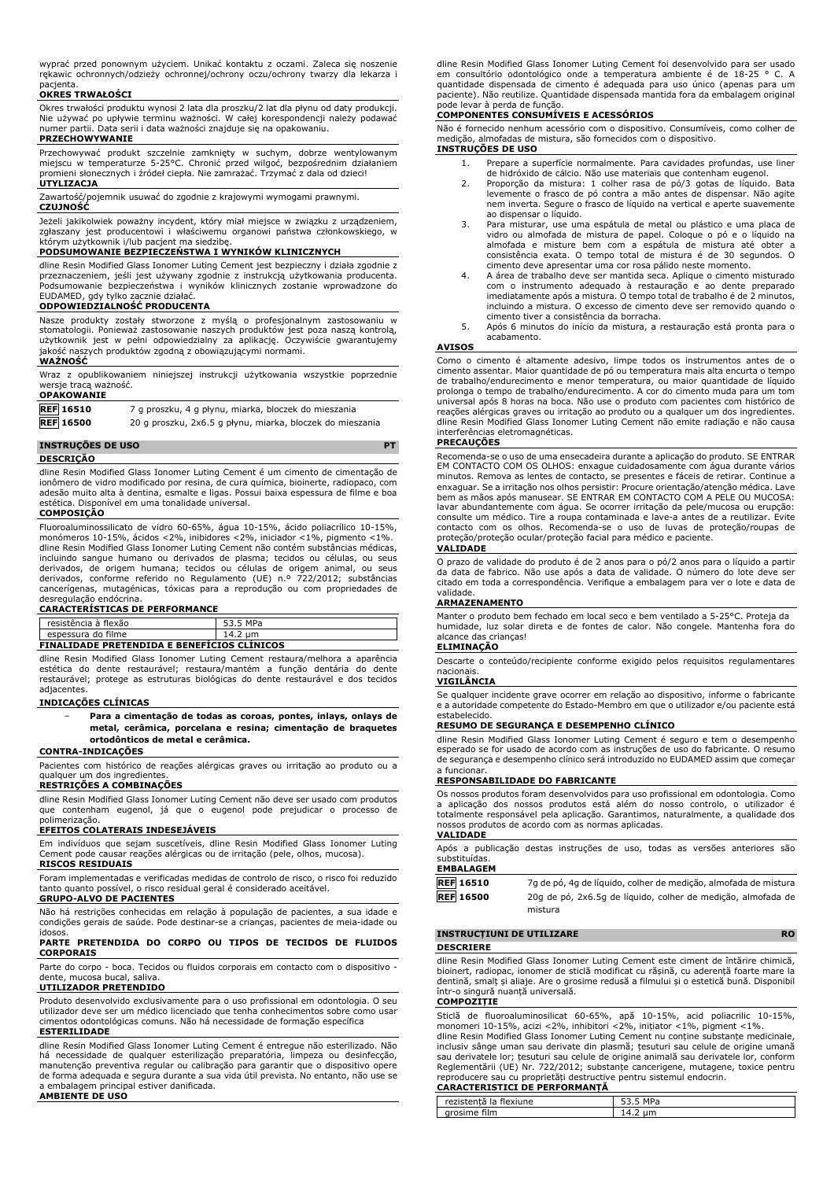wyprać przed ponownym użyciem. Unikać kontaktu z oczami. Zaleca się noszenie rękawic ochronnych/odzieży ochronnej/ochrony oczu/ochrony twarzy dla lekarza i pacjenta.

**OKRES TRWAŁOŚCI**

Okres trwałości produktu wynosi 2 lata dla proszku/2 lat dla płynu od daty produkcji. Nie używać po upływie terminu ważności. W całej korespondencji należy podawać numer partii. Data serii i data ważności znajduje się na opakowaniu.

**PRZECHOWYWANIE**

Przechowywać produkt szczelnie zamknięty w suchym, dobrze wentylowanym miejscu w temperaturze 5-25°C. Chronić przed wilgocią, bezpośrednim działaniem promieni słonecznych i źródeł ciepła. Nie zamrażać. Trzymać z dala od dzieci!

**UTYLIZACJA**

Zawartość/pojemnik usuwać do zgodnie z krajowymi wymogami prawnymi.

**CZUJNOŚĆ**

Jeżeli jakikolwiek poważny incydent, który miał miejsce w związku z urządzeniem, zgłaszany jest producentowi i właściwemu organowi państwa członkowskiego, w którym użytkownik i/lub pacjent ma siedzibę.

**PODSUMOWANIE BEZPIECZEŃSTWA I WYNIKÓW KLINICZNYCH**

dline Resin Modified Glass Ionomer Luting Cement jest bezpieczny i działa zgodnie z przeznaczeniem, jeśli jest używany zgodnie z instrukcją użytkowania producenta. Podsumowanie bezpieczeństwa i wyników klinicznych zostanie wprowadzone do EUDAMED, gdy tylko zacznie działać.

**ODPOWIEDZIALNOŚĆ PRODUCENTA**

Nasze produkty zostały stworzone z myślą o profesjonalnym zastosowaniu w stomatologii. Ponieważ zastosowanie naszych produktów jest poza naszą kontrolą, użytkownik jest w pełni odpowiedzialny za aplikację. Oczywiście gwarantujemy jakość naszych produktów zgodną z obowiązującymi normami.

**WAŻNOŚĆ**

Wraz z opublikowaniem niniejszej instrukcji użytkowania wszystkie poprzednie wersje tracą ważność.

**OPAKOWANIE**

| | |
|---|---|
| REF 16510 | 7 g proszku, 4 g płynu, miarka, bloczek do mieszania |
| REF 16500 | 20 g proszku, 2x6.5 g płynu, miarka, bloczek do mieszania |

## INSTRUÇÕES DE USO PT

**DESCRIÇÃO**

dline Resin Modified Glass Ionomer Luting Cement é um cimento de cimentação de ionômero de vidro modificado por resina, de cura química, bioinerte, radiopaco, com adesão muito alta à dentina, esmalte e ligas. Possui baixa espessura de filme e boa estética. Disponível em uma tonalidade universal.

**COMPOSIÇÃO**

Fluoroaluminossilicato de vidro 60-65%, água 10-15%, ácido poliacrílico 10-15%, monômeros 10-15%, ácidos <2%, inibidores <2%, iniciador <1%, pigmento <1%.
dline Resin Modified Glass Ionomer Luting Cement não contém substâncias médicas, incluindo sangue humano ou derivados de plasma; tecidos ou células, ou seus derivados, de origem humana; tecidos ou células de origem animal, ou seus derivados, conforme referido no Regulamento (UE) n.º 722/2012; substâncias cancerígenas, mutagénicas, tóxicas para a reprodução ou com propriedades de desregulação endócrina.

**CARACTERÍSTICAS DE PERFORMANCE**

| | |
|---|---|
| resistência à flexão | 53.5 MPa |
| espessura do filme | 14.2 µm |

**FINALIDADE PRETENDIDA E BENEFÍCIOS CLÍNICOS**

dline Resin Modified Glass Ionomer Luting Cement restaura/melhora a aparência estética do dente restaurável; restaura/mantém a função dentária do dente restaurável; protege as estruturas biológicas do dente restaurável e dos tecidos adjacentes.

**INDICAÇÕES CLÍNICAS**

- **Para a cimentação de todas as coroas, pontes, inlays, onlays de metal, cerâmica, porcelana e resina; cimentação de braquetes ortodônticos de metal e cerâmica.**

**CONTRA-INDICAÇÕES**

Pacientes com histórico de reações alérgicas graves ou irritação ao produto ou a qualquer um dos ingredientes.

**RESTRIÇÕES A COMBINAÇÕES**

dline Resin Modified Glass Ionomer Luting Cement não deve ser usado com produtos que contenham eugenol, já que o eugenol pode prejudicar o processo de polimerização.

**EFEITOS COLATERAIS INDESEJÁVEIS**

Em indivíduos que sejam suscetíveis, dline Resin Modified Glass Ionomer Luting Cement pode causar reações alérgicas ou de irritação (pele, olhos, mucosa).

**RISCOS RESIDUAIS**

Foram implementadas e verificadas medidas de controlo de risco, o risco foi reduzido tanto quanto possível, o risco residual geral é considerado aceitável.

**GRUPO-ALVO DE PACIENTES**

Não há restrições conhecidas em relação à população de pacientes, a sua idade e condições gerais de saúde. Pode destinar-se a crianças, pacientes de meia-idade ou idosos.

**PARTE PRETENDIDA DO CORPO OU TIPOS DE TECIDOS DE FLUIDOS CORPORAIS**

Parte do corpo - boca. Tecidos ou fluidos corporais em contacto com o dispositivo - dente, mucosa bucal, saliva.

**UTILIZADOR PRETENDIDO**

Produto desenvolvido exclusivamente para o uso profissional em odontologia. O seu utilizador deve ser um médico licenciado que tenha conhecimentos sobre como usar cimentos odontológicas comuns. Não há necessidade de formação específica

**ESTERILIDADE**

dline Resin Modified Glass Ionomer Luting Cement é entregue não esterilizado. Não há necessidade de qualquer esterilização preparatória, limpeza ou desinfecção, manutenção preventiva regular ou calibração para garantir que o dispositivo opere de forma adequada e segura durante a sua vida útil prevista. No entanto, não use se a embalagem principal estiver danificada.

**AMBIENTE DE USO**

dline Resin Modified Glass Ionomer Luting Cement foi desenvolvido para ser usado em consultório odontológico onde a temperatura ambiente é de 18-25 ° C. A quantidade dispensada de cimento é adequada para uso único (apenas para um paciente). Não reutilize. Quantidade dispensada mantida fora da embalagem original pode levar à perda de função.

**COMPONENTES CONSUMÍVEIS E ACESSÓRIOS**

Não é fornecido nenhum acessório com o dispositivo. Consumíveis, como colher de medição, almofadas de mistura, são fornecidos com o dispositivo.

**INSTRUÇÕES DE USO**

1. Prepare a superfície normalmente. Para cavidades profundas, use liner de hidróxido de cálcio. Não use materiais que contenham eugenol.
2. Proporção da mistura: 1 colher rasa de pó/3 gotas de líquido. Bata levemente o frasco de pó contra a mão antes de dispensar. Não agite nem inverta. Segure o frasco de líquido na vertical e aperte suavemente ao dispensar o líquido.
3. Para misturar, use uma espátula de metal ou plástico e uma placa de vidro ou almofada de mistura de papel. Coloque o pó e o líquido na almofada e misture bem com a espátula de mistura até obter a consistência exata. O tempo total de mistura é de 30 segundos. O cimento deve apresentar uma cor rosa pálido neste momento.
4. A área de trabalho deve ser mantida seca. Aplique o cimento misturado com o instrumento adequado à restauração e ao dente preparado imediatamente após a mistura. O tempo total de trabalho é de 2 minutos, incluindo a mistura. O excesso de cimento deve ser removido quando o cimento tiver a consistência da borracha.
5. Após 6 minutos do início da mistura, a restauração está pronta para o acabamento.

**AVISOS**

Como o cimento é altamente adesivo, limpe todos os instrumentos antes de o cimento assentar. Maior quantidade de pó ou temperatura mais alta encurta o tempo de trabalho/endurecimento e menor temperatura, ou maior quantidade de líquido prolonga o tempo de trabalho/endurecimento. A cor do cimento muda para um tom universal após 8 horas na boca. Não use o produto com pacientes com histórico de reações alérgicas graves ou irritação ao produto ou a qualquer um dos ingredientes. dline Resin Modified Glass Ionomer Luting Cement não emite radiação e não causa interferências eletromagnéticas.

**PRECAUÇÕES**

Recomenda-se o uso de uma ensecadeira durante a aplicação do produto. SE ENTRAR EM CONTACTO COM OS OLHOS: enxague cuidadosamente com água durante vários minutos. Remova as lentes de contacto, se presentes e fáceis de retirar. Continue a enxaguar. Se a irritação nos olhos persistir: Procure orientação/atenção médica. Lave bem as mãos após manusear. SE ENTRAR EM CONTACTO COM A PELE OU MUCOSA: lavar abundantemente com água. Se ocorrer irritação da pele/mucosa ou erupção: consulte um médico. Tire a roupa contaminada e lave-a antes de a reutilizar. Evite contacto com os olhos. Recomenda-se o uso de luvas de proteção/roupas de proteção/proteção ocular/proteção facial para médico e paciente.

**VALIDADE**

O prazo de validade do produto é de 2 anos para o pó/2 anos para o líquido a partir da data de fabrico. Não use após a data de validade. O número do lote deve ser citado em toda a correspondência. Verifique a embalagem para ver o lote e data de validade.

**ARMAZENAMENTO**

Manter o produto bem fechado em local seco e bem ventilado a 5-25°C. Proteja da humidade, luz solar direta e de fontes de calor. Não congele. Mantenha fora do alcance das crianças!

**ELIMINAÇÃO**

Descarte o conteúdo/recipiente conforme exigido pelos requisitos regulamentares nacionais.

**VIGILÂNCIA**

Se qualquer incidente grave ocorrer em relação ao dispositivo, informe o fabricante e a autoridade competente do Estado-Membro em que o utilizador e/ou paciente está estabelecido.

**RESUMO DE SEGURANÇA E DESEMPENHO CLÍNICO**

dline Resin Modified Glass Ionomer Luting Cement é seguro e tem o desempenho esperado se for usado de acordo com as instruções de uso do fabricante. O resumo de segurança e desempenho clínico será introduzido no EUDAMED assim que começar a funcionar.

**RESPONSABILIDADE DO FABRICANTE**

Os nossos produtos foram desenvolvidos para uso profissional em odontologia. Como a aplicação dos nossos produtos está além do nosso controlo, o utilizador é totalmente responsável pela aplicação. Garantimos, naturalmente, a qualidade dos nossos produtos de acordo com as normas aplicadas.

**VALIDADE**

Após a publicação destas instruções de uso, todas as versões anteriores são substituídas.

**EMBALAGEM**

| | |
|---|---|
| REF 16510 | 7g de pó, 4g de líquido, colher de medição, almofada de mistura |
| REF 16500 | 20g de pó, 2x6.5g de líquido, colher de medição, almofada de mistura |

## INSTRUCȚIUNI DE UTILIZARE RO

**DESCRIERE**

dline Resin Modified Glass Ionomer Luting Cement este ciment de întărire chimică, bioinert, radiopac, ionomer de sticlă modificat cu rășină, cu aderență foarte mare la dentină, smalț și aliaje. Are o grosime redusă a filmului și o estetică bună. Disponibil într-o singură nuanță universală.

**COMPOZIȚIE**

Sticlă de fluoroaluminosilicat 60-65%, apă 10-15%, acid poliacrilic 10-15%, monomeri 10-15%, acizi <2%, inhibitori <2%, inițiator <1%, pigment <1%.
dline Resin Modified Glass Ionomer Luting Cement nu conține substanțe medicinale, inclusiv sânge uman sau derivate din plasmă; țesuturi sau celule de origine umană sau derivatele lor; țesuturi sau celule de origine animală sau derivatele lor, conform Reglementării (UE) Nr. 722/2012; substanțe cancerigene, mutagene, toxice pentru reproducere sau cu proprietăți destructive pentru sistemul endocrin.

**CARACTERISTICI DE PERFORMANȚĂ**

| | |
|---|---|
| rezistență la flexiune | 53.5 MPa |
| grosime film | 14.2 µm |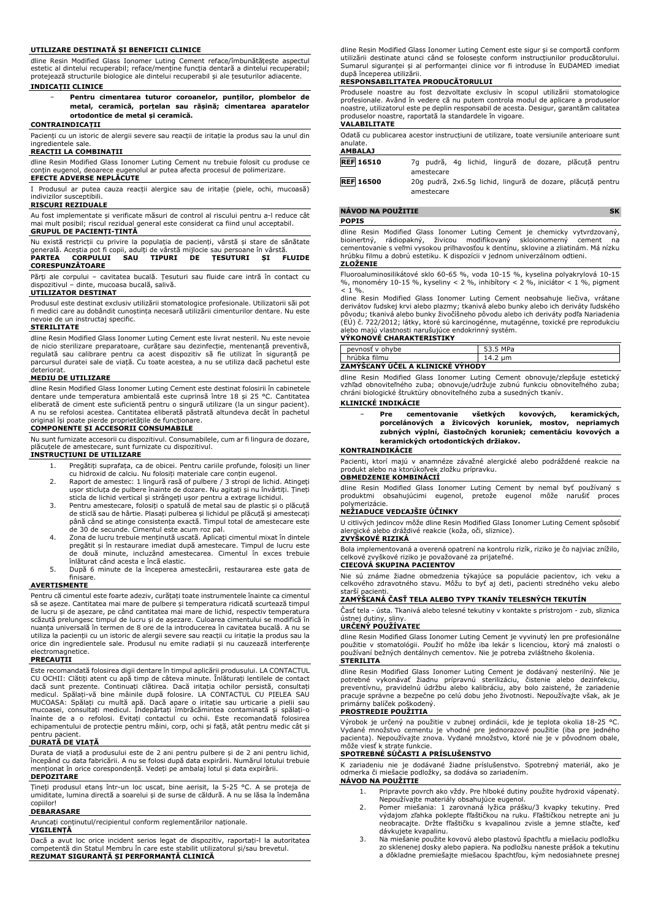#### UTILIZARE DESTINATĂ ŞI BENEFICII CLINICE

dline Resin Modified Glass Ionomer Luting Cement reface/îmbunătăţeşte aspectul estetic al dintelui recuperabil; reface/menţine funcţia dentară a dintelui recuperabil; protejează structurile biologice ale dintelui recuperabil şi ale ţesuturilor adiacente.

#### INDICAŢII CLINICE

- **Pentru cimentarea tuturor coroanelor, punţilor, plombelor de metal, ceramică, porţelan sau răşină; cimentarea aparatelor ortodontice de metal şi ceramică.**

#### CONTRAINDICAŢII

Pacienţi cu un istoric de alergii severe sau reacţii de iritaţie la produs sau la unul din ingredientele sale.

#### REACŢII LA COMBINAŢII

dline Resin Modified Glass Ionomer Luting Cement nu trebuie folosit cu produse ce conţin eugenol, deoarece eugenolul ar putea afecta procesul de polimerizare.

#### EFECTE ADVERSE NEPLĂCUTE

I Produsul ar putea cauza reacţii alergice sau de iritaţie (piele, ochi, mucoasă) indivizilor susceptibili.

#### RISCURI REZIDUALE

Au fost implementate şi verificate măsuri de control al riscului pentru a-l reduce cât mai mult posibil; riscul rezidual general este considerat ca fiind unul acceptabil.

#### GRUPUL DE PACIENŢI-ŢINTĂ

Nu există restricţii cu privire la populaţia de pacienţi, vârstă şi stare de sănătate generală. Aceştia pot fi copii, adulţi de vârstă mijlocie sau persoane în vârstă.

#### PARTEA CORPULUI SAU TIPURI DE ŢESUTURI ŞI FLUIDE CORESPUNZĂTOARE

Părţi ale corpului – cavitatea bucală. Ţesuturi sau fluide care intră în contact cu dispozitivul – dinte, mucoasa bucală, salivă.

#### UTILIZATOR DESTINAT

Produsul este destinat exclusiv utilizării stomatologice profesionale. Utilizatorii săi pot fi medici care au dobândit cunoştinţa necesară utilizării cimenturilor dentare. Nu este nevoie de un instructaj specific.

#### STERILITATE

dline Resin Modified Glass Ionomer Luting Cement este livrat nesteril. Nu este nevoie de nicio sterilizare preparatoare, curăţare sau dezinfecţie, mentenanţă preventivă, regulată sau calibrare pentru ca acest dispozitiv să fie utilizat în siguranţă pe parcursul duratei sale de viaţă. Cu toate acestea, a nu se utiliza dacă pachetul este deteriorat.

#### MEDIU DE UTILIZARE

dline Resin Modified Glass Ionomer Luting Cement este destinat folosirii în cabinetele dentare unde temperatura ambientală este cuprinsă între 18 şi 25 °C. Cantitatea eliberată de ciment este suficientă pentru o singură utilizare (la un singur pacient). A nu se refolosi acestea. Cantitatea eliberată păstrată altundeva decât în pachetul original îşi poate pierde proprietăţile de funcţionare.

#### COMPONENTE ŞI ACCESORII CONSUMABILE

Nu sunt furnizate accesorii cu dispozitivul. Consumabilele, cum ar fi lingura de dozare, plăcuţele de amestecare, sunt furnizate cu dispozitivul.

#### INSTRUCŢIUNI DE UTILIZARE

1. Pregătiţi suprafaţa, ca de obicei. Pentru cariile profunde, folosiţi un liner cu hidroxid de calciu. Nu folosiţi materiale care conţin eugenol.
2. Raport de amestec: 1 lingură rasă of pulbere / 3 stropi de lichid. Atingeţi uşor sticluţa de pulbere înainte de dozare. Nu agitaţi şi nu învârtiţi. Ţineţi sticla de lichid vertical şi strângeţi uşor pentru a extrage lichidul.
3. Pentru amestecare, folosiţi o spatulă de metal sau de plastic şi o plăcuţă de sticlă sau de hârtie. Plasaţi pulberea şi lichidul pe plăcuţă şi amestecaţi până când se atinge consistenţa exactă. Timpul total de amestecare este de 30 de secunde. Cimentul este acum roz pal.
4. Zona de lucru trebuie menţinută uscată. Aplicaţi cimentul mixat în dintele pregătit şi în restaurare imediat după amestecare. Timpul de lucru este de două minute, incluzând amestecarea. Cimentul în exces trebuie înlăturat când acesta e încă elastic.
5. După 6 minute de la începerea amestecării, restaurarea este gata de finisare.

#### AVERTISMENTE

Pentru că cimentul este foarte adeziv, curăţaţi toate instrumentele înainte ca cimentul să se aşeze. Cantitatea mai mare de pulbere şi temperatura ridicată scurtează timpul de lucru şi de aşezare, pe când cantitatea mai mare de lichid, respectiv temperatura scăzută prelungesc timpul de lucru şi de aşezare. Culoarea cimentului se modifică în nuanţa universală în termen de 8 ore de la introducerea în cavitatea bucală. A nu se utiliza la pacienţii cu un istoric de alergii severe sau reacţii cu iritaţie la produs sau la orice din ingredientele sale. Produsul nu emite radiaţii şi nu cauzează interferenţe electromagnetice.

#### PRECAUŢII

Este recomandată folosirea digii dentare în timpul aplicării produsului. LA CONTACTUL CU OCHII: Clătiţi atent cu apă timp de câteva minute. Înlăturaţi lentilele de contact dacă sunt prezente. Continuaţi clătirea. Dacă iritaţia ochilor persistă, consultaţi medicul. Spălaţi-vă bine mâinile după folosire. LA CONTACTUL CU PIELEA SAU MUCOASA: Spălaţi cu multă apă. Dacă apare o iritaţie sau urticarie a pielii sau mucoasei, consultaţi medicul. Îndepărtaţi îmbrăcămintea contaminată şi spălaţi-o înainte de a o refolosi. Evitaţi contactul cu ochii. Este recomandată folosirea echipamentului de protecţie pentru mâini, corp, ochi şi faţă, atât pentru medic cât şi pentru pacient.

#### DURATĂ DE VIAŢĂ

Durata de viaţă a produsului este de 2 ani pentru pulbere şi de 2 ani pentru lichid, începând cu data fabricării. A nu se folosi după data expirării. Numărul lotului trebuie menţionat în orice corespondenţă. Vedeţi pe ambalaj lotul şi data expirării.

#### DEPOZITARE

Ţineţi produsul etanş într-un loc uscat, bine aerisit, la 5-25 °C. A se proteja de umiditate, lumina directă a soarelui şi de surse de căldură. A nu se lăsa la îndemâna copiilor!

#### DEBARASARE

Aruncaţi conţinutul/recipientul conform reglementărilor naţionale.

#### VIGILENŢĂ

Dacă a avut loc orice incident serios legat de dispozitiv, raportaţi-l la autoritatea competentă din Statul Membru în care este stabilit utilizatorul şi/sau brevetul.

#### REZUMAT SIGURANŢĂ ŞI PERFORMANŢĂ CLINICĂ

dline Resin Modified Glass Ionomer Luting Cement este sigur şi se comportă conform utilizării destinate atunci când se foloseşte conform instrucţiunilor producătorului. Sumarul siguranţei şi al performanţei clinice vor fi introduse în EUDAMED imediat după începerea utilizării.

#### RESPONSABILITATEA PRODUCĂTORULUI

Produsele noastre au fost dezvoltate exclusiv în scopul utilizării stomatologice profesionale. Având în vedere că nu putem controla modul de aplicare a produselor noastre, utilizatorul este pe deplin responsabil de acesta. Desigur, garantăm calitatea produselor noastre, raportată la standardele în vigoare.

#### VALABILITATE

Odată cu publicarea acestor instrucţiuni de utilizare, toate versiunile anterioare sunt anulate.

#### AMBALAJ

| | |
|---|---|
| REF 16510 | 7g pudră, 4g lichid, lingură de dozare, plăcuţă pentru amestecare |
| REF 16500 | 20g pudră, 2x6.5g lichid, lingură de dozare, plăcuţă pentru amestecare |

## NÁVOD NA POUŽITIE SK

#### POPIS

dline Resin Modified Glass Ionomer Luting Cement je chemicky vytvrdzovaný, bioinertný, rádiopakný, živicou modifikovaný skloionomerný cement na cementovanie s veľmi vysokou priľnavosťou k dentínu, sklovine a zliatinám. Má nízku hrúbku filmu a dobrú estetiku. K dispozícii v jednom univerzálnom odtieni.

#### ZLOŽENIE

Fluoroaluminosilikátové sklo 60-65 %, voda 10-15 %, kyselina polyakrylová 10-15 %, monoméry 10-15 %, kyseliny < 2 %, inhibítory < 2 %, iniciátor < 1 %, pigment < 1 %.

dline Resin Modified Glass Ionomer Luting Cement neobsahuje liečiva, vrátane derivátov ľudskej krvi alebo plazmy; tkanivá alebo bunky alebo ich deriváty ľudského pôvodu; tkanivá alebo bunky živočíšneho pôvodu alebo ich deriváty podľa Nariadenia (EÚ) č. 722/2012; látky, ktoré sú karcinogénne, mutagénne, toxické pre reprodukciu alebo majú vlastnosti narušujúce endokrinný systém.

#### VÝKONOVÉ CHARAKTERISTIKY

| | |
|---|---|
| pevnosť v ohybe | 53.5 MPa |
| hrúbka filmu | 14.2 µm |

#### ZAMÝŠĽANÝ ÚČEL A KLINICKÉ VÝHODY

dline Resin Modified Glass Ionomer Luting Cement obnovuje/zlepšuje estetický vzhľad obnoviteľného zuba; obnovuje/udržuje zubnú funkciu obnoviteľného zuba; chráni biologické štruktúry obnoviteľného zuba a susedných tkanív.

#### KLINICKÉ INDIKÁCIE

- **Pre cementovanie všetkých kovových, keramických, porcelánových a živicových koruniek, mostov, nepriamych zubných výplní, čiastočných koruniek; cementáciu kovových a keramických ortodontických držiakov.**

#### KONTRAINDIKÁCIE

Pacienti, ktorí majú v anamnéze závažné alergické alebo podráždené reakcie na produkt alebo na ktorúkoľvek zložku prípravku.

#### OBMEDZENIE KOMBINÁCIÍ

dline Resin Modified Glass Ionomer Luting Cement by nemal byť používaný s produktmi obsahujúcimi eugenol, pretože eugenol môže narušiť proces polymerizácie.

#### NEŽIADUCE VEDĽAJŠIE ÚČINKY

U citlivých jedincov môže dline Resin Modified Glass Ionomer Luting Cement spôsobiť alergické alebo dráždivé reakcie (koža, oči, sliznice).

#### ZVYŠKOVÉ RIZIKÁ

Bola implementovaná a overená opatrení na kontrolu rizík, riziko je čo najviac znížilo, celkové zvyškové riziko je považované za prijateľné.

#### CIEĽOVÁ SKUPINA PACIENTOV

Nie sú známe žiadne obmedzenia týkajúce sa populácie pacientov, ich veku a celkového zdravotného stavu. Môžu to byť aj deti, pacienti stredného veku alebo starší pacienti.

#### ZAMÝŠĽANÁ ČASŤ TELA ALEBO TYPY TKANÍV TELESNÝCH TEKUTÍN

Časť tela - ústa. Tkanivá alebo telesné tekutiny v kontakte s prístrojom - zub, sliznica ústnej dutiny, sliny.

#### URČENÝ POUŽÍVATEĽ

dline Resin Modified Glass Ionomer Luting Cement je vyvinutý len pre profesionálne použitie v stomatológii. Použiť ho môže iba lekár s licenciou, ktorý má znalosti o používaní bežných dentálnych cementov. Nie je potreba zvláštneho školenia.

#### STERILITA

dline Resin Modified Glass Ionomer Luting Cement je dodávaný nesterilný. Nie je potrebné vykonávať žiadnu prípravnú sterilizáciu, čistenie alebo dezinfekciu, preventívnu, pravidelnú údržbu alebo kalibráciu, aby bolo zaistené, že zariadenie pracuje správne a bezpečne po celú dobu jeho životnosti. Nepoužívajte však, ak je primárny balíček poškodený.

#### PROSTREDIE POUŽITIA

Výrobok je určený na použitie v zubnej ordinácii, kde je teplota okolia 18-25 °C. Vydané množstvo cementu je vhodné pre jednorazové použitie (iba pre jedného pacienta). Nepoužívajte znova. Vydané množstvo, ktoré nie je v pôvodnom obale, môže viesť k strate funkcie.

#### SPOTREBNÉ SÚČASTI A PRÍSLUŠENSTVO

K zariadeniu nie je dodávané žiadne príslušenstvo. Spotrebný materiál, ako je odmerka či miešacie podložky, sa dodáva so zariadením.

#### NÁVOD NA POUŽITIE

1. Pripravte povrch ako vždy. Pre hlboké dutiny použite hydroxid vápenatý. Nepoužívajte materiály obsahujúce eugenol.
2. Pomer miešania: 1 zarovnaná lyžica prášku/3 kvapky tekutiny. Pred výdajom zľahka poklepte fľaštičkou na ruku. Fľaštičkou netrepte ani ju neobracajte. Držte fľaštičku s kvapalinou zvisle a jemne stlačte, keď dávkujete kvapalinu.
3. Na miešanie použite kovovú alebo plastovú špachtľu a miešaciu podložku zo sklenenej dosky alebo papiera. Na podložku naneste prášok a tekutinu a dôkladne premiešajte miešacou špachtľou, kým nedosiahnete presnej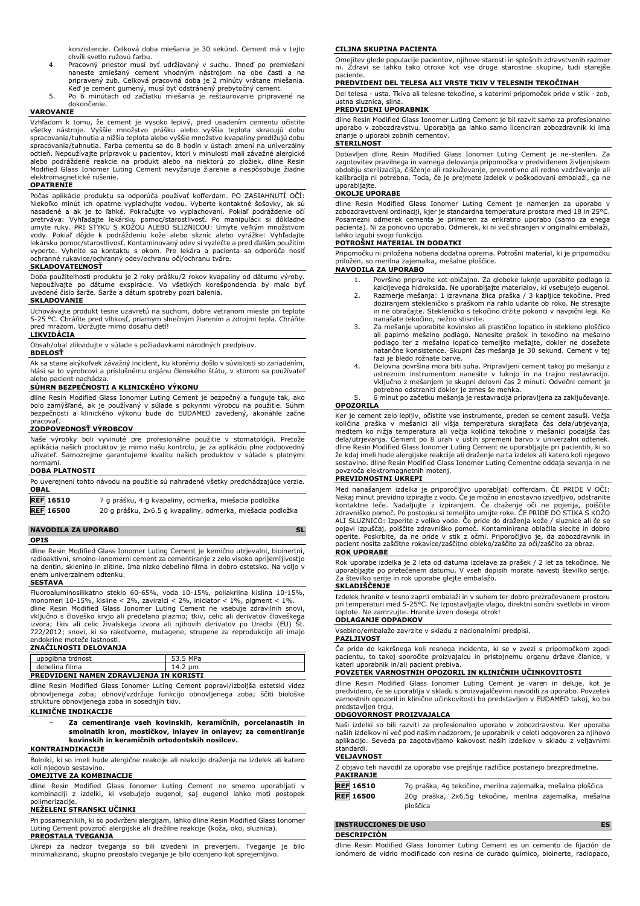konzistencie. Celková doba miešania je 30 sekúnd. Cement má v tejto chvíli svetlo ružovú farbu.

4. Pracovný priestor musí byť udržiavaný v suchu. Ihneď po premiešaní naneste zmiešaný cement vhodným nástrojom na obe časti a na pripravený zub. Celková pracovná doba je 2 minúty vrátane miešania. Keď je cement gumený, musí byť odstránený prebytočný cement.
5. Po 6 minútach od začiatku miešania je reštaurovanie pripravené na dokončenie.

**VAROVANIE**

Vzhľadom k tomu, že cement je vysoko lepivý, pred usadením cementu očistite všetky nástroje. Vyššie množstvo prášku alebo vyššia teplota skracujú dobu spracovania/tuhnutia a nižšia teplota alebo vyššie množstvo kvapaliny predlžujú dobu spracovania/tuhnutia. Farba cementu sa do 8 hodín v ústach zmení na univerzálny odtieň. Nepoužívajte prípravok u pacientov, ktorí v minulosti mali závažné alergické alebo podráždené reakcie na produkt alebo na niektorú zo zložiek. dline Resin Modified Glass Ionomer Luting Cement nevyžaruje žiarenie a nespôsobuje žiadne elektromagnetické rušenie.

**OPATRENIE**

Počas aplikácie produktu sa odporúča používať kofferdam. PO ZASIAHNUTÍ OČÍ: Niekoľko minút ich opatrne vyplachujte vodou. Vyberte kontaktné šošovky, ak sú nasadené a ak je to ľahké. Pokračujte vo vyplachovaní. Pokiaľ podráždenie očí pretrváva: Vyhľadajte lekársku pomoc/starostlivosť. Po manipulácii si dôkladne umyte ruky. PRI STYKU S KOŽOU ALEBO SLIZNICOU: Umyte veľkým množstvom vody. Pokiaľ dôjde k podráždeniu kože alebo slizníc alebo vyrážke: Vyhľadajte lekársku pomoc/starostlivosť. Kontaminovaný odev si vyzlečte a pred ďalším použitím vyperte. Vyhnite sa kontaktu s okom. Pre lekára a pacienta sa odporúča nosiť ochranné rukavice/ochranný odev/ochranu očí/ochranu tváre.

**SKLADOVATEĽNOSŤ**

Doba použiteľnosti produktu je 2 roky prášku/2 rokov kvapaliny od dátumu výroby. Nepoužívajte po dátume expirácie. Vo všetkých korešpondencia by malo byť uvedené číslo šarže. Šarže a dátum spotreby pozri balenia.

**SKLADOVANIE**

Uchovávajte produkt tesne uzavretú na suchom, dobre vetranom mieste pri teplote 5-25 °C. Chráňte pred vlhkosťou, priamym slnečným žiarením a zdrojmi tepla. Chráňte pred mrazom. Udržujte mimo dosahu detí!

**LIKVIDÁCIA**

Obsah/obal zlikvidujte v súlade s požiadavkami národných predpisov.

**BDELOSŤ**

Ak sa stane akýkoľvek závažný incident, ku ktorému došlo v súvislosti so zariadením, hlási sa to výrobcovi a príslušnému orgánu členského štátu, v ktorom sa používateľ alebo pacient nachádza.

**SÚHRN BEZPEČNOSTI A KLINICKÉHO VÝKONU**

dline Resin Modified Glass Ionomer Luting Cement je bezpečný a funguje tak, ako bolo zamýšľané, ak je používaný v súlade s pokynmi výrobcu na použitie. Súhrn bezpečnosti a klinického výkonu bude do EUDAMED zavedený, akonáhle začne pracovať.

**ZODPOVEDNOSŤ VÝROBCOV**

Naše výrobky boli vyvinuté pre profesionálne použitie v stomatológii. Pretože aplikácia našich produktov je mimo našu kontrolu, je za aplikáciu plne zodpovedný užívateľ. Samozrejme garantujeme kvalitu našich produktov v súlade s platnými normami.

**DOBA PLATNOSTI**

Po uverejnení tohto návodu na použitie sú nahradené všetky predchádzajúce verzie.

**OBAL**

| | |
|---|---|
| REF 16510 | 7 g prášku, 4 g kvapaliny, odmerka, miešacia podložka |
| REF 16500 | 20 g prášku, 2x6.5 g kvapaliny, odmerka, miešacia podložka |

## NAVODILA ZA UPORABO — SL

**OPIS**

dline Resin Modified Glass Ionomer Luting Cement je kemično utrjevalni, bioinertni, radioaktivni, smolno-ionomerni cement za cementiranje z zelo visoko oprijemljivostjo na dentin, sklenino in zlitine. Ima nizko debelino filma in dobro estetsko. Na voljo v enem univerzalnem odtenku.

**SESTAVA**

Fluoroaluminosilikatno steklo 60-65%, voda 10-15%, poliakrilna kislina 10-15%, monomeri 10-15%, kisline < 2%, zaviralci < 2%, iniciator < 1%, pigment < 1%.
dline Resin Modified Glass Ionomer Luting Cement ne vsebuje zdravilnih snovi, vključno s človeško krvjo ali predelano plazmo; tkiv, celic ali derivatov človeškega izvora; tkiv ali celic živalskega izvora ali njihovih derivatov po Uredbi (EU) Št. 722/2012; snovi, ki so rakotvorne, mutagene, strupene za reprodukcijo ali imajo endokrine moteče lastnosti.

**ZNAČILNOSTI DELOVANJA**

| | |
|---|---|
| upogibna trdnost | 53.5 MPa |
| debelina filma | 14.2 µm |

**PREDVIDENI NAMEN ZDRAVLJENJA IN KORISTI**

dline Resin Modified Glass Ionomer Luting Cement popravi/izboljša estetski videz obnovljenega zoba; obnovi/vzdržuje funkcijo obnovljenega zoba; ščiti biološke strukture obnovljenega zoba in sosednjih tkiv.

**KLINIČNE INDIKACIJE**

- **Za cementiranje vseh kovinskih, keramičnih, porcelanastih in smolnatih kron, mostičkov, inlayev in onlayev; za cementiranje kovinskih in keramičnih ortodontskih nosilcev.**

**KONTRAINDIKACIJE**

Bolniki, ki so imeli hude alergične reakcije ali reakcijo draženja na izdelek ali katero koli njegovo sestavino.

**OMEJITVE ZA KOMBINACIJE**

dline Resin Modified Glass Ionomer Luting Cement ne smemo uporabljati v kombinaciji z izdelki, ki vsebujejo eugenol, saj eugenol lahko moti postopek polimerizacije.

**NEŽELENI STRANSKI UČINKI**

Pri posameznikih, ki so podvrženi alergijam, lahko dline Resin Modified Glass Ionomer Luting Cement povzroči alergijske ali dražilne reakcije (koža, oko, sluznica).

**PREOSTALA TVEGANJA**

Ukrepi za nadzor tveganja so bili izvedeni in preverjeni. Tveganje je bilo minimalizirano, skupno preostalo tveganje je bilo ocenjeno kot sprejemljivo.

**CILJNA SKUPINA PACIENTA**

Omejitev glede populacije pacientov, njihove starosti in splošnih zdravstvenih razmer ni. Zdravi se lahko tako otroke kot vse druge starostne skupine, tudi starejše paciente.

**PREDVIDENI DEL TELESA ALI VRSTE TKIV V TELESNIH TEKOČINAH**

Del telesa - usta. Tkiva ali telesne tekočine, s katerimi pripomoček pride v stik - zob, ustna sluznica, slina.

**PREDVIDENI UPORABNIK**

dline Resin Modified Glass Ionomer Luting Cement je bil razvit samo za profesionalno uporabo v zobozdravstvu. Uporablja ga lahko samo licenciran zobozdravnik ki ima znanje o uporabi zobnih cementov.

**STERILNOST**

Dobavljen dline Resin Modified Glass Ionomer Luting Cement je ne-sterilen. Za zagotovitev pravilnega in varnega delovanja pripomočka v predvidenem življenjskem obdobju sterilizacija, čiščenje ali razkuževanje, preventivno ali redno vzdrževanje ali kalibracija ni potrebna. Toda, če je prejmete izdelek v poškodovani embalaži, ga ne uporabljajte.

**OKOLJE UPORABE**

dline Resin Modified Glass Ionomer Luting Cement je namenjen za uporabo v zobozdravstveni ordinaciji, kjer je standardna temperatura prostora med 18 in 25ºC. Posamezni odmerek cementa je primeren za enkratno uporabo (samo za enega pacienta). Ni za ponovno uporabo. Odmerek, ki ni več shranjen v originalni embalaži, lahko izgubi svojo funkcijo.

**POTROŠNI MATERIAL IN DODATKI**

Pripomočku ni priložena nobena dodatna oprema. Potrošni material, ki je pripomočku priložen, so merilna zajemalka, mešalne ploščice.

**NAVODILA ZA UPORABO**

1. Površino pripravite kot običajno. Za globoke luknje uporabite podlago iz kalcijevega hidroksida. Ne uporabljajte materialov, ki vsebujejo eugenol.
2. Razmerje mešanja: 1 izravnana žlica praška / 3 kapljice tekočine. Pred doziranjem stekleničko s praškom na rahlo udarite ob roko. Ne stresajte in ne obračajte. Stekleničko s tekočino držite pokonci v navpični legi. Ko nanašate tekočino, nežno stisnite.
3. Za mešanje uporabite kovinsko ali plastično lopatico in stekleno ploščico ali papirno mešalno podlago. Nanesite prašek in tekočino na mešalno podlago ter z mešalno lopatico temeljito mešajte, dokler ne dosežete natančne konsistence. Skupni čas mešanja je 30 sekund. Cement v tej fazi je bledo rožnate barve.
4. Delovna površina mora biti suha. Pripravljeni cement takoj po mešanju z ustreznim instrumentom nanesite v luknjo in na trajno restavracijo. Vključno z mešanjem je skupni delovni čas 2 minuti. Odvečni cement je potrebno odstraniti dokler je zmes še mehka.
5. 6 minut po začetku mešanja je restavracija pripravljena za zaključevanje.

**OPOZORILA**

Ker je cement zelo lepljiv, očistite vse instrumente, preden se cement zasuši. Večja količina praška v mešanici ali višja temperatura skrajšata čas dela/utrjevanja, medtem ko nižja temperatura ali večja količina tekočine v mešanici podaljša čas dela/utrjevanja. Cement po 8 urah v ustih spremeni barvo v univerzalni odtenek. dline Resin Modified Glass Ionomer Luting Cement ne uporabljajte pri pacientih, ki so že kdaj imeli hude alergijske reakcije ali draženje na ta izdelek ali katero koli njegovo sestavino. dline Resin Modified Glass Ionomer Luting Cementne oddaja sevanja in ne povzroča elektromagnetnih motenj.

**PREVIDNOSTNI UKREPI**

Med nanašanjem izdelka je priporočljivo uporabljati cofferdam. ČE PRIDE V OČI: Nekaj minut previdno izpirajte z vodo. Če je možno in enostavno izvedljivo, odstranite kontaktne leče. Nadaljujte z izpiranjem. Če draženje oči ne pojenja, poiščite zdravniško pomoč. Po postopku si temeljito umijte roke. ČE PRIDE DO STIKA S KOŽO ALI SLUZNICO: Izperite z veliko vode. Če pride do draženja kože / sluznice ali če se pojavi izpuščaj, poiščite zdravniško pomoč. Kontaminirana oblačila slecite in dobro operite. Poskrbite, da ne pride v stik z očmi. Priporočljivo je, da zobozdravnik in pacient nosita zaščitne rokavice/zaščitno obleko/zaščito za oči/zaščito za obraz.

**ROK UPORABE**

Rok uporabe izdelka je 2 leta od datuma izdelave za prašek / 2 let za tekočinoe. Ne uporabljajte po pretečenem datumu. V vseh dopisih morate navesti številko serije. Za številko serije in rok uporabe glejte embalažo.

**SKLADIŠČENJE**

Izdelek hranite v tesno zaprti embalaži in v suhem ter dobro prezračevanem prostoru pri temperaturi med 5-25ºC. Ne izpostavljajte vlagi, direktni sončni svetlobi in virom toplote. Ne zamrzujte. Hranite izven dosega otrok!

**ODLAGANJE ODPADKOV**

Vsebino/embalažo zavrzite v skladu z nacionalnimi predpisi.

**PAZLJIVOST**

Če pride do kakršnega koli resnega incidenta, ki se v zvezi s pripomočkom zgodi pacientu, to takoj sporočite proizvajalcu in pristojnemu organu države članice, v kateri uporabnik in/ali pacient prebiva.

**POVZETEK VARNOSTNIH OPOZORIL IN KLINIČNIH UČINKOVITOSTI**

dline Resin Modified Glass Ionomer Luting Cement je varen in deluje, kot je predvideno, če se uporablja v skladu s proizvajalčevimi navodili za uporabo. Povzetek varnostnih opozoril in klinične učinkovitosti bo predstavljen v EUDAMED takoj, ko bo predstavljen trgu.

**ODGOVORNOST PROIZVAJALCA**

Naši izdelki so bili razviti za profesionalno uporabo v zobozdravstvu. Ker uporaba naših izdelkov ni več pod našim nadzorom, je uporabnik v celoti odgovoren za njihovo aplikacijo. Seveda pa zagotavljamo kakovost naših izdelkov v skladu z veljavnimi standardi.

**VELJAVNOST**

Z objavo teh navodil za uporabo vse prejšnje različice postanejo brezpredmetne.

**PAKIRANJE**

| | |
|---|---|
| REF 16510 | 7g praška, 4g tekočine, merilna zajemalka, mešalna ploščica |
| REF 16500 | 20g praška, 2x6.5g tekočine, merilna zajemalka, mešalna ploščica |

## INSTRUCCIONES DE USO — ES

**DESCRIPCIÓN**

dline Resin Modified Glass Ionomer Luting Cement es un cemento de fijación de ionómero de vidrio modificado con resina de curado químico, bioinerte, radiopaco,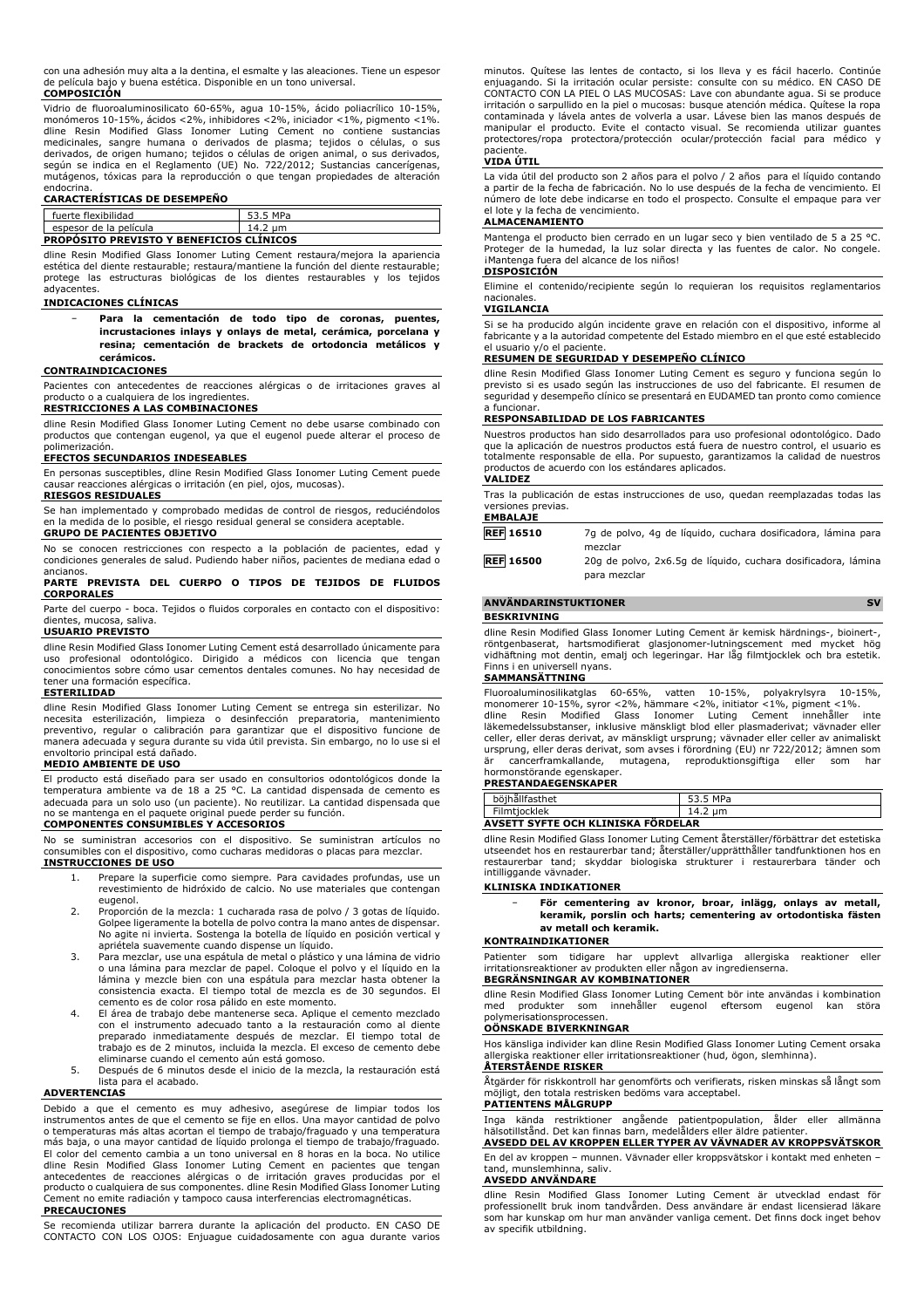con una adhesión muy alta a la dentina, el esmalte y las aleaciones. Tiene un espesor de película bajo y buena estética. Disponible en un tono universal.

**COMPOSICIÓN**

Vidrio de fluoroaluminosilicato 60-65%, agua 10-15%, ácido poliacrílico 10-15%, monómeros 10-15%, ácidos <2%, inhibidores <2%, iniciador <1%, pigmento <1%. dline Resin Modified Glass Ionomer Luting Cement no contiene sustancias medicinales, sangre humana o derivados de plasma; tejidos o células, o sus derivados, de origen humano; tejidos o células de origen animal, o sus derivados, según se indica en el Reglamento (UE) No. 722/2012; Sustancias cancerígenas, mutágenos, tóxicas para la reproducción o que tengan propiedades de alteración endocrina.

**CARACTERÍSTICAS DE DESEMPEÑO**

| fuerte flexibilidad | 53.5 MPa |
|---|---|
| espesor de la película | 14.2 μm |

**PROPÓSITO PREVISTO Y BENEFICIOS CLÍNICOS**

dline Resin Modified Glass Ionomer Luting Cement restaura/mejora la apariencia estética del diente restaurable; restaura/mantiene la función del diente restaurable; protege las estructuras biológicas de los dientes restaurables y los tejidos adyacentes.

**INDICACIONES CLÍNICAS**

- **Para la cementación de todo tipo de coronas, puentes, incrustaciones inlays y onlays de metal, cerámica, porcelana y resina; cementación de brackets de ortodoncia metálicos y cerámicos.**

**CONTRAINDICACIONES**

Pacientes con antecedentes de reacciones alérgicas o de irritaciones graves al producto o a cualquiera de los ingredientes.

**RESTRICCIONES A LAS COMBINACIONES**

dline Resin Modified Glass Ionomer Luting Cement no debe usarse combinado con productos que contengan eugenol, ya que el eugenol puede alterar el proceso de polimerización.

**EFECTOS SECUNDARIOS INDESEABLES**

En personas susceptibles, dline Resin Modified Glass Ionomer Luting Cement puede causar reacciones alérgicas o irritación (en piel, ojos, mucosas).

**RIESGOS RESIDUALES**

Se han implementado y comprobado medidas de control de riesgos, reduciéndolos en la medida de lo posible, el riesgo residual general se considera aceptable.

**GRUPO DE PACIENTES OBJETIVO**

No se conocen restricciones con respecto a la población de pacientes, edad y condiciones generales de salud. Pudiendo haber niños, pacientes de mediana edad o ancianos.

**PARTE PREVISTA DEL CUERPO O TIPOS DE TEJIDOS DE FLUIDOS CORPORALES**

Parte del cuerpo - boca. Tejidos o fluidos corporales en contacto con el dispositivo: dientes, mucosa, saliva.

**USUARIO PREVISTO**

dline Resin Modified Glass Ionomer Luting Cement está desarrollado únicamente para uso profesional odontológico. Dirigido a médicos con licencia que tengan conocimientos sobre cómo usar cementos dentales comunes. No hay necesidad de tener una formación específica.

**ESTERILIDAD**

dline Resin Modified Glass Ionomer Luting Cement se entrega sin esterilizar. No necesita esterilización, limpieza o desinfección preparatoria, mantenimiento preventivo, regular o calibración para garantizar que el dispositivo funcione de manera adecuada y segura durante su vida útil prevista. Sin embargo, no lo use si el envoltorio principal está dañado.

**MEDIO AMBIENTE DE USO**

El producto está diseñado para ser usado en consultorios odontológicos donde la temperatura ambiente va de 18 a 25 °C. La cantidad dispensada de cemento es adecuada para un solo uso (un paciente). No reutilizar. La cantidad dispensada que no se mantenga en el paquete original puede perder su función.

**COMPONENTES CONSUMIBLES Y ACCESORIOS**

No se suministran accesorios con el dispositivo. Se suministran artículos no consumibles con el dispositivo, como cucharas medidoras o placas para mezclar.

**INSTRUCCIONES DE USO**

1. Prepare la superficie como siempre. Para cavidades profundas, use un revestimiento de hidróxido de calcio. No use materiales que contengan eugenol.
2. Proporción de la mezcla: 1 cucharada rasa de polvo / 3 gotas de líquido. Golpee ligeramente la botella de polvo contra la mano antes de dispensar. No agite ni invierta. Sostenga la botella de líquido en posición vertical y apriétela suavemente cuando dispense un líquido.
3. Para mezclar, use una espátula de metal o plástico y una lámina de vidrio o una lámina para mezclar de papel. Coloque el polvo y el líquido en la lámina y mezcle bien con una espátula para mezclar hasta obtener la consistencia exacta. El tiempo total de mezcla es de 30 segundos. El cemento es de color rosa pálido en este momento.
4. El área de trabajo debe mantenerse seca. Aplique el cemento mezclado con el instrumento adecuado tanto a la restauración como al diente preparado inmediatamente después de mezclar. El tiempo total de trabajo es de 2 minutos, incluida la mezcla. El exceso de cemento debe eliminarse cuando el cemento aún está gomoso.
5. Después de 6 minutos desde el inicio de la mezcla, la restauración está lista para el acabado.

**ADVERTENCIAS**

Debido a que el cemento es muy adhesivo, asegúrese de limpiar todos los instrumentos antes de que el cemento se fije en ellos. Una mayor cantidad de polvo o temperaturas más altas acortan el tiempo de trabajo/fraguado y una temperatura más baja, o una mayor cantidad de líquido prolonga el tiempo de trabajo/fraguado. El color del cemento cambia a un tono universal en 8 horas en la boca. No utilice dline Resin Modified Glass Ionomer Luting Cement en pacientes que tengan antecedentes de reacciones alérgicas o de irritación graves producidas por el producto o cualquiera de sus componentes. dline Resin Modified Glass Ionomer Luting Cement no emite radiación y tampoco causa interferencias electromagnéticas.

**PRECAUCIONES**

Se recomienda utilizar barrera durante la aplicación del producto. EN CASO DE CONTACTO CON LOS OJOS: Enjuague cuidadosamente con agua durante varios minutos. Quítese las lentes de contacto, si los lleva y es fácil hacerlo. Continúe enjuagando. Si la irritación ocular persiste: consulte con su médico. EN CASO DE CONTACTO CON LA PIEL O LAS MUCOSAS: Lave con abundante agua. Si se produce irritación o sarpullido en la piel o mucosas: busque atención médica. Quítese la ropa contaminada y lávela antes de volverla a usar. Lávese bien las manos después de manipular el producto. Evite el contacto visual. Se recomienda utilizar guantes protectores/ropa protectora/protección ocular/protección facial para médico y paciente.

**VIDA ÚTIL**

La vida útil del producto son 2 años para el polvo / 2 años para el líquido contando a partir de la fecha de fabricación. No lo use después de la fecha de vencimiento. El número de lote debe indicarse en todo el prospecto. Consulte el empaque para ver el lote y la fecha de vencimiento.

**ALMACENAMIENTO**

Mantenga el producto bien cerrado en un lugar seco y bien ventilado de 5 a 25 °C. Proteger de la humedad, la luz solar directa y las fuentes de calor. No congele. ¡Mantenga fuera del alcance de los niños!

**DISPOSICIÓN**

Elimine el contenido/recipiente según lo requieran los requisitos reglamentarios nacionales.

**VIGILANCIA**

Si se ha producido algún incidente grave en relación con el dispositivo, informe al fabricante y a la autoridad competente del Estado miembro en el que esté establecido el usuario y/o el paciente.

**RESUMEN DE SEGURIDAD Y DESEMPEÑO CLÍNICO**

dline Resin Modified Glass Ionomer Luting Cement es seguro y funciona según lo previsto si es usado según las instrucciones de uso del fabricante. El resumen de seguridad y desempeño clínico se presentará en EUDAMED tan pronto como comience a funcionar.

**RESPONSABILIDAD DE LOS FABRICANTES**

Nuestros productos han sido desarrollados para uso profesional odontológico. Dado que la aplicación de nuestros productos está fuera de nuestro control, el usuario es totalmente responsable de ella. Por supuesto, garantizamos la calidad de nuestros productos de acuerdo con los estándares aplicados.

**VALIDEZ**

Tras la publicación de estas instrucciones de uso, quedan reemplazadas todas las versiones previas.

**EMBALAJE**

| REF 16510 | 7g de polvo, 4g de líquido, cuchara dosificadora, lámina para mezclar |
|---|---|
| REF 16500 | 20g de polvo, 2x6.5g de líquido, cuchara dosificadora, lámina para mezclar |

## ANVÄNDARINSTUKTIONER — SV

**BESKRIVNING**

dline Resin Modified Glass Ionomer Luting Cement är kemisk härdnings-, bioinert-, röntgenbaserat, hartsmodifierat glasjonomer-lutningscement med mycket hög vidhäftning mot dentin, emalj och legeringar. Har låg filmtjocklek och bra estetik. Finns i en universell nyans.

**SAMMANSÄTTNING**

Fluoroaluminosilikatglas 60-65%, vatten 10-15%, polyakrylsyra 10-15%, monomerer 10-15%, syror <2%, hämmare <2%, initiator <1%, pigment <1%.
dline Resin Modified Glass Ionomer Luting Cement innehåller inte läkemedelssubstanser, inklusive mänskligt blod eller plasmaderivat; vävnader eller celler, eller deras derivat, av mänskligt ursprung; vävnader eller celler av animaliskt ursprung, eller deras derivat, som avses i förordning (EU) nr 722/2012; ämnen som är cancerframkallande, mutagena, reproduktionsgiftiga eller som har hormonstörande egenskaper.

**PRESTANDAEGENSKAPER**

| böjhållfasthet | 53.5 MPa |
|---|---|
| Filmtjocklek | 14.2 μm |

**AVSETT SYFTE OCH KLINISKA FÖRDELAR**

dline Resin Modified Glass Ionomer Luting Cement återställer/förbättrar det estetiska utseendet hos en restaurerbar tand; återställer/upprätthåller tandfunktionen hos en restaurerbar tand; skyddar biologiska strukturer i restaurerbara tänder och intilliggande vävnader.

**KLINISKA INDIKATIONER**

- **För cementering av kronor, broar, inlägg, onlays av metall, keramik, porslin och harts; cementering av ortodontiska fästen av metall och keramik.**

**KONTRAINDIKATIONER**

Patienter som tidigare har upplevt allvarliga allergiska reaktioner eller irritationsreaktioner av produkten eller någon av ingredienserna.

**BEGRÄNSNINGAR AV KOMBINATIONER**

dline Resin Modified Glass Ionomer Luting Cement bör inte användas i kombination med produkter som innehåller eugenol eftersom eugenol kan störa polymerisationsprocessen.

**OÖNSKADE BIVERKNINGAR**

Hos känsliga individer kan dline Resin Modified Glass Ionomer Luting Cement orsaka allergiska reaktioner eller irritationsreaktioner (hud, ögon, slemhinna).

**ÅTERSTÅENDE RISKER**

Åtgärder för riskkontroll har genomförts och verifierats, risken minskas så långt som möjligt, den totala restrisken bedöms vara acceptabel.

**PATIENTENS MÅLGRUPP**

Inga kända restriktioner angående patientpopulation, ålder eller allmänna hälsotillstånd. Det kan finnas barn, medelålders eller äldre patienter.

**AVSEDD DEL AV KROPPEN ELLER TYPER AV VÄVNADER AV KROPPSVÄTSKOR**

En del av kroppen – munnen. Vävnader eller kroppsvätskor i kontakt med enheten – tand, munslemhinna, saliv.

**AVSEDD ANVÄNDARE**

dline Resin Modified Glass Ionomer Luting Cement är utvecklad endast för professionellt bruk inom tandvården. Dess användare är endast licensierad läkare som har kunskap om hur man använder vanliga cement. Det finns dock inget behov av specifik utbildning.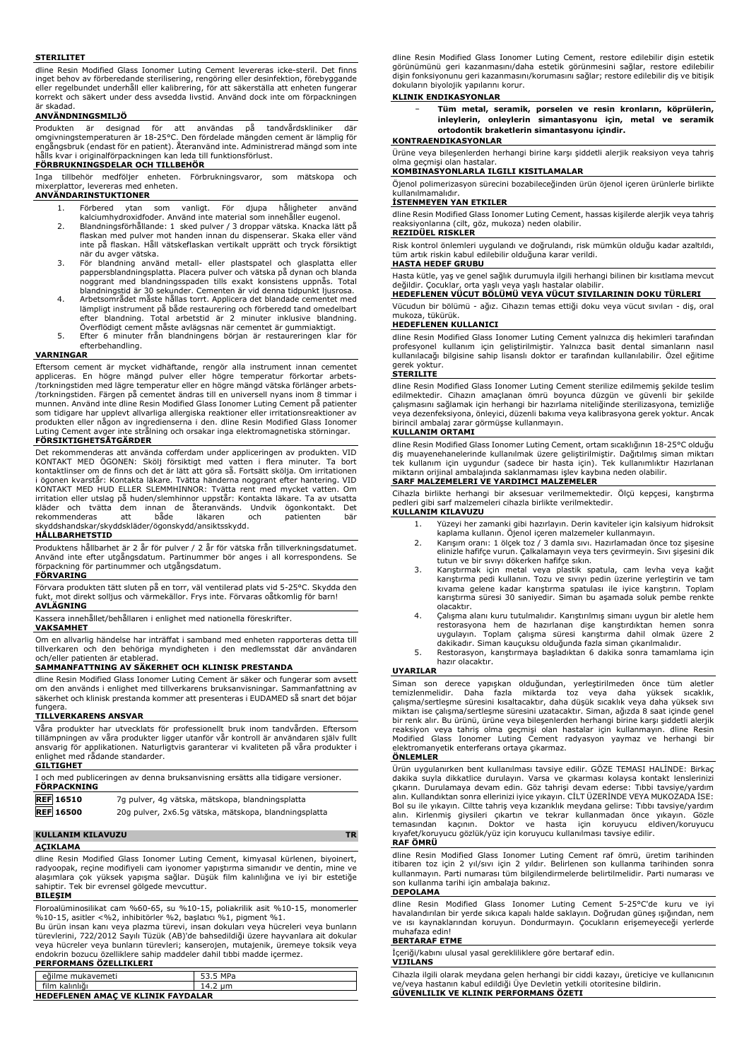**STERILITET**

dline Resin Modified Glass Ionomer Luting Cement levereras icke-steril. Det finns inget behov av förberedande sterilisering, rengöring eller desinfektion, förebyggande eller regelbundet underhåll eller kalibrering, för att säkerställa att enheten fungerar korrekt och säkert under dess avsedda livstid. Använd dock inte om förpackningen är skadad.

**ANVÄNDNINGSMILJÖ**

Produkten är designad för att användas på tandvårdskliniker där omgivningstemperaturen är 18-25°C. Den fördelade mängden cement är lämplig för engångsbruk (endast för en patient). Återanvänd inte. Administrerad mängd som inte hålls kvar i originalförpackningen kan leda till funktionsförlust.

**FÖRBRUKNINGSDELAR OCH TILLBEHÖR**

Inga tillbehör medföljer enheten. Förbrukningsvaror, som mätskopa och mixerplattor, levereras med enheten.

**ANVÄNDARINSTUKTIONER**

1. Förbered ytan som vanligt. För djupa håligheter använd kalciumhydroxidfoder. Använd inte material som innehåller eugenol.
2. Blandningsförhållande: 1 sked pulver / 3 droppar vätska. Knacka lätt på flaskan med pulver mot handen innan du dispenserar. Skaka eller vänd inte på flaskan. Håll vätskeflaskan vertikalt upprätt och tryck försiktigt när du avger vätska.
3. För blandning använd metall- eller plastspatel och glasplatta eller pappersblandningsplatta. Placera pulver och vätska på dynan och blanda noggrant med blandningsspaden tills exakt konsistens uppnås. Total blandningstid är 30 sekunder. Cementen är vid denna tidpunkt ljusrosa.
4. Arbetsområdet måste hållas torrt. Applicera det blandade cementet med lämpligt instrument på både restaurering och förberedd tand omedelbart efter blandning. Total arbetstid är 2 minuter inklusive blandning. Överflödigt cement måste avlägsnas när cementet är gummiaktigt.
5. Efter 6 minuter från blandningens början är restaureringen klar för efterbehandling.

**VARNINGAR**

Eftersom cement är mycket vidhäftande, rengör alla instrument innan cementet appliceras. En högre mängd pulver eller högre temperatur förkortar arbets- /torkningstiden med lägre temperatur eller en högre mängd vätska förlänger arbets- /torkningstiden. Färgen på cementet ändras till en universell nyans inom 8 timmar i munnen. Använd inte dline Resin Modified Glass Ionomer Luting Cement på patienter som tidigare har upplevt allvarliga allergiska reaktioner eller irritationsreaktioner av produkten eller någon av ingredienserna i den. dline Resin Modified Glass Ionomer Luting Cement avger inte strålning och orsakar inga elektromagnetiska störningar.

**FÖRSIKTIGHETSÅTGÄRDER**

Det rekommenderas att använda cofferdam under appliceringen av produkten. VID KONTAKT MED ÖGONEN: Skölj försiktigt med vatten i flera minuter. Ta bort kontaktlinser om de finns och det är lätt att göra så. Fortsätt skölja. Om irritationen i ögonen kvarstår: Kontakta läkare. Tvätta händerna noggrant efter hantering. VID KONTAKT MED HUD ELLER SLEMHINNOR: Tvätta rent med mycket vatten. Om irritation eller utslag på huden/slemhinnor uppstår: Kontakta läkare. Ta av utsatta kläder och tvätta dem innan de återanvänds. Undvik ögonkontakt. Det rekommenderas att både läkaren och patienten bär skyddshandskar/skyddskläder/ögonskydd/ansiktsskydd.

**HÅLLBARHETSTID**

Produktens hållbarhet är 2 år för pulver / 2 år för vätska från tillverkningsdatumet. Använd inte efter utgångsdatum. Partinummer bör anges i all korrespondens. Se förpackning för partinummer och utgångsdatum.

**FÖRVARING**

Förvara produkten tätt sluten på en torr, väl ventilerad plats vid 5-25°C. Skydda den fukt, mot direkt solljus och värmekällor. Frys inte. Förvaras oåtkomlig för barn!

**AVLÄGNING**

Kassera innehållet/behållaren i enlighet med nationella föreskrifter.

**VAKSAMHET**

Om en allvarlig händelse har inträffat i samband med enheten rapporteras detta till tillverkaren och den behöriga myndigheten i den medlemsstat där användaren och/eller patienten är etablerad.

**SAMMANFATTNING AV SÄKERHET OCH KLINISK PRESTANDA**

dline Resin Modified Glass Ionomer Luting Cement är säker och fungerar som avsett om den används i enlighet med tillverkarens bruksanvisningar. Sammanfattning av säkerhet och klinisk prestanda kommer att presenteras i EUDAMED så snart det börjar fungera.

**TILLVERKARENS ANSVAR**

Våra produkter har utvecklats för professionellt bruk inom tandvården. Eftersom tillämpningen av våra produkter ligger utanför vår kontroll är användaren själv fullt ansvarig för applikationen. Naturligtvis garanterar vi kvaliteten på våra produkter i enlighet med rådande standarder.

**GILTIGHET**

I och med publiceringen av denna bruksanvisning ersätts alla tidigare versioner.

**FÖRPACKNING**

| | |
|---|---|
| REF 16510 | 7g pulver, 4g vätska, mätskopa, blandningsplatta |
| REF 16500 | 20g pulver, 2x6.5g vätska, mätskopa, blandningsplatta |

## KULLANIM KILAVUZU TR

**AÇIKLAMA**

dline Resin Modified Glass Ionomer Luting Cement, kimyasal kürlenen, biyoinert, radyoopak, reçine modifiyeli cam iyonomer yapıştırma simanıdır ve dentin, mine ve alaşımlara çok yüksek yapışma sağlar. Düşük film kalınlığına ve iyi bir estetiğe sahiptir. Tek bir evrensel gölgede mevcuttur.

**BILEŞIM**

Floroalüminosilikat cam %60-65, su %10-15, poliakrilik asit %10-15, monomerler %10-15, asitler <%2, inhibitörler %2, başlatıcı %1, pigment %1.

Bu ürün insan kanı veya plazma türevi, insan dokuları veya hücreleri veya bunların türevlerini, 722/2012 Sayılı Tüzük (AB)'de bahsedildiği üzere hayvanlara ait dokular veya hücreler veya bunların türevleri; kanserojen, mutajenik, üremeye toksik veya endokrin bozucu özelliklere sahip maddeler dahil tıbbi madde içermez.

**PERFORMANS ÖZELLIKLERI**

| | |
|---|---|
| eğilme mukavemeti | 53.5 MPa |
| film kalınlığı | 14.2 µm |

**HEDEFLENEN AMAÇ VE KLINIK FAYDALAR**

dline Resin Modified Glass Ionomer Luting Cement, restore edilebilir dişin estetik görünümünü geri kazanmasını/daha estetik görünmesini sağlar, restore edilebilir dişin fonksiyonunu geri kazanmasını/korumasını sağlar; restore edilebilir diş ve bitişik dokuların biyolojik yapılarını korur.

**KLINIK ENDIKASYONLAR**

- **Tüm metal, seramik, porselen ve resin kronların, köprülerin, inleylerin, onleylerin simantasyonu için, metal ve seramik ortodontik braketlerin simantasyonu içindir.**

**KONTRAENDIKASYONLAR**

Ürüne veya bileşenlerden herhangi birine karşı şiddetli alerjik reaksiyon veya tahriş olma geçmişi olan hastalar.

**KOMBINASYONLARLA ILGILI KISITLAMALAR**

Öjenol polimerizasyon sürecini bozabileceğinden ürün öjenol içeren ürünlerle birlikte kullanılmamalıdır.

**İSTENMEYEN YAN ETKILER**

dline Resin Modified Glass Ionomer Luting Cement, hassas kişilerde alerjik veya tahriş reaksiyonlarına (cilt, göz, mukoza) neden olabilir.

**REZIDÜEL RISKLER**

Risk kontrol önlemleri uygulandı ve doğrulandı, risk mümkün olduğu kadar azaltıldı, tüm artık riskin kabul edilebilir olduğuna karar verildi.

**HASTA HEDEF GRUBU**

Hasta kütle, yaş ve genel sağlık durumuyla ilgili herhangi bilinen bir kısıtlama mevcut değildir. Çocuklar, orta yaşlı veya yaşlı hastalar olabilir.

**HEDEFLENEN VÜCUT BÖLÜMÜ VEYA VÜCUT SIVILARININ DOKU TÜRLERI**

Vücudun bir bölümü - ağız. Cihazın temas ettiği doku veya vücut sıvıları - diş, oral mukoza, tükürük.

**HEDEFLENEN KULLANICI**

dline Resin Modified Glass Ionomer Luting Cement yalnızca diş hekimleri tarafından profesyonel kullanım için geliştirilmiştir. Yalnızca basit dental simanların nasıl kullanılacağı bilgisine sahip lisanslı doktor er tarafından kullanılabilir. Özel eğitime gerek yoktur.

**STERILITE**

dline Resin Modified Glass Ionomer Luting Cement sterilize edilmemiş şekilde teslim edilmektedir. Cihazın amaçlanan ömrü boyunca düzgün ve güvenli bir şekilde çalışmasını sağlamak için herhangi bir hazırlama niteliğinde sterilizasyona, temizliğe veya dezenfeksiyona, önleyici, düzenli bakıma veya kalibrasyona gerek yoktur. Ancak birincil ambalaj zarar görmüşse kullanmayın.

**KULLANIM ORTAMI**

dline Resin Modified Glass Ionomer Luting Cement, ortam sıcaklığının 18-25°C olduğu diş muayenehanelerinde kullanılmak üzere geliştirilmiştir. Dağıtılmış siman miktarı tek kullanım için uygundur (sadece bir hasta için). Tek kullanımlıktır Hazırlanan miktarın orijinal ambalajında saklanmaması işlev kaybına neden olabilir.

**SARF MALZEMELERI VE YARDIMCI MALZEMELER**

Cihazla birlikte herhangi bir aksesuar verilmemektedir. Ölçü kepçesi, karıştırma pedleri gibi sarf malzemeleri cihazla birlikte verilmektedir.

**KULLANIM KILAVUZU**

1. Yüzeyi her zamanki gibi hazırlayın. Derin kaviteler için kalsiyum hidroksit kaplama kullanın. Öjenol içeren malzemeler kullanmayın.
2. Karışım oranı: 1 ölçek toz / 3 damla sıvı. Hazırlamadan önce toz şişesine elinizle hafifçe vurun. Çalkalamayın veya ters çevirmeyin. Sıvı şişesini dik tutun ve bir sıvıyı dökerken hafifçe sıkın.
3. Karıştırmak için metal veya plastik spatula, cam levha veya kağıt karıştırma pedi kullanın. Tozu ve sıvıyı pedin üzerine yerleştirin ve tam kıvama gelene kadar karıştırma spatulası ile iyice karıştırın. Toplam karıştırma süresi 30 saniyedir. Siman bu aşamada soluk pembe renkte olacaktır.
4. Çalışma alanı kuru tutulmalıdır. Karıştırılmış simanı uygun bir aletle hem restorasyona hem de hazırlanan dişe karıştırdıktan hemen sonra uygulayın. Toplam çalışma süresi karıştırma dahil olmak üzere 2 dakikadır. Siman kauçuksu olduğunda fazla siman çıkarılmalıdır.
5. Restorasyon, karıştırmaya başladıktan 6 dakika sonra tamamlama için hazır olacaktır.

**UYARILAR**

Siman son derece yapışkan olduğundan, yerleştirilmeden önce tüm aletler temizlenmelidir. Daha fazla miktarda toz veya daha yüksek sıcaklık, çalışma/sertleşme süresini kısaltacaktır, daha düşük sıcaklık veya daha yüksek sıvı miktarı ise çalışma/sertleşme süresini uzatacaktır. Siman, ağızda 8 saat içinde genel bir renk alır. Bu ürünü, ürüne veya bileşenlerinden herhangi birine karşı şiddetli alerjik reaksiyon veya tahriş olma geçmişi olan hastalar için kullanmayın. dline Resin Modified Glass Ionomer Luting Cement radyasyon yaymaz ve herhangi bir elektromanyetik enterferans ortaya çıkarmaz.

**ÖNLEMLER**

Ürün uygulanırken bent kullanılması tavsiye edilir. GÖZE TEMASI HALİNDE: Birkaç dakika suyla dikkatlice durulayın. Varsa ve çıkarması kolaysa kontakt lenslerinizi çıkarın. Durulamaya devam edin. Göz tahrişi devam ederse: Tıbbi tavsiye/yardım alın. Kullandıktan sonra ellerinizi iyice yıkayın. CİLT ÜZERİNDE VEYA MUKOZADA İSE: Bol su ile yıkayın. Ciltte tahriş veya kızarıklık meydana gelirse: Tıbbi tavsiye/yardım alın. Kirlenmiş giysileri çıkartın ve tekrar kullanmadan önce yıkayın. Gözle temasından kaçının. Doktor ve hasta için koruyucu eldiven/koruyucu kıyafet/koruyucu gözlük/yüz için koruyucu kullanılması tavsiye edilir.

**RAF ÖMRÜ**

dline Resin Modified Glass Ionomer Luting Cement raf ömrü, üretim tarihinden itibaren toz için 2 yıl/sıvı için 2 yıldır. Belirlenen son kullanma tarihinden sonra kullanmayın. Parti numarası tüm bilgilendirmelerde belirtilmelidir. Parti numarası ve son kullanma tarihi için ambalaja bakınız.

**DEPOLAMA**

dline Resin Modified Glass Ionomer Luting Cement 5-25°C'de kuru ve iyi havalandırılan bir yerde sıkıca kapalı halde saklayın. Doğrudan güneş ışığından, nem ve ısı kaynaklarından koruyun. Dondurmayın. Çocukların erişemeyeceği yerlerde muhafaza edin!

**BERTARAF ETME**

İçeriği/kabını ulusal yasal gerekliliklere göre bertaraf edin.

**VIJILANS**

Cihazla ilgili olarak meydana gelen herhangi bir ciddi kazayı, üreticiye ve kullanıcının ve/veya hastanın kabul edildiği Üye Devletin yetkili otoritesine bildirin.

**GÜVENLIK VE KLINIK PERFORMANS ÖZETI**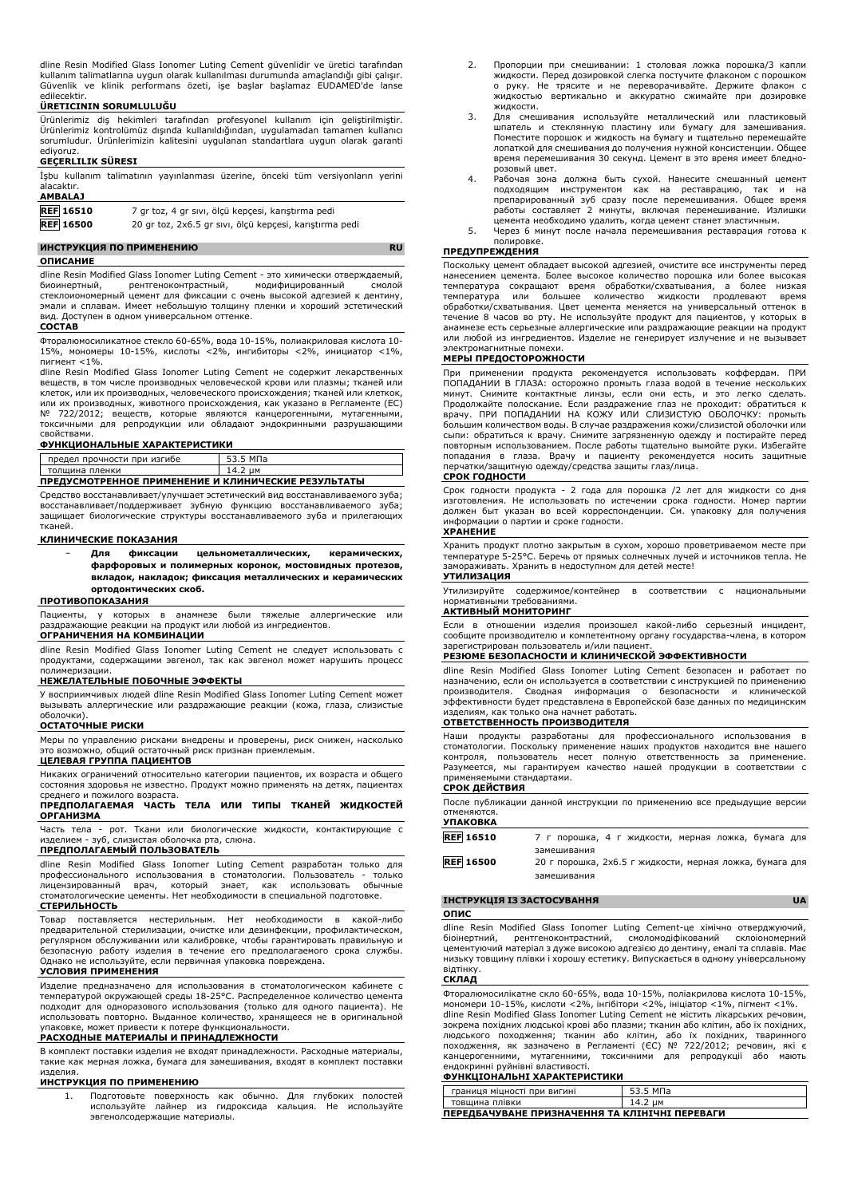dline Resin Modified Glass Ionomer Luting Cement güvenlidir ve üretici tarafından kullanım talimatlarına uygun olarak kullanılması durumunda amaçlandığı gibi çalışır. Güvenlik ve klinik performans özeti, işe başlar başlamaz EUDAMED'de lanse edilecektir.

**ÜRETICININ SORUMLULUĞU**

Ürünlerimiz diş hekimleri tarafından profesyonel kullanım için geliştirilmiştir. Ürünlerimiz kontrolümüz dışında kullanıldığından, uygulamadan tamamen kullanıcı sorumludur. Ürünlerimizin kalitesini uygulanan standartlara uygun olarak garanti ediyoruz.

**GEÇERLILIK SÜRESI**

İşbu kullanım talimatının yayınlanması üzerine, önceki tüm versiyonların yerini alacaktır.

**AMBALAJ**

| | |
|---|---|
| REF 16510 | 7 gr toz, 4 gr sıvı, ölçü kepçesi, karıştırma pedi |
| REF 16500 | 20 gr toz, 2x6.5 gr sıvı, ölçü kepçesi, karıştırma pedi |

## ИНСТРУКЦИЯ ПО ПРИМЕНЕНИЮ RU

**ОПИСАНИЕ**

dline Resin Modified Glass Ionomer Luting Cement - это химически отверждаемый, биоинертный, рентгеноконтрастный, модифицированный смолой стеклоиономерный цемент для фиксации с очень высокой адгезией к дентину, эмали и сплавам. Имеет небольшую толщину пленки и хороший эстетический вид. Доступен в одном универсальном оттенке.

**СОСТАВ**

Фторалюмосиликатное стекло 60-65%, вода 10-15%, полиакриловая кислота 10-15%, мономеры 10-15%, кислоты <2%, ингибиторы <2%, инициатор <1%, пигмент <1%.

dline Resin Modified Glass Ionomer Luting Cement не содержит лекарственных веществ, в том числе производных человеческой крови или плазмы; тканей или клеток, или их производных, человеческого происхождения; тканей или клеток, или их производных, животного происхождения, как указано в Регламенте (ЕС) № 722/2012; веществ, которые являются канцерогенными, мутагенными, токсичными для репродукции или обладают эндокринными разрушающими свойствами.

**ФУНКЦИОНАЛЬНЫЕ ХАРАКТЕРИСТИКИ**

| | |
|---|---|
| предел прочности при изгибе | 53.5 MПa |
| толщина пленки | 14.2 µм |

**ПРЕДУСМОТРЕННОЕ ПРИМЕНЕНИЕ И КЛИНИЧЕСКИЕ РЕЗУЛЬТАТЫ**

Средство восстанавливает/улучшает эстетический вид восстанавливаемого зуба; восстанавливает/поддерживает зубную функцию восстанавливаемого зуба; защищает биологические структуры восстанавливаемого зуба и прилегающих тканей.

**КЛИНИЧЕСКИЕ ПОКАЗАНИЯ**

- **Для фиксации цельнометаллических, керамических, фарфоровых и полимерных коронок, мостовидных протезов, вкладок, накладок; фиксация металлических и керамических ортодонтических скоб.**

**ПРОТИВОПОКАЗАНИЯ**

Пациенты, у которых в анамнезе были тяжелые аллергические или раздражающие реакции на продукт или любой из ингредиентов.

**ОГРАНИЧЕНИЯ НА КОМБИНАЦИИ**

dline Resin Modified Glass Ionomer Luting Cement не следует использовать с продуктами, содержащими эвгенол, так как эвгенол может нарушить процесс полимеризации.

**НЕЖЕЛАТЕЛЬНЫЕ ПОБОЧНЫЕ ЭФФЕКТЫ**

У восприимчивых людей dline Resin Modified Glass Ionomer Luting Cement может вызывать аллергические или раздражающие реакции (кожа, глаза, слизистые оболочки).

**ОСТАТОЧНЫЕ РИСКИ**

Меры по управлению рисками внедрены и проверены, риск снижен, насколько это возможно, общий остаточный риск признан приемлемым.

**ЦЕЛЕВАЯ ГРУППА ПАЦИЕНТОВ**

Никаких ограничений относительно категории пациентов, их возраста и общего состояния здоровья не известно. Продукт можно применять на детях, пациентах среднего и пожилого возраста.

**ПРЕДПОЛАГАЕМАЯ ЧАСТЬ ТЕЛА ИЛИ ТИПЫ ТКАНЕЙ ЖИДКОСТЕЙ ОРГАНИЗМА**

Часть тела - рот. Ткани или биологические жидкости, контактирующие с изделием - зуб, слизистая оболочка рта, слюна.

**ПРЕДПОЛАГАЕМЫЙ ПОЛЬЗОВАТЕЛЬ**

dline Resin Modified Glass Ionomer Luting Cement разработан только для профессионального использования в стоматологии. Пользователь - только лицензированный врач, который знает, как использовать обычные стоматологические цементы. Нет необходимости в специальной подготовке.

**СТЕРИЛЬНОСТЬ**

Товар поставляется нестерильным. Нет необходимости в какой-либо предварительной стерилизации, очистке или дезинфекции, профилактическом, регулярном обслуживании или калибровке, чтобы гарантировать правильную и безопасную работу изделия в течение его предполагаемого срока службы. Однако не используйте, если первичная упаковка повреждена.

**УСЛОВИЯ ПРИМЕНЕНИЯ**

Изделие предназначено для использования в стоматологическом кабинете с температурой окружающей среды 18-25°C. Распределенное количество цемента подходит для одноразового использования (только для одного пациента). Не использовать повторно. Выданное количество, хранящееся не в оригинальной упаковке, может привести к потере функциональности.

**РАСХОДНЫЕ МАТЕРИАЛЫ И ПРИНАДЛЕЖНОСТИ**

В комплект поставки изделия не входят принадлежности. Расходные материалы, такие как мерная ложка, бумага для замешивания, входят в комплект поставки изделия.

**ИНСТРУКЦИЯ ПО ПРИМЕНЕНИЮ**

1. Подготовьте поверхность как обычно. Для глубоких полостей используйте лайнер из гидроксида кальция. Не используйте эвгенолсодержащие материалы.
2. Пропорции при смешивании: 1 столовая ложка порошка/3 капли жидкости. Перед дозировкой слегка постучите флаконом с порошком о руку. Не трясите и не переворачивайте. Держите флакон с жидкостью вертикально и аккуратно сжимайте при дозировке жидкости.
3. Для смешивания используйте металлический или пластиковый шпатель и стеклянную пластину или бумагу для замешивания. Поместите порошок и жидкость на бумагу и тщательно перемешайте лопаткой для смешивания до получения нужной консистенции. Общее время перемешивания 30 секунд. Цемент в это время имеет бледно-розовый цвет.
4. Рабочая зона должна быть сухой. Нанесите смешанный цемент подходящим инструментом как на реставрацию, так и на препарированный зуб сразу после перемешивания. Общее время работы составляет 2 минуты, включая перемешивание. Излишки цемента необходимо удалить, когда цемент станет эластичным.
5. Через 6 минут после начала перемешивания реставрация готова к полировке.

**ПРЕДУПРЕЖДЕНИЯ**

Поскольку цемент обладает высокой адгезией, очистите все инструменты перед нанесением цемента. Более высокое количество порошка или более высокая температура сокращают время обработки/схватывания, а более низкая температура или большее количество жидкости продлевают время обработки/схватывания. Цвет цемента меняется на универсальный оттенок в течение 8 часов во рту. Не используйте продукт для пациентов, у которых в анамнезе есть серьезные аллергические или раздражающие реакции на продукт или любой из ингредиентов. Изделие не генерирует излучение и не вызывает электромагнитные помехи.

**МЕРЫ ПРЕДОСТОРОЖНОСТИ**

При применении продукта рекомендуется использовать коффердам. ПРИ ПОПАДАНИИ В ГЛАЗА: осторожно промыть глаза водой в течение нескольких минут. Снимите контактные линзы, если они есть, и это легко сделать. Продолжайте полоскание. Если раздражение глаз не проходит: обратиться к врачу. ПРИ ПОПАДАНИИ НА КОЖУ ИЛИ СЛИЗИСТУЮ ОБОЛОЧКУ: промыть большим количеством воды. В случае раздражения кожи/слизистой оболочки или сыпи: обратиться к врачу. Снимите загрязненную одежду и постирайте перед повторным использованием. После работы тщательно вымойте руки. Избегайте попадания в глаза. Врачу и пациенту рекомендуется носить защитные перчатки/защитную одежду/средства защиты глаз/лица.

**СРОК ГОДНОСТИ**

Срок годности продукта - 2 года для порошка /2 лет для жидкости со дня изготовления. Не использовать по истечении срока годности. Номер партии должен быт указан во всей корреспонденции. См. упаковку для получения информации о партии и сроке годности.

**ХРАНЕНИЕ**

Хранить продукт плотно закрытым в сухом, хорошо проветриваемом месте при температуре 5-25°C. Беречь от прямых солнечных лучей и источников тепла. Не замораживать. Хранить в недоступном для детей месте!

**УТИЛИЗАЦИЯ**

Утилизируйте содержимое/контейнер в соответствии с национальными нормативными требованиями.

**АКТИВНЫЙ МОНИТОРИНГ**

Если в отношении изделия произошел какой-либо серьезный инцидент, сообщите производителю и компетентному органу государства-члена, в котором зарегистрирован пользователь и/или пациент.

**РЕЗЮМЕ БЕЗОПАСНОСТИ И КЛИНИЧЕСКОЙ ЭФФЕКТИВНОСТИ**

dline Resin Modified Glass Ionomer Luting Cement безопасен и работает по назначению, если он используется в соответствии с инструкцией по применению производителя. Сводная информация о безопасности и клинической эффективности будет представлена в Европейской базе данных по медицинским изделиям, как только она начнет работать.

**ОТВЕТСТВЕННОСТЬ ПРОИЗВОДИТЕЛЯ**

Наши продукты разработаны для профессионального использования в стоматологии. Поскольку применение наших продуктов находится вне нашего контроля, пользователь несет полную ответственность за применение. Разумеется, мы гарантируем качество нашей продукции в соответствии с применяемыми стандартами.

**СРОК ДЕЙСТВИЯ**

После публикации данной инструкции по применению все предыдущие версии отменяются.

**УПАКОВКА**

| | |
|---|---|
| REF 16510 | 7 г порошка, 4 г жидкости, мерная ложка, бумага для замешивания |
| REF 16500 | 20 г порошка, 2x6.5 г жидкости, мерная ложка, бумага для замешивания |

## ІНСТРУКЦІЯ ІЗ ЗАСТОСУВАННЯ UA

**ОПИС**

dline Resin Modified Glass Ionomer Luting Cement-це хімічно отверджуючий, біоінертний, рентгеноконтрастний, смоломодифікований склоіономерний цементуючий матеріал з дуже високою адгезією до дентину, емалі та сплавів. Має низьку товщину плівки і хорошу естетику. Випускається в одному універсальному відтінку.

**СКЛАД**

Фторалюмосилікатне скло 60-65%, вода 10-15%, поліакрилова кислота 10-15%, мономери 10-15%, кислоти <2%, інгібітори <2%, ініціатор <1%, пігмент <1%.

dline Resin Modified Glass Ionomer Luting Cement не містить лікарських речовин, зокрема похідних людської крові або плазми; тканин або клітин, або їх похідних, людського походження; тканин або клітин, або їх похідних, тваринного походження, як зазначено в Регламенті (ЄС) № 722/2012; речовин, які є канцерогенними, мутагенними, токсичними для репродукції або мають ендокринні руйнівні властивості.

**ФУНКЦІОНАЛЬНІ ХАРАКТЕРИСТИКИ**

| | |
|---|---|
| границя міцності при вигині | 53.5 MПa |
| товщина плівки | 14.2 µм |

**ПЕРЕДБАЧУВАНЕ ПРИЗНАЧЕННЯ ТА КЛІНІЧНІ ПЕРЕВАГИ**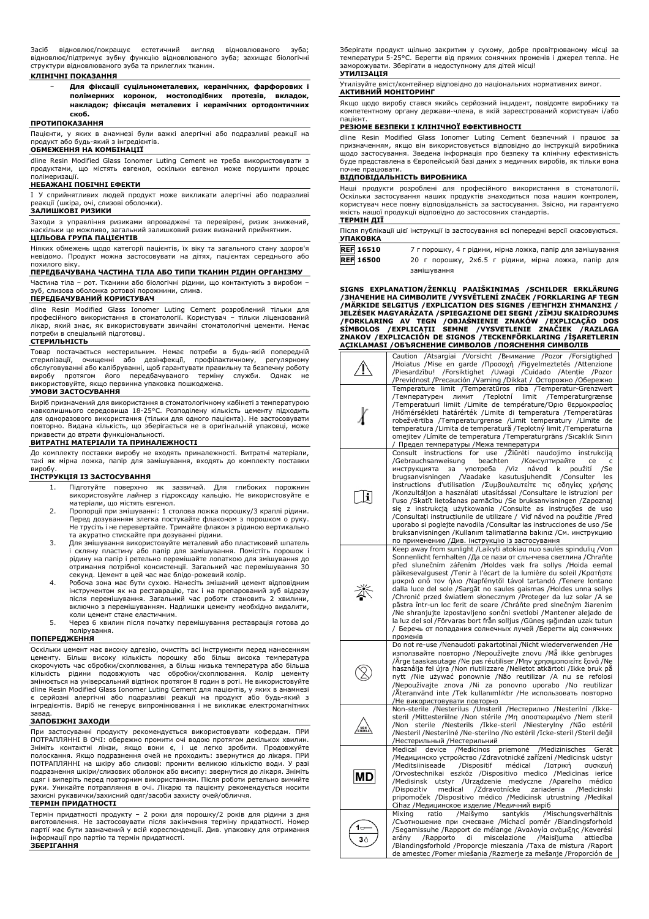Засіб відновлює/покращує естетичний вигляд відновлюваного зуба; відновлює/підтримує зубну функцію відновлюваного зуба; захищає біологічні структури відновлюваного зуба та прилеглих тканин.

**КЛІНІЧНІ ПОКАЗАННЯ**

- **Для фіксації суцільнометалевих, керамічних, фарфорових і полімерних коронок, мостоподібних протезів, вкладок, накладок; фіксація металевих і керамічних ортодонтичних скоб.**

**ПРОТИПОКАЗАННЯ**

Пацієнти, у яких в анамнезі були важкі алергічні або подразливі реакції на продукт або будь-який з інгредієнтів.

**ОБМЕЖЕННЯ НА КОМБІНАЦІЇ**

dline Resin Modified Glass Ionomer Luting Cement не треба використовувати з продуктами, що містять евгенол, оскільки евгенол може порушити процес полімеризації.

**НЕБАЖАНІ ПОБІЧНІ ЕФЕКТИ**

І У сприйнятливих людей продукт може викликати алергічні або подразливі реакції (шкіра, очі, слизові оболонки).

**ЗАЛИШКОВІ РИЗИКИ**

Заходи з управління ризиками впроваджені та перевірені, ризик знижений, наскільки це можливо, загальний залишковий ризик визнаний прийнятним.

**ЦІЛЬОВА ГРУПА ПАЦІЄНТІВ**

Ніяких обмежень щодо категорії пацієнтів, їх віку та загального стану здоров'я невідомо. Продукт можна застосовувати на дітях, пацієнтах середнього або похилого віку.

**ПЕРЕДБАЧУВАНА ЧАСТИНА ТІЛА АБО ТИПИ ТКАНИН РІДИН ОРГАНІЗМУ**

Частина тіла – рот. Тканини або біологічні рідини, що контактують з виробом – зуб, слизова оболонка ротової порожнини, слина.

**ПЕРЕДБАЧУВАНИЙ КОРИСТУВАЧ**

dline Resin Modified Glass Ionomer Luting Cement розроблений тільки для професійного використання в стоматології. Користувач – тільки ліцензований лікар, який знає, як використовувати звичайні стоматологічні цементи. Немає потреби в спеціальній підготовці.

**СТЕРИЛЬНІСТЬ**

Товар постачається нестерильним. Немає потреби в будь-якій попередній стерилізації, очищенні або дезінфекції, профілактичному, регулярному обслуговуванні або калібруванні, щоб гарантувати правильну та безпечну роботу виробу протягом його передбачуваного терміну служби. Однак не використовуйте, якщо первинна упаковка пошкоджена.

**УМОВИ ЗАСТОСУВАННЯ**

Виріб призначений для використання в стоматологічному кабінеті з температурою навколишнього середовища 18-25°C. Розподілену кількість цементу підходить для одноразового використання (тільки для одного пацієнта). Не застосовувати повторно. Видана кількість, що зберігається не в оригінальній упаковці, може призвести до втрати функціональності.

**ВИТРАТНІ МАТЕРІАЛИ ТА ПРИНАЛЕЖНОСТІ**

До комплекту поставки виробу не входять приналежності. Витратні матеріали, такі як мірна ложка, папір для замішування, входять до комплекту поставки виробу.

**ІНСТРУКЦІЯ ІЗ ЗАСТОСУВАННЯ**

1. Підготуйте поверхню як зазвичай. Для глибоких порожнин використовуйте лайнер з гідроксиду кальцію. Не використовуйте є матеріали, що містять евгенол.
2. Пропорції при змішуванні: 1 столова ложка порошку/3 краплі рідини. Перед дозуванням злегка постукайте флаконом з порошком о руку. Не трусіть і не перевертайте. Тримайте флакон з рідиною вертикально та акуратно стискайте при дозуванні рідини.
3. Для змішування використовуйте металевий або пластиковий шпатель і скляну пластину або папір для замішування. Помістіть порошок і рідину на папір і ретельно перемішайте лопаткою для змішування до отримання потрібної консистенції. Загальний час перемішування 30 секунд. Цемент в цей час має блідо-рожевий колір.
4. Робоча зона має бути сухою. Нанесіть змішаний цемент відповідним інструментом як на реставрацію, так і на препарований зуб відразу після перемішування. Загальний час роботи становить 2 хвилини, включно з перемішуванням. Надлишки цементу необхідно видалити, коли цемент стане еластичним.
5. Через 6 хвилин після початку перемішування реставрація готова до полірування.

**ПОПЕРЕДЖЕННЯ**

Оскільки цемент має високу адгезію, очистіть всі інструменти перед нанесенням цементу. Більш висока кількість порошку або більш висока температура скорочують час обробки/схоплювання, а більш низька температура або більша кількість рідини подовжують час обробки/схоплювання. Колір цементу змінюється на універсальний відтінок протягом 8 годин в роті. Не використовуйте dline Resin Modified Glass Ionomer Luting Cement для пацієнтів, у яких в анамнезі є серйозні алергічні або подразливі реакції на продукт або будь-який з інгредієнтів. Виріб не генерує випромінювання і не викликає електромагнітних завад.

**ЗАПОБІЖНІ ЗАХОДИ**

При застосуванні продукту рекомендується використовувати кофердам. ПРИ ПОТРАПЛЯННІ В ОЧІ: обережно промити очі водою протягом декількох хвилин. Зніміть контактні лінзи, якщо вони є, і це легко зробити. Продовжуйте полоскання. Якщо подразнення очей не проходить: зверніться до лікаря. ПРИ ПОТРАПЛЯННІ на шкіру або слизові: промити великою кількістю води. У разі подразнення шкіри/слизових оболонок або висипу: зверніться до лікаря. Зніміть одяг і виперіть перед повторним використанням. Після роботи ретельно вимийте руки. Уникайте потрапляння в очі. Лікарю та пацієнту рекомендується носити захисні рукавички/захисний одяг/засоби захисту очей/обличчя.

**ТЕРМІН ПРИДАТНОСТІ**

Термін придатності продукту – 2 роки для порошку/2 років для рідини з дня виготовлення. Не застосовувати після закінчення терміну придатності. Номер партії має бути зазначений у всій кореспонденції. Див. упаковку для отримання інформації про партію та термін придатності.

**ЗБЕРІГАННЯ**

Зберігати продукт щільно закритим у сухому, добре провітрюваному місці за температури 5-25°C. Берегти від прямих сонячних променів і джерел тепла. Не заморожувати. Зберігати в недоступному для дітей місці!

**УТИЛІЗАЦІЯ**

Утилізуйте вміст/контейнер відповідно до національних нормативних вимог.

**АКТИВНИЙ МОНІТОРИНГ**

Якщо щодо виробу стався якийсь серйозний інцидент, повідомте виробнику та компетентному органу держави-члена, в якій зареєстрований користувач і/або пацієнт.

**РЕЗЮМЕ БЕЗПЕКИ І КЛІНІЧНОЇ ЕФЕКТИВНОСТІ**

dline Resin Modified Glass Ionomer Luting Cement безпечний і працює за призначенням, якщо він використовується відповідно до інструкцій виробника щодо застосування. Зведена інформація про безпеку та клінічну ефективність буде представлена в Європейській базі даних з медичних виробів, як тільки вона почне працювати.

**ВІДПОВІДАЛЬНІСТЬ ВИРОБНИКА**

Наші продукти розроблені для професійного використання в стоматології. Оскільки застосування наших продуктів знаходиться поза нашим контролем, користувач несе повну відповідальність за застосування. Звісно, ми гарантуємо якість нашої продукції відповідно до застосовних стандартів.

**ТЕРМІН ДІЇ**

Після публікації цієї інструкції із застосування всі попередні версії скасовуються.

**УПАКОВКА**

| | |
|---|---|
| REF 16510 | 7 г порошку, 4 г рідини, мірна ложка, папір для замішування |
| REF 16500 | 20 г порошку, 2x6.5 г рідини, мірна ложка, папір для замішування |

**SIGNS EXPLANATION/ŽENKLŲ PAAIŠKINIMAS /SCHILDER ERKLÄRUNG /ЗНАЧЕНИЕ НА СИМВОЛИТЕ /VYSVĚTLENÍ ZNAČEK /FORKLARING AF TEGN /MÄRKIDE SELGITUS /EXPLICATION DES SIGNES /ΕΞΉΓΗΣΗ ΣΉΜΑΝΣΗΣ / JELZÉSEK MAGYARÁZATA /SPIEGAZIONE DEI SEGNI /ZĪMJU SKAIDROJUMS /FORKLARING AV TEGN /OBJAŚNIENIE ZNAKÓW /EXPLICAÇÃO DOS SÍMBOLOS /EXPLICAȚII SEMNE /VYSVETLENIE ZNAČIEK /RAZLAGA ZNAKOV /EXPLICACIÓN DE SIGNOS /TECKENFÖRKLARING /İŞARETLERIN AÇIKLAMASI /ОБЪЯСНЕНИЕ СИМВОЛОВ /ПОЯСНЕННЯ СИМВОЛІВ**

| | |
|---|---|
| ⚠ | Caution /Atsargiai /Vorsicht /Внимание /Pozor /Forsigtighed /Hoiatus /Mise en garde /Προσοχή /Figyelmeztetés /Attenzione /Piesardzību! /Forsiktighet /Uwagi /Cuidado /Atenție /Pozor /Previdnost /Precaución /Varning /Dikkat / Осторожно /Обережно |
| 🌡 | Temperature limit /Temperatūros riba /Temperatur-Grenzwert /Температурен лимит /Teplotní limit /Temperaturgrænse /Temperatuuri limiit /Limite de température/Όριο θερμοκρασίας /Hőmérsékleti határérték /Limite di temperatura /Temperatūras robežvērtība /Temperaturgrense /Limit temperatury /Limite de temperatura /Limita de temperatură /Teplotný limit /Temperaturna omejitev /Límite de temperatura /Temperaturgräns /Sıcaklık Sınırı / Предел температуры /Межа температури |
| 🕮 | Consult instructions for use /Žiūrėti naudojimo instrukciją /Gebrauchsanweisung beachten /Консултирайте се с инструкцията за употреба /Viz návod k použití /Se brugsanvisningen /Vaadake kasutusjuhendit /Consulter les instructions d'utilisation /Συμβουλευτείτε τις οδηγίες χρήσης /Konzultáljon a használati utasítással /Consultare le istruzioni per l'uso /Skatīt lietošanas pamācību /Se bruksanvisningen /Zapoznaj się z instrukcją użytkowania /Consulte as instruções de uso /Consultați instrucțiunile de utilizare / Viď návod na použitie /Pred uporabo si poglejte navodila /Consultar las instrucciones de uso /Se bruksanvisningen /Kullanım talimatlarına bakınız /См. инструкцию по применению /Див. інструкцію із застосування |
| ☼ | Keep away from sunlight /Laikyti atokiau nuo saulės spindulių /Von Sonnenlicht fernhalten /Да се пази от слънчева светлина /Chraňte před slunečním zářením /Holdes væk fra sollys /Hoida eemal päikesevalgusest /Tenir à l'écart de la lumière du soleil /Κρατήστε μακριά από τον ήλιο /Napfénytől távol tartandó /Tenere lontano dalla luce del sole /Sargāt no saules gaismas /Holdes unna sollys /Chronić przed światłem słonecznym /Proteger da luz solar /A se păstra într-un loc ferit de soare /Chráňte pred slnečným žiarením /Ne shranjujte izpostavljeno sončni svetlobi /Mantener alejado de la luz del sol /Förvaras bort från solljus /Güneş ışığından uzak tutun / Беречь от попадания солнечных лучей /Берегти від сонячних променів |
| ⊗ | Do not re-use /Nenaudoti pakartotinai /Nicht wiederverwenden /Не използвайте повторно /Nepoužívejte znovu /Må ikke genbruges /Ärge taaskasutage /Ne pas réutiliser /Μην χρησιμοποιείτε ξανά /Ne használja fel újra /Non riutilizzare /Nelietot atkārtoti /Ikke bruk på nytt /Nie używać ponownie /Não reutilizar /A nu se refolosi /Nepoužívajte znova /Ni za ponovno uporabo /No reutilizar /Återanvänd inte /Tek kullanımlıktır /Не использовать повторно /Не використовувати повторно |
| NON STERILE | Non-sterile /Nesterilus /Unsteril /Нестерилно /Nesterilní /Ikke-steril /Mittesteriilne /Non stérile /Μη αποστειρωμένο /Nem steril /Non sterile /Nesterils /Ikke-steril /Niesterylny /Não estéril /Nesteril /Nesterilné /Ne-sterilno /No estéril /Icke-steril /Steril değil /Нестерильный /Нестерильний |
| MD | Medical device /Medicinos priemonė /Medizinisches Gerät /Медицинско устройство /Zdravotnické zařízení /Medicinsk udstyr /Meditsiiniseade /Dispositif médical /Ιατρική συσκευή /Orvostechnikai eszköz /Dispositivo medico /Medicīnas ierīce /Medisinsk utstyr /Urządzenie medyczne /Aparelho médico /Dispozitiv medical /Zdravotnícke zariadenia /Medicinski pripomoček /Dispositivo médico /Medicinsk utrustning /Medikal Cihaz /Медицинское изделие /Медичний виріб |
| 1 / 3 | Mixing ratio /Maišymo santykis /Mischungsverhältnis /Съотношение при смесване /Míchací poměr /Blandingsforhold /Segamissuhe /Rapport de mélange /Αναλογία ανάμιξης /Keverési arány /Rapporto di miscelazione /Maisījuma attiecība /Blandingsforhold /Proporcje mieszania /Taxa de mistura /Raport de amestec /Pomer miešania /Razmerje za mešanje /Proporción de |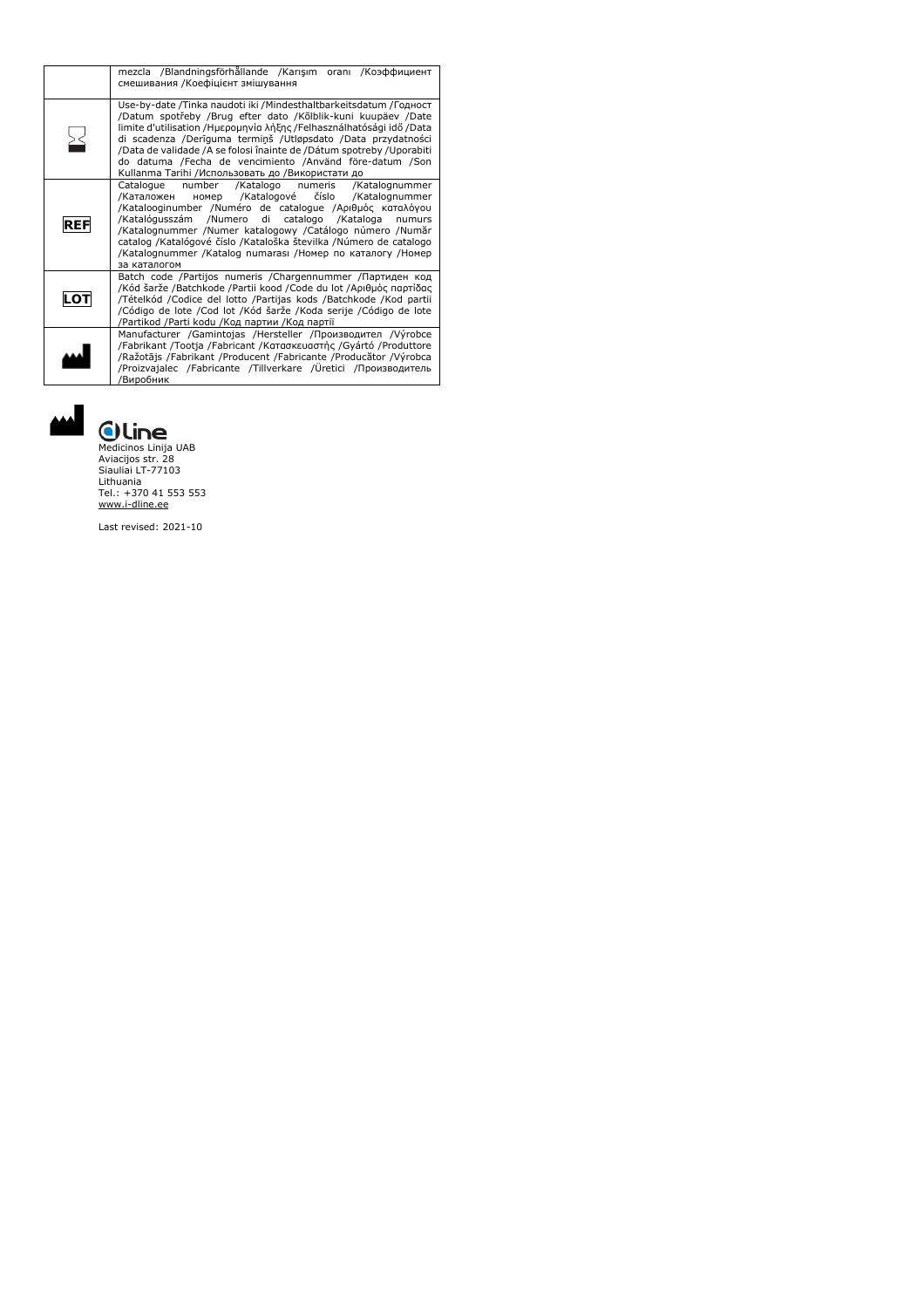| | |
|---|---|
| | mezcla /Blandningsförhållande /Karışım oranı /Коэффициент смешивания /Коефіцієнт змішування |
| ⧖ | Use-by-date /Tinka naudoti iki /Mindesthaltbarkeitsdatum /Годност /Datum spotřeby /Brug efter dato /Kõlblik-kuni kuupäev /Date limite d'utilisation /Ημερομηνία λήξης /Felhasználhatósági idő /Data di scadenza /Derīguma termiņš /Utløpsdato /Data przydatności /Data de validade /A se folosi înainte de /Dátum spotreby /Uporabiti do datuma /Fecha de vencimiento /Använd före-datum /Son Kullanma Tarihi /Использовать до /Використати до |
| REF | Catalogue number /Katalogo numeris /Katalognummer /Каталожен номер /Katalogové číslo /Katalognummer /Katalooginumber /Numéro de catalogue /Αριθμός καταλόγου /Katalógusszám /Numero di catalogo /Kataloga numurs /Katalognummer /Numer katalogowy /Catálogo número /Număr catalog /Katalógové číslo /Kataloška številka /Número de catalogo /Katalognummer /Katalog numarası /Номер по каталогу /Номер за каталогом |
| LOT | Batch code /Partijos numeris /Chargennummer /Партиден код /Kód šarže /Batchkode /Partii kood /Code du lot /Αριθμός παρτίδας /Tételkód /Codice del lotto /Partijas kods /Batchkode /Kod partii /Código de lote /Cod lot /Kód šarže /Koda serije /Código de lote /Partikod /Parti kodu /Код партии /Код партії |
| | Manufacturer /Gamintojas /Hersteller /Производител /Výrobce /Fabrikant /Tootja /Fabricant /Κατασκευαστής /Gyártó /Produttore /Ražotājs /Fabrikant /Producent /Fabricante /Producător /Výrobca /Proizvajalec /Fabricante /Tillverkare /Üretici /Производитель /Виробник |

dLine
Medicinos Linija UAB
Aviacijos str. 28
Siauliai LT-77103
Lithuania
Tel.: +370 41 553 553
www.i-dline.ee

Last revised: 2021-10